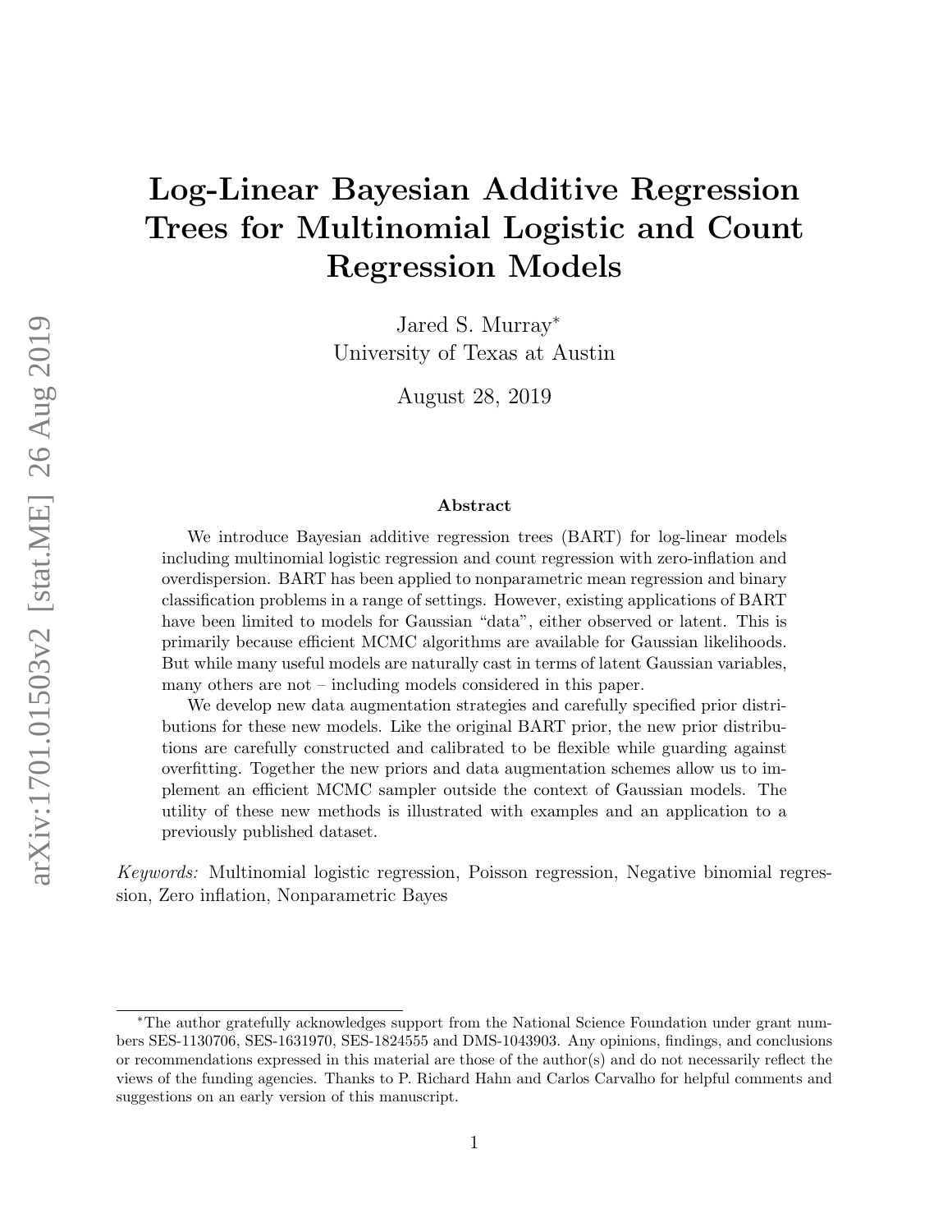# Log-Linear Bayesian Additive Regression Trees for Multinomial Logistic and Count Regression Models

Jared S. Murray*
University of Texas at Austin

August 28, 2019

## Abstract

We introduce Bayesian additive regression trees (BART) for log-linear models including multinomial logistic regression and count regression with zero-inflation and overdispersion. BART has been applied to nonparametric mean regression and binary classification problems in a range of settings. However, existing applications of BART have been limited to models for Gaussian "data", either observed or latent. This is primarily because efficient MCMC algorithms are available for Gaussian likelihoods. But while many useful models are naturally cast in terms of latent Gaussian variables, many others are not – including models considered in this paper.

We develop new data augmentation strategies and carefully specified prior distributions for these new models. Like the original BART prior, the new prior distributions are carefully constructed and calibrated to be flexible while guarding against overfitting. Together the new priors and data augmentation schemes allow us to implement an efficient MCMC sampler outside the context of Gaussian models. The utility of these new methods is illustrated with examples and an application to a previously published dataset.

*Keywords:* Multinomial logistic regression, Poisson regression, Negative binomial regression, Zero inflation, Nonparametric Bayes

---

*The author gratefully acknowledges support from the National Science Foundation under grant numbers SES-1130706, SES-1631970, SES-1824555 and DMS-1043903. Any opinions, findings, and conclusions or recommendations expressed in this material are those of the author(s) and do not necessarily reflect the views of the funding agencies. Thanks to P. Richard Hahn and Carlos Carvalho for helpful comments and suggestions on an early version of this manuscript.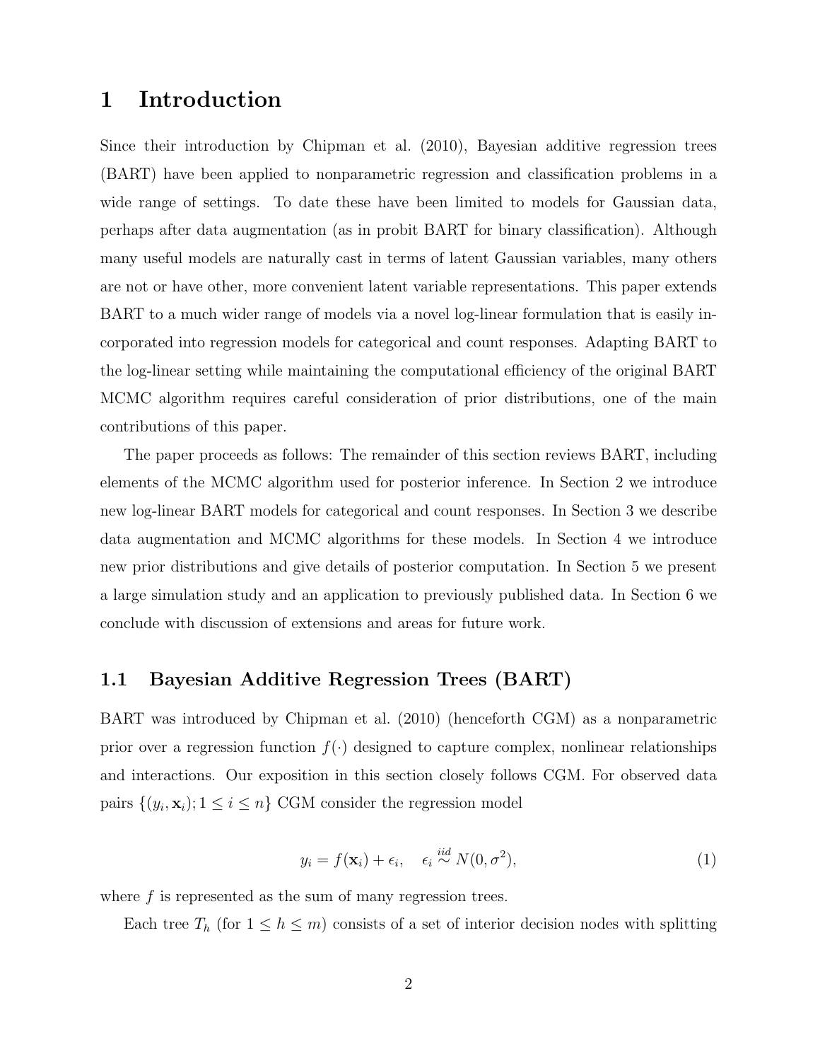# 1 Introduction

Since their introduction by Chipman et al. (2010), Bayesian additive regression trees (BART) have been applied to nonparametric regression and classification problems in a wide range of settings. To date these have been limited to models for Gaussian data, perhaps after data augmentation (as in probit BART for binary classification). Although many useful models are naturally cast in terms of latent Gaussian variables, many others are not or have other, more convenient latent variable representations. This paper extends BART to a much wider range of models via a novel log-linear formulation that is easily incorporated into regression models for categorical and count responses. Adapting BART to the log-linear setting while maintaining the computational efficiency of the original BART MCMC algorithm requires careful consideration of prior distributions, one of the main contributions of this paper.

The paper proceeds as follows: The remainder of this section reviews BART, including elements of the MCMC algorithm used for posterior inference. In Section 2 we introduce new log-linear BART models for categorical and count responses. In Section 3 we describe data augmentation and MCMC algorithms for these models. In Section 4 we introduce new prior distributions and give details of posterior computation. In Section 5 we present a large simulation study and an application to previously published data. In Section 6 we conclude with discussion of extensions and areas for future work.

## 1.1 Bayesian Additive Regression Trees (BART)

BART was introduced by Chipman et al. (2010) (henceforth CGM) as a nonparametric prior over a regression function $f(\cdot)$ designed to capture complex, nonlinear relationships and interactions. Our exposition in this section closely follows CGM. For observed data pairs $\{(y_i, \mathbf{x}_i); 1 \leq i \leq n\}$ CGM consider the regression model

$$y_i = f(\mathbf{x}_i) + \epsilon_i, \quad \epsilon_i \overset{iid}{\sim} N(0, \sigma^2), \tag{1}$$

where $f$ is represented as the sum of many regression trees.

Each tree $T_h$ (for $1 \leq h \leq m$) consists of a set of interior decision nodes with splitting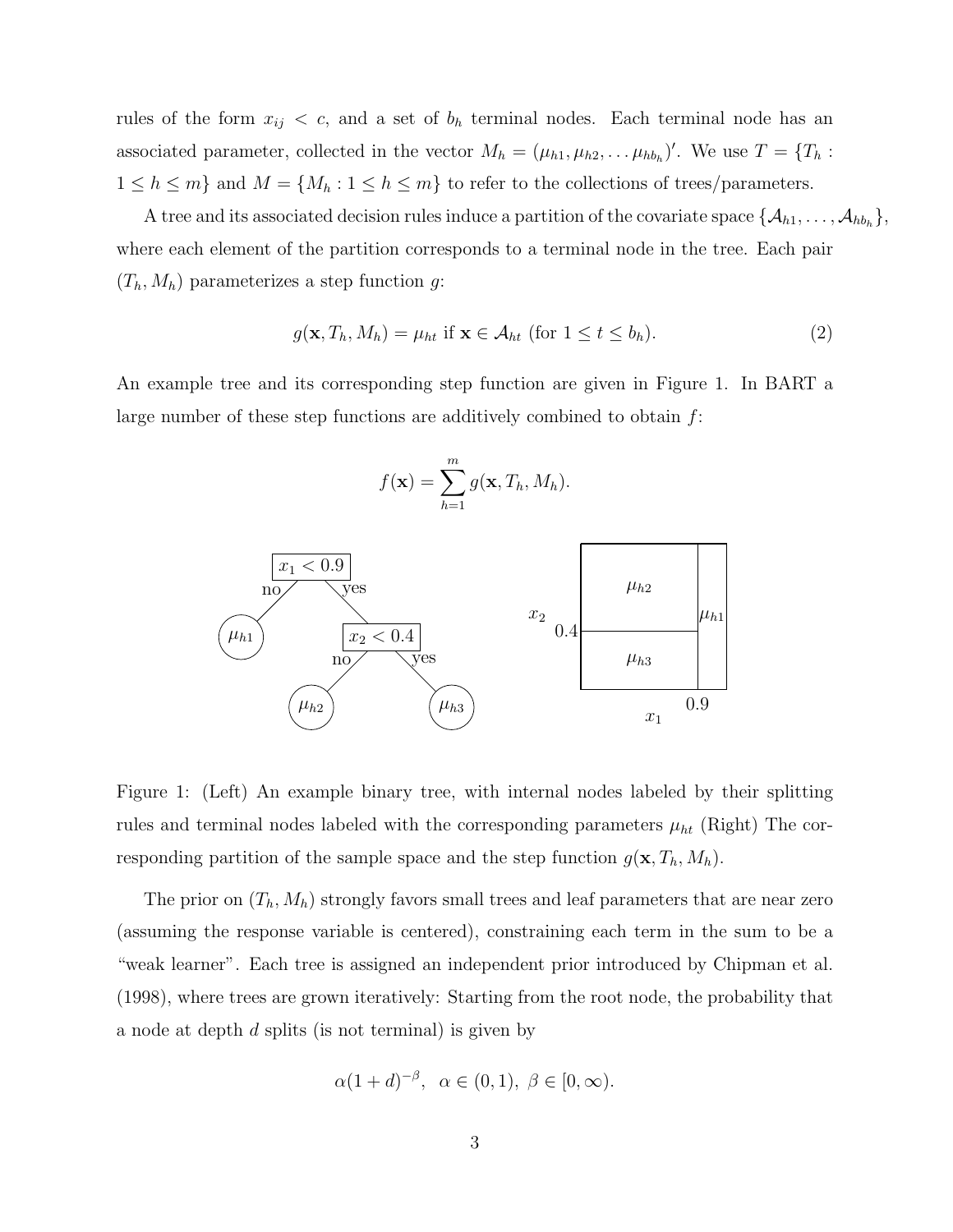rules of the form $x_{ij} < c$, and a set of $b_h$ terminal nodes. Each terminal node has an associated parameter, collected in the vector $M_h = (\mu_{h1}, \mu_{h2}, \dots \mu_{hb_h})'$. We use $T = \{T_h : 1 \le h \le m\}$ and $M = \{M_h : 1 \le h \le m\}$ to refer to the collections of trees/parameters.

A tree and its associated decision rules induce a partition of the covariate space $\{\mathcal{A}_{h1}, \dots, \mathcal{A}_{hb_h}\}$, where each element of the partition corresponds to a terminal node in the tree. Each pair $(T_h, M_h)$ parameterizes a step function $g$:

$$g(\mathbf{x}, T_h, M_h) = \mu_{ht} \text{ if } \mathbf{x} \in \mathcal{A}_{ht} \text{ (for } 1 \le t \le b_h). \tag{2}$$

An example tree and its corresponding step function are given in Figure 1. In BART a large number of these step functions are additively combined to obtain $f$:

$$f(\mathbf{x}) = \sum_{h=1}^{m} g(\mathbf{x}, T_h, M_h).$$

Figure 1: (Left) An example binary tree, with internal nodes labeled by their splitting rules and terminal nodes labeled with the corresponding parameters $\mu_{ht}$ (Right) The corresponding partition of the sample space and the step function $g(\mathbf{x}, T_h, M_h)$.

The prior on $(T_h, M_h)$ strongly favors small trees and leaf parameters that are near zero (assuming the response variable is centered), constraining each term in the sum to be a "weak learner". Each tree is assigned an independent prior introduced by Chipman et al. (1998), where trees are grown iteratively: Starting from the root node, the probability that a node at depth $d$ splits (is not terminal) is given by

$$\alpha(1 + d)^{-\beta}, \ \ \alpha \in (0, 1), \ \beta \in [0, \infty).$$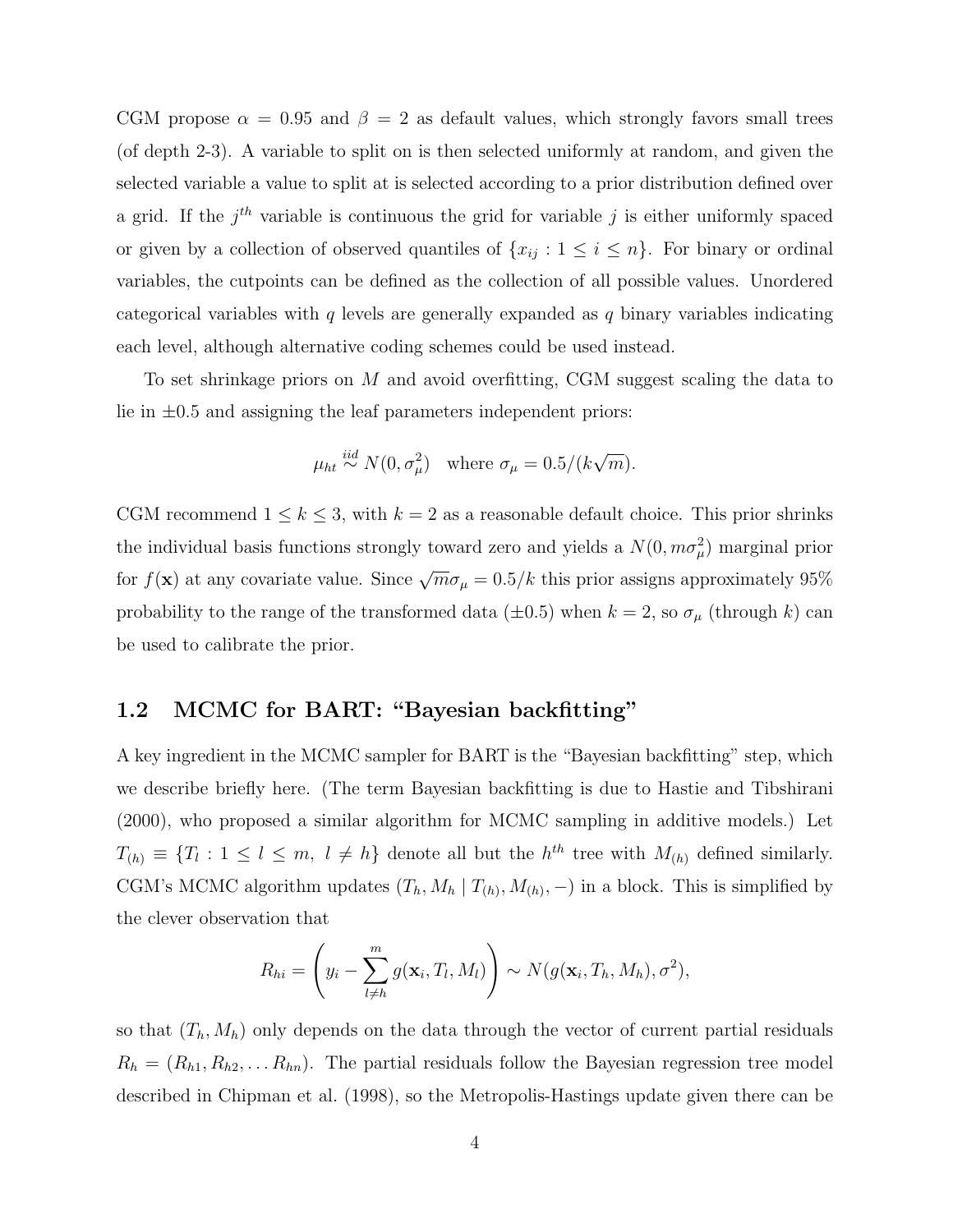CGM propose $\alpha = 0.95$ and $\beta = 2$ as default values, which strongly favors small trees (of depth 2-3). A variable to split on is then selected uniformly at random, and given the selected variable a value to split at is selected according to a prior distribution defined over a grid. If the $j^{th}$ variable is continuous the grid for variable $j$ is either uniformly spaced or given by a collection of observed quantiles of $\{x_{ij} : 1 \leq i \leq n\}$. For binary or ordinal variables, the cutpoints can be defined as the collection of all possible values. Unordered categorical variables with $q$ levels are generally expanded as $q$ binary variables indicating each level, although alternative coding schemes could be used instead.

To set shrinkage priors on $M$ and avoid overfitting, CGM suggest scaling the data to lie in $\pm 0.5$ and assigning the leaf parameters independent priors:

$$\mu_{ht} \overset{iid}{\sim} N(0, \sigma_\mu^2) \quad \text{where } \sigma_\mu = 0.5/(k\sqrt{m}).$$

CGM recommend $1 \leq k \leq 3$, with $k = 2$ as a reasonable default choice. This prior shrinks the individual basis functions strongly toward zero and yields a $N(0, m\sigma_\mu^2)$ marginal prior for $f(\mathbf{x})$ at any covariate value. Since $\sqrt{m}\sigma_\mu = 0.5/k$ this prior assigns approximately 95% probability to the range of the transformed data ($\pm 0.5$) when $k = 2$, so $\sigma_\mu$ (through $k$) can be used to calibrate the prior.

## 1.2 MCMC for BART: "Bayesian backfitting"

A key ingredient in the MCMC sampler for BART is the "Bayesian backfitting" step, which we describe briefly here. (The term Bayesian backfitting is due to Hastie and Tibshirani (2000), who proposed a similar algorithm for MCMC sampling in additive models.) Let $T_{(h)} \equiv \{T_l : 1 \leq l \leq m,\ l \neq h\}$ denote all but the $h^{th}$ tree with $M_{(h)}$ defined similarly. CGM's MCMC algorithm updates $(T_h, M_h \mid T_{(h)}, M_{(h)}, -)$ in a block. This is simplified by the clever observation that

$$R_{hi} = \left( y_i - \sum_{l \neq h}^{m} g(\mathbf{x}_i, T_l, M_l) \right) \sim N(g(\mathbf{x}_i, T_h, M_h), \sigma^2),$$

so that $(T_h, M_h)$ only depends on the data through the vector of current partial residuals $R_h = (R_{h1}, R_{h2}, \ldots R_{hn})$. The partial residuals follow the Bayesian regression tree model described in Chipman et al. (1998), so the Metropolis-Hastings update given there can be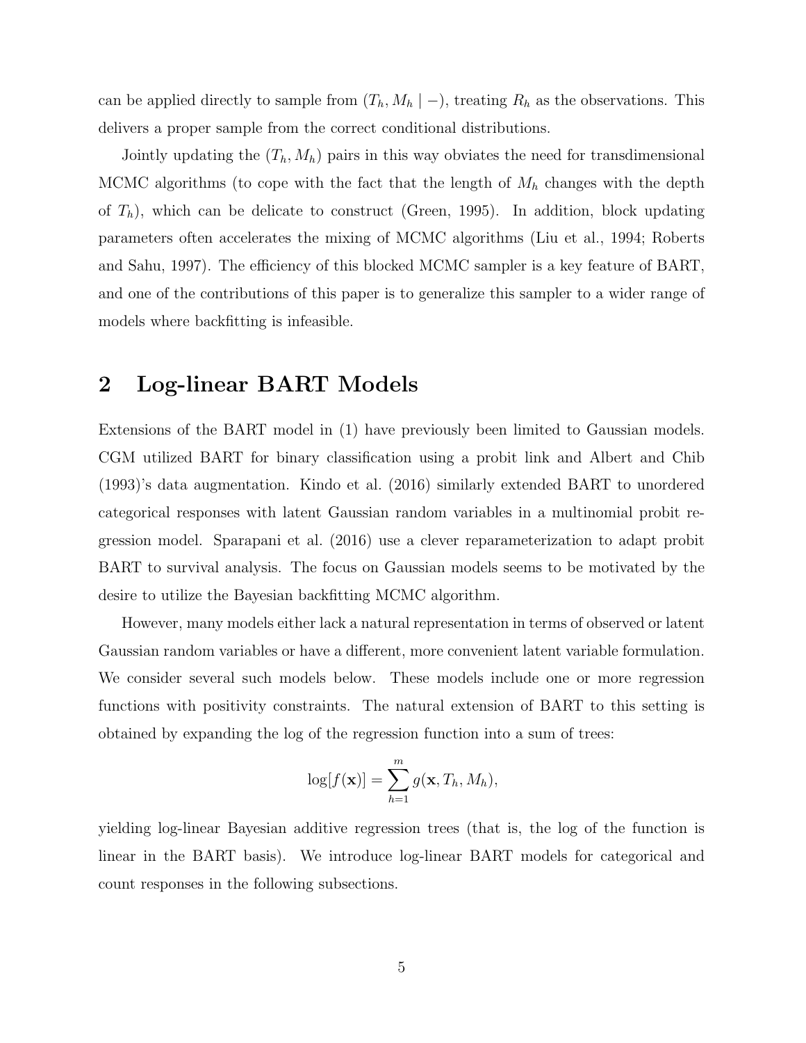can be applied directly to sample from $(T_h, M_h \mid -)$, treating $R_h$ as the observations. This delivers a proper sample from the correct conditional distributions.

Jointly updating the $(T_h, M_h)$ pairs in this way obviates the need for transdimensional MCMC algorithms (to cope with the fact that the length of $M_h$ changes with the depth of $T_h$), which can be delicate to construct (Green, 1995). In addition, block updating parameters often accelerates the mixing of MCMC algorithms (Liu et al., 1994; Roberts and Sahu, 1997). The efficiency of this blocked MCMC sampler is a key feature of BART, and one of the contributions of this paper is to generalize this sampler to a wider range of models where backfitting is infeasible.

## 2 Log-linear BART Models

Extensions of the BART model in (1) have previously been limited to Gaussian models. CGM utilized BART for binary classification using a probit link and Albert and Chib (1993)'s data augmentation. Kindo et al. (2016) similarly extended BART to unordered categorical responses with latent Gaussian random variables in a multinomial probit regression model. Sparapani et al. (2016) use a clever reparameterization to adapt probit BART to survival analysis. The focus on Gaussian models seems to be motivated by the desire to utilize the Bayesian backfitting MCMC algorithm.

However, many models either lack a natural representation in terms of observed or latent Gaussian random variables or have a different, more convenient latent variable formulation. We consider several such models below. These models include one or more regression functions with positivity constraints. The natural extension of BART to this setting is obtained by expanding the log of the regression function into a sum of trees:

$$\log[f(\mathbf{x})] = \sum_{h=1}^{m} g(\mathbf{x}, T_h, M_h),$$

yielding log-linear Bayesian additive regression trees (that is, the log of the function is linear in the BART basis). We introduce log-linear BART models for categorical and count responses in the following subsections.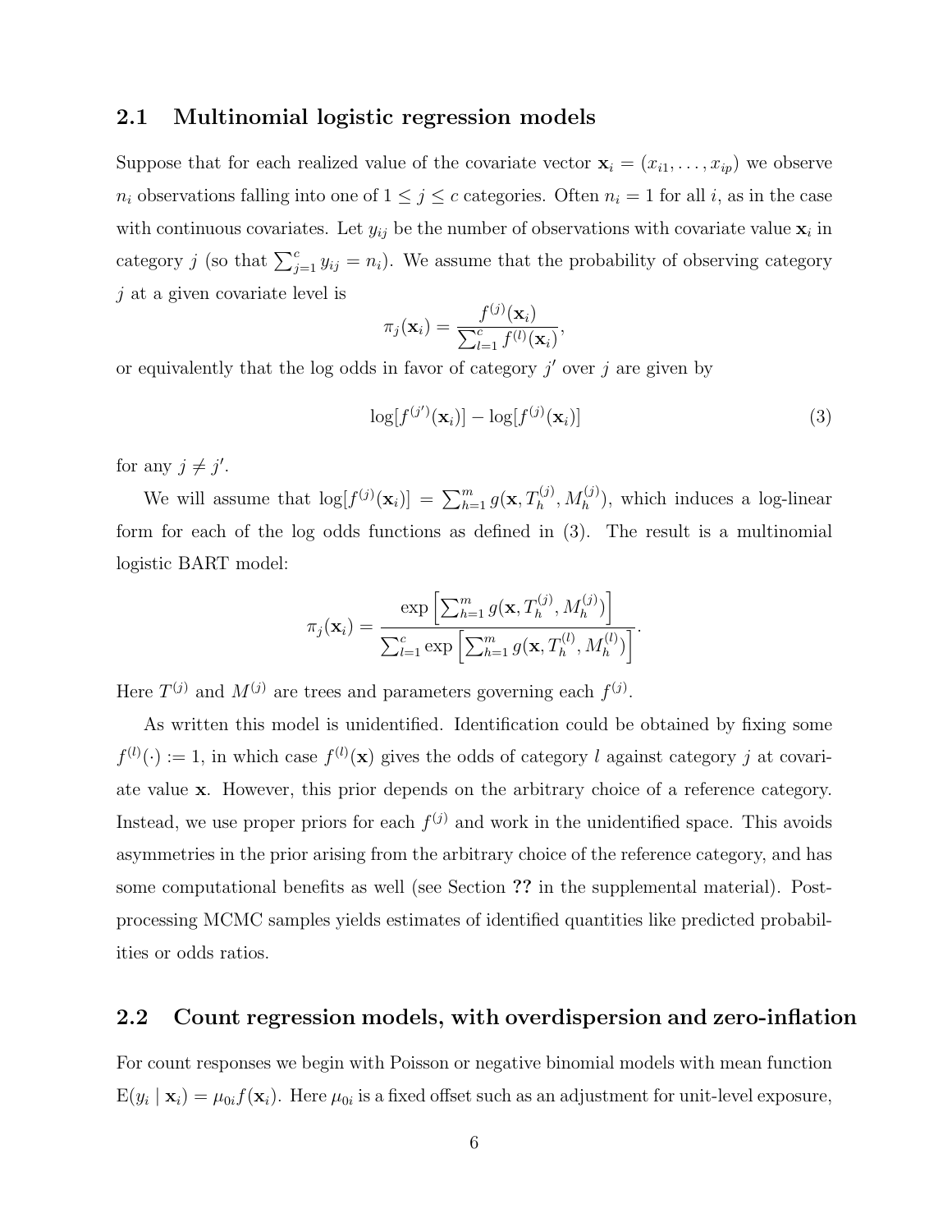## 2.1 Multinomial logistic regression models

Suppose that for each realized value of the covariate vector $\mathbf{x}_i = (x_{i1}, \dots, x_{ip})$ we observe $n_i$ observations falling into one of $1 \le j \le c$ categories. Often $n_i = 1$ for all $i$, as in the case with continuous covariates. Let $y_{ij}$ be the number of observations with covariate value $\mathbf{x}_i$ in category $j$ (so that $\sum_{j=1}^{c} y_{ij} = n_i$). We assume that the probability of observing category $j$ at a given covariate level is

$$\pi_j(\mathbf{x}_i) = \frac{f^{(j)}(\mathbf{x}_i)}{\sum_{l=1}^{c} f^{(l)}(\mathbf{x}_i)},$$

or equivalently that the log odds in favor of category $j'$ over $j$ are given by

$$\log[f^{(j')}(\mathbf{x}_i)] - \log[f^{(j)}(\mathbf{x}_i)] \tag{3}$$

for any $j \neq j'$.

We will assume that $\log[f^{(j)}(\mathbf{x}_i)] = \sum_{h=1}^{m} g(\mathbf{x}, T_h^{(j)}, M_h^{(j)})$, which induces a log-linear form for each of the log odds functions as defined in (3). The result is a multinomial logistic BART model:

$$\pi_j(\mathbf{x}_i) = \frac{\exp\left[\sum_{h=1}^{m} g(\mathbf{x}, T_h^{(j)}, M_h^{(j)})\right]}{\sum_{l=1}^{c} \exp\left[\sum_{h=1}^{m} g(\mathbf{x}, T_h^{(l)}, M_h^{(l)})\right]}.$$

Here $T^{(j)}$ and $M^{(j)}$ are trees and parameters governing each $f^{(j)}$.

As written this model is unidentified. Identification could be obtained by fixing some $f^{(l)}(\cdot) := 1$, in which case $f^{(l)}(\mathbf{x})$ gives the odds of category $l$ against category $j$ at covariate value $\mathbf{x}$. However, this prior depends on the arbitrary choice of a reference category. Instead, we use proper priors for each $f^{(j)}$ and work in the unidentified space. This avoids asymmetries in the prior arising from the arbitrary choice of the reference category, and has some computational benefits as well (see Section **??** in the supplemental material). Post-processing MCMC samples yields estimates of identified quantities like predicted probabilities or odds ratios.

## 2.2 Count regression models, with overdispersion and zero-inflation

For count responses we begin with Poisson or negative binomial models with mean function $\mathrm{E}(y_i \mid \mathbf{x}_i) = \mu_{0i} f(\mathbf{x}_i)$. Here $\mu_{0i}$ is a fixed offset such as an adjustment for unit-level exposure,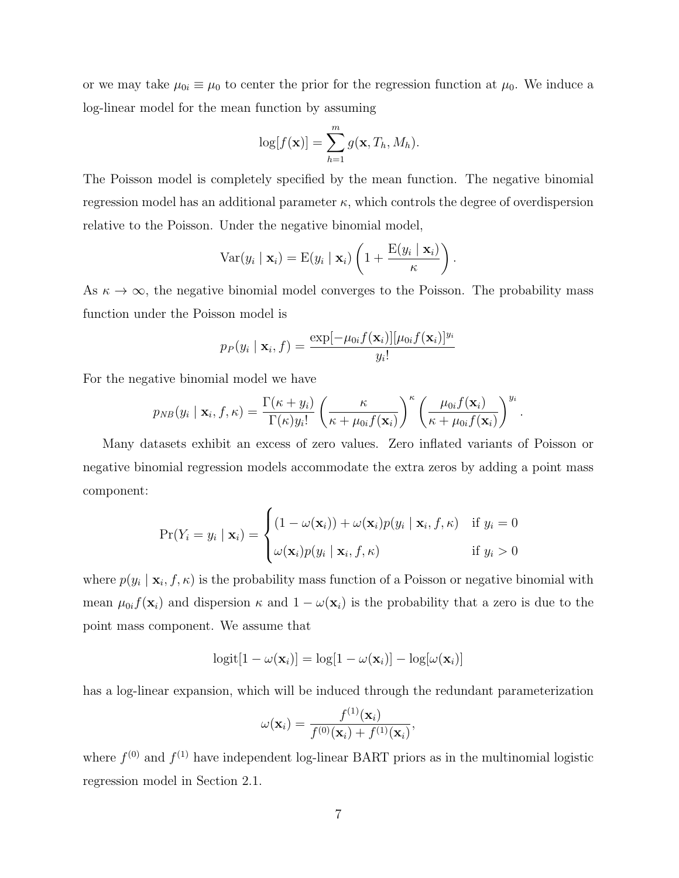or we may take $\mu_{0i} \equiv \mu_0$ to center the prior for the regression function at $\mu_0$. We induce a log-linear model for the mean function by assuming

$$\log[f(\mathbf{x})] = \sum_{h=1}^{m} g(\mathbf{x}, T_h, M_h).$$

The Poisson model is completely specified by the mean function. The negative binomial regression model has an additional parameter $\kappa$, which controls the degree of overdispersion relative to the Poisson. Under the negative binomial model,

$$\text{Var}(y_i \mid \mathbf{x}_i) = \text{E}(y_i \mid \mathbf{x}_i) \left(1 + \frac{\text{E}(y_i \mid \mathbf{x}_i)}{\kappa}\right).$$

As $\kappa \to \infty$, the negative binomial model converges to the Poisson. The probability mass function under the Poisson model is

$$p_P(y_i \mid \mathbf{x}_i, f) = \frac{\exp[-\mu_{0i} f(\mathbf{x}_i)][\mu_{0i} f(\mathbf{x}_i)]^{y_i}}{y_i!}$$

For the negative binomial model we have

$$p_{NB}(y_i \mid \mathbf{x}_i, f, \kappa) = \frac{\Gamma(\kappa + y_i)}{\Gamma(\kappa) y_i!} \left(\frac{\kappa}{\kappa + \mu_{0i} f(\mathbf{x}_i)}\right)^{\kappa} \left(\frac{\mu_{0i} f(\mathbf{x}_i)}{\kappa + \mu_{0i} f(\mathbf{x}_i)}\right)^{y_i}.$$

Many datasets exhibit an excess of zero values. Zero inflated variants of Poisson or negative binomial regression models accommodate the extra zeros by adding a point mass component:

$$\Pr(Y_i = y_i \mid \mathbf{x}_i) = \begin{cases} (1 - \omega(\mathbf{x}_i)) + \omega(\mathbf{x}_i) p(y_i \mid \mathbf{x}_i, f, \kappa) & \text{if } y_i = 0 \\ \omega(\mathbf{x}_i) p(y_i \mid \mathbf{x}_i, f, \kappa) & \text{if } y_i > 0 \end{cases}$$

where $p(y_i \mid \mathbf{x}_i, f, \kappa)$ is the probability mass function of a Poisson or negative binomial with mean $\mu_{0i} f(\mathbf{x}_i)$ and dispersion $\kappa$ and $1 - \omega(\mathbf{x}_i)$ is the probability that a zero is due to the point mass component. We assume that

$$\text{logit}[1 - \omega(\mathbf{x}_i)] = \log[1 - \omega(\mathbf{x}_i)] - \log[\omega(\mathbf{x}_i)]$$

has a log-linear expansion, which will be induced through the redundant parameterization

$$\omega(\mathbf{x}_i) = \frac{f^{(1)}(\mathbf{x}_i)}{f^{(0)}(\mathbf{x}_i) + f^{(1)}(\mathbf{x}_i)},$$

where $f^{(0)}$ and $f^{(1)}$ have independent log-linear BART priors as in the multinomial logistic regression model in Section 2.1.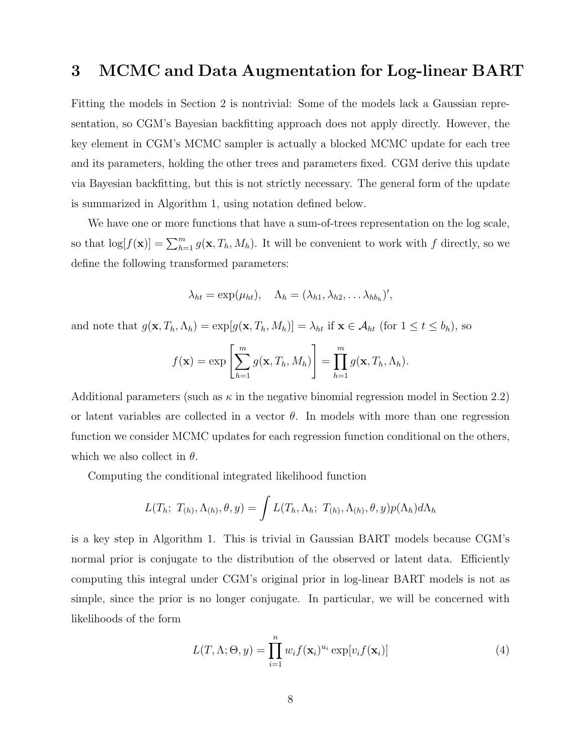# 3 MCMC and Data Augmentation for Log-linear BART

Fitting the models in Section 2 is nontrivial: Some of the models lack a Gaussian representation, so CGM's Bayesian backfitting approach does not apply directly. However, the key element in CGM's MCMC sampler is actually a blocked MCMC update for each tree and its parameters, holding the other trees and parameters fixed. CGM derive this update via Bayesian backfitting, but this is not strictly necessary. The general form of the update is summarized in Algorithm 1, using notation defined below.

We have one or more functions that have a sum-of-trees representation on the log scale, so that $\log[f(\mathbf{x})] = \sum_{h=1}^{m} g(\mathbf{x}, T_h, M_h)$. It will be convenient to work with $f$ directly, so we define the following transformed parameters:

$$\lambda_{ht} = \exp(\mu_{ht}), \quad \Lambda_h = (\lambda_{h1}, \lambda_{h2}, \dots \lambda_{hb_h})',$$

and note that $g(\mathbf{x}, T_h, \Lambda_h) = \exp[g(\mathbf{x}, T_h, M_h)] = \lambda_{ht}$ if $\mathbf{x} \in \mathcal{A}_{ht}$ (for $1 \leq t \leq b_h$), so

$$f(\mathbf{x}) = \exp\left[\sum_{h=1}^{m} g(\mathbf{x}, T_h, M_h)\right] = \prod_{h=1}^{m} g(\mathbf{x}, T_h, \Lambda_h).$$

Additional parameters (such as $\kappa$ in the negative binomial regression model in Section 2.2) or latent variables are collected in a vector $\theta$. In models with more than one regression function we consider MCMC updates for each regression function conditional on the others, which we also collect in $\theta$.

Computing the conditional integrated likelihood function

$$L(T_h;\ T_{(h)}, \Lambda_{(h)}, \theta, y) = \int L(T_h, \Lambda_h;\ T_{(h)}, \Lambda_{(h)}, \theta, y) p(\Lambda_h) d\Lambda_h$$

is a key step in Algorithm 1. This is trivial in Gaussian BART models because CGM's normal prior is conjugate to the distribution of the observed or latent data. Efficiently computing this integral under CGM's original prior in log-linear BART models is not as simple, since the prior is no longer conjugate. In particular, we will be concerned with likelihoods of the form

$$L(T, \Lambda; \Theta, y) = \prod_{i=1}^{n} w_i f(\mathbf{x}_i)^{u_i} \exp[v_i f(\mathbf{x}_i)] \tag{4}$$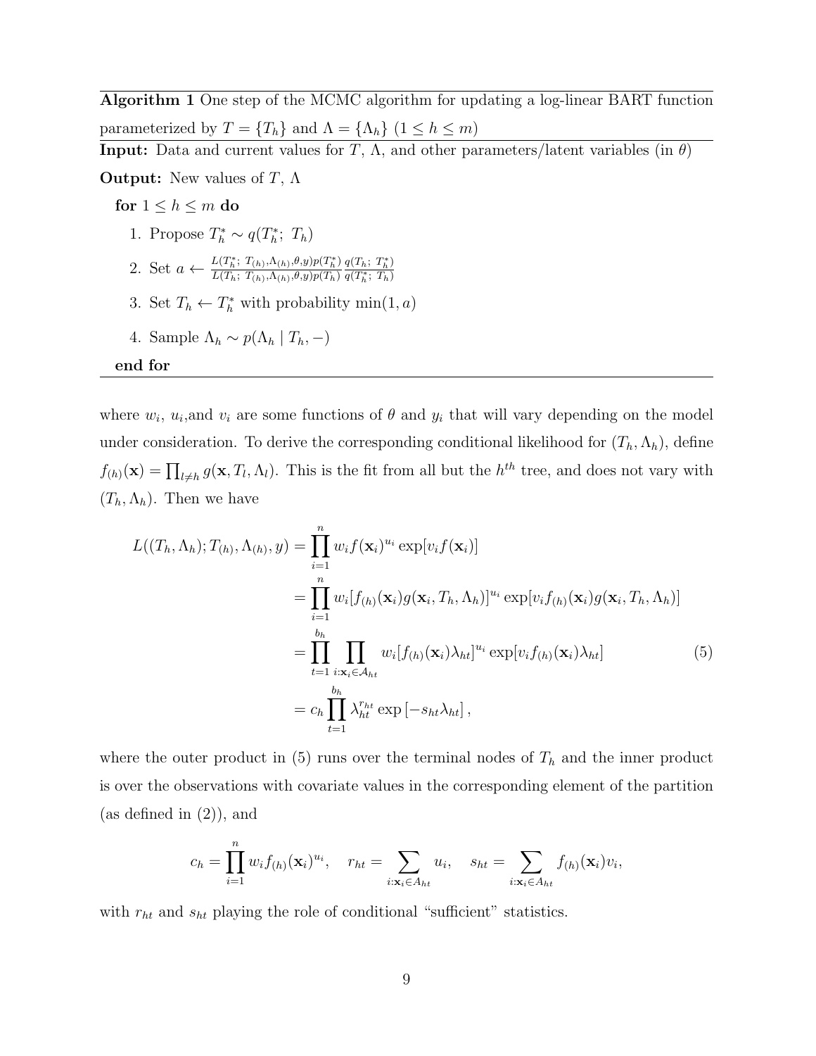**Algorithm 1** One step of the MCMC algorithm for updating a log-linear BART function parameterized by $T = \{T_h\}$ and $\Lambda = \{\Lambda_h\}$ $(1 \leq h \leq m)$

**Input:** Data and current values for $T$, $\Lambda$, and other parameters/latent variables (in $\theta$)

**Output:** New values of $T$, $\Lambda$

**for** $1 \leq h \leq m$ **do**

1. Propose $T_h^* \sim q(T_h^*;\ T_h)$
2. Set $a \leftarrow \frac{L(T_h^*;\ T_{(h)},\Lambda_{(h)},\theta,y)p(T_h^*)}{L(T_h;\ T_{(h)},\Lambda_{(h)},\theta,y)p(T_h)} \frac{q(T_h;\ T_h^*)}{q(T_h^*;\ T_h)}$
3. Set $T_h \leftarrow T_h^*$ with probability $\min(1, a)$
4. Sample $\Lambda_h \sim p(\Lambda_h \mid T_h, -)$

**end for**

where $w_i$, $u_i$,and $v_i$ are some functions of $\theta$ and $y_i$ that will vary depending on the model under consideration. To derive the corresponding conditional likelihood for $(T_h, \Lambda_h)$, define $f_{(h)}(\mathbf{x}) = \prod_{l \neq h} g(\mathbf{x}, T_l, \Lambda_l)$. This is the fit from all but the $h^{th}$ tree, and does not vary with $(T_h, \Lambda_h)$. Then we have

$$
\begin{aligned}
L((T_h, \Lambda_h); T_{(h)}, \Lambda_{(h)}, y) &= \prod_{i=1}^{n} w_i f(\mathbf{x}_i)^{u_i} \exp[v_i f(\mathbf{x}_i)] \\
&= \prod_{i=1}^{n} w_i [f_{(h)}(\mathbf{x}_i) g(\mathbf{x}_i, T_h, \Lambda_h)]^{u_i} \exp[v_i f_{(h)}(\mathbf{x}_i) g(\mathbf{x}_i, T_h, \Lambda_h)] \\
&= \prod_{t=1}^{b_h} \prod_{i:\mathbf{x}_i \in \mathcal{A}_{ht}} w_i [f_{(h)}(\mathbf{x}_i)\lambda_{ht}]^{u_i} \exp[v_i f_{(h)}(\mathbf{x}_i)\lambda_{ht}] \qquad (5) \\
&= c_h \prod_{t=1}^{b_h} \lambda_{ht}^{r_{ht}} \exp\left[-s_{ht}\lambda_{ht}\right],
\end{aligned}
$$

where the outer product in (5) runs over the terminal nodes of $T_h$ and the inner product is over the observations with covariate values in the corresponding element of the partition (as defined in (2)), and

$$
c_h = \prod_{i=1}^{n} w_i f_{(h)}(\mathbf{x}_i)^{u_i}, \quad r_{ht} = \sum_{i:\mathbf{x}_i \in A_{ht}} u_i, \quad s_{ht} = \sum_{i:\mathbf{x}_i \in A_{ht}} f_{(h)}(\mathbf{x}_i) v_i,
$$

with $r_{ht}$ and $s_{ht}$ playing the role of conditional "sufficient" statistics.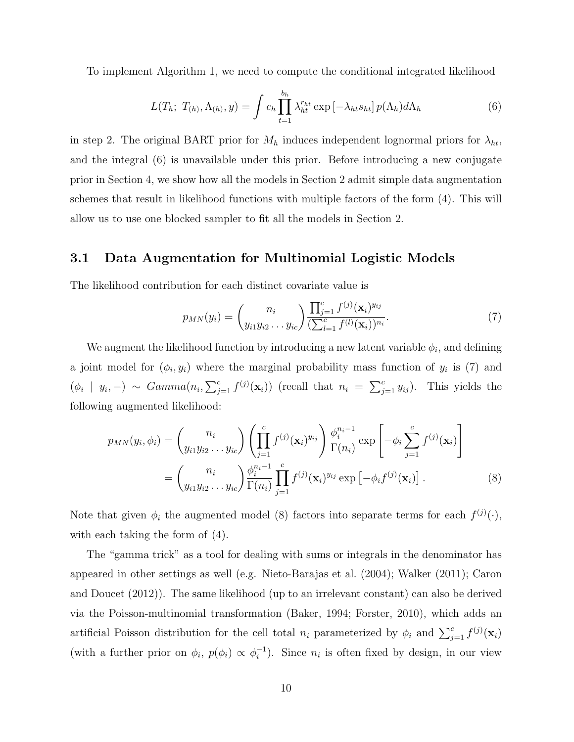To implement Algorithm 1, we need to compute the conditional integrated likelihood

$$L(T_h;\ T_{(h)}, \Lambda_{(h)}, y) = \int c_h \prod_{t=1}^{b_h} \lambda_{ht}^{r_{ht}} \exp\left[-\lambda_{ht} s_{ht}\right] p(\Lambda_h) d\Lambda_h \tag{6}$$

in step 2. The original BART prior for $M_h$ induces independent lognormal priors for $\lambda_{ht}$, and the integral (6) is unavailable under this prior. Before introducing a new conjugate prior in Section 4, we show how all the models in Section 2 admit simple data augmentation schemes that result in likelihood functions with multiple factors of the form (4). This will allow us to use one blocked sampler to fit all the models in Section 2.

### 3.1 Data Augmentation for Multinomial Logistic Models

The likelihood contribution for each distinct covariate value is

$$p_{MN}(y_i) = \binom{n_i}{y_{i1} y_{i2} \ldots y_{ic}} \frac{\prod_{j=1}^{c} f^{(j)}(\mathbf{x}_i)^{y_{ij}}}{(\sum_{l=1}^{c} f^{(l)}(\mathbf{x}_i))^{n_i}}. \tag{7}$$

We augment the likelihood function by introducing a new latent variable $\phi_i$, and defining a joint model for $(\phi_i, y_i)$ where the marginal probability mass function of $y_i$ is (7) and $(\phi_i \mid y_i, -) \sim Gamma(n_i, \sum_{j=1}^{c} f^{(j)}(\mathbf{x}_i))$ (recall that $n_i = \sum_{j=1}^{c} y_{ij}$). This yields the following augmented likelihood:

$$\begin{aligned} p_{MN}(y_i, \phi_i) &= \binom{n_i}{y_{i1} y_{i2} \ldots y_{ic}} \left( \prod_{j=1}^{c} f^{(j)}(\mathbf{x}_i)^{y_{ij}} \right) \frac{\phi_i^{n_i - 1}}{\Gamma(n_i)} \exp\left[ -\phi_i \sum_{j=1}^{c} f^{(j)}(\mathbf{x}_i) \right] \\ &= \binom{n_i}{y_{i1} y_{i2} \ldots y_{ic}} \frac{\phi_i^{n_i - 1}}{\Gamma(n_i)} \prod_{j=1}^{c} f^{(j)}(\mathbf{x}_i)^{y_{ij}} \exp\left[ -\phi_i f^{(j)}(\mathbf{x}_i) \right]. \end{aligned} \tag{8}$$

Note that given $\phi_i$ the augmented model (8) factors into separate terms for each $f^{(j)}(\cdot)$, with each taking the form of (4).

The "gamma trick" as a tool for dealing with sums or integrals in the denominator has appeared in other settings as well (e.g. Nieto-Barajas et al. (2004); Walker (2011); Caron and Doucet (2012)). The same likelihood (up to an irrelevant constant) can also be derived via the Poisson-multinomial transformation (Baker, 1994; Forster, 2010), which adds an artificial Poisson distribution for the cell total $n_i$ parameterized by $\phi_i$ and $\sum_{j=1}^{c} f^{(j)}(\mathbf{x}_i)$ (with a further prior on $\phi_i$, $p(\phi_i) \propto \phi_i^{-1}$). Since $n_i$ is often fixed by design, in our view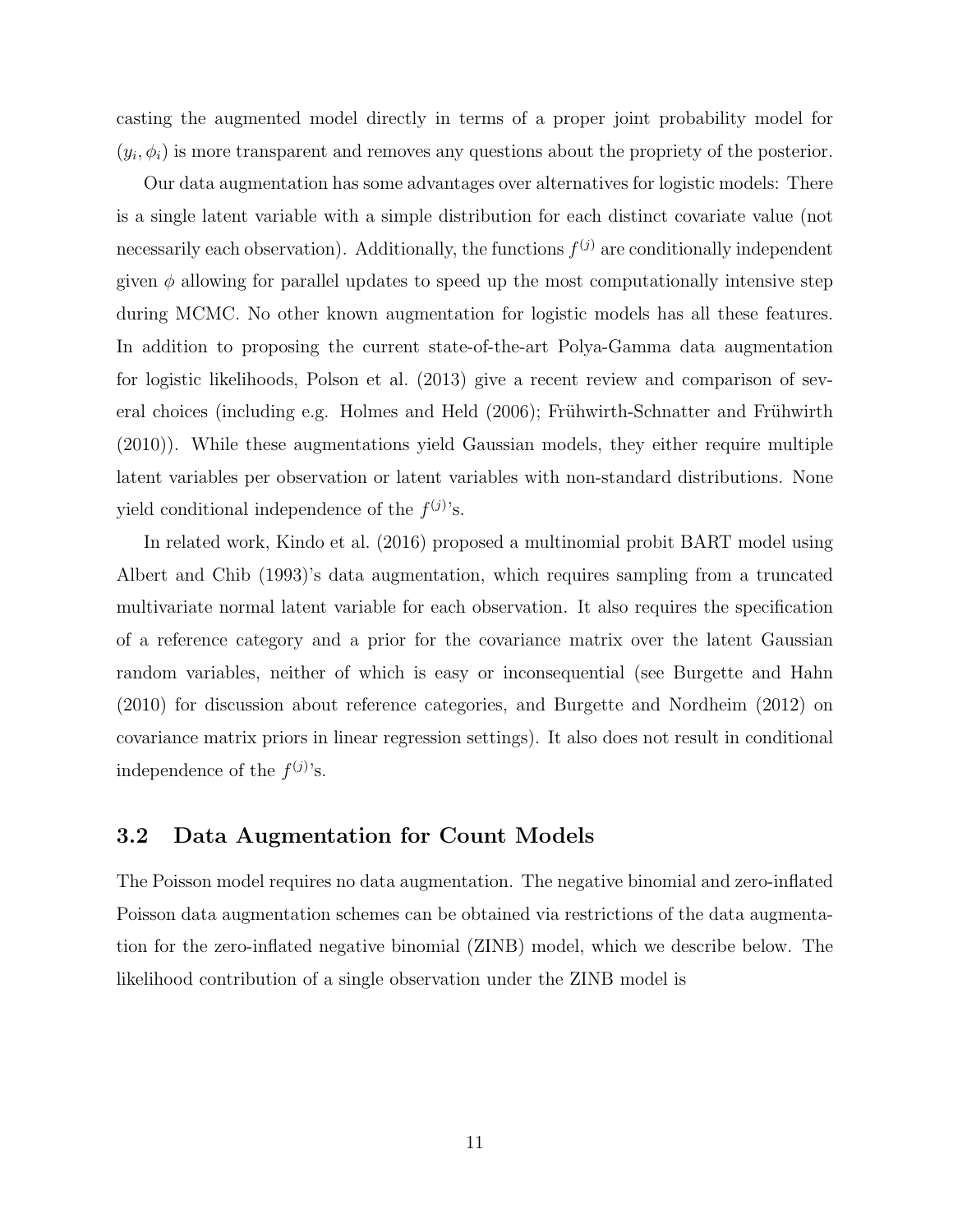casting the augmented model directly in terms of a proper joint probability model for $(y_i, \phi_i)$ is more transparent and removes any questions about the propriety of the posterior.

Our data augmentation has some advantages over alternatives for logistic models: There is a single latent variable with a simple distribution for each distinct covariate value (not necessarily each observation). Additionally, the functions $f^{(j)}$ are conditionally independent given $\phi$ allowing for parallel updates to speed up the most computationally intensive step during MCMC. No other known augmentation for logistic models has all these features. In addition to proposing the current state-of-the-art Polya-Gamma data augmentation for logistic likelihoods, Polson et al. (2013) give a recent review and comparison of several choices (including e.g. Holmes and Held (2006); Frühwirth-Schnatter and Frühwirth (2010)). While these augmentations yield Gaussian models, they either require multiple latent variables per observation or latent variables with non-standard distributions. None yield conditional independence of the $f^{(j)}$'s.

In related work, Kindo et al. (2016) proposed a multinomial probit BART model using Albert and Chib (1993)'s data augmentation, which requires sampling from a truncated multivariate normal latent variable for each observation. It also requires the specification of a reference category and a prior for the covariance matrix over the latent Gaussian random variables, neither of which is easy or inconsequential (see Burgette and Hahn (2010) for discussion about reference categories, and Burgette and Nordheim (2012) on covariance matrix priors in linear regression settings). It also does not result in conditional independence of the $f^{(j)}$'s.

### 3.2 Data Augmentation for Count Models

The Poisson model requires no data augmentation. The negative binomial and zero-inflated Poisson data augmentation schemes can be obtained via restrictions of the data augmentation for the zero-inflated negative binomial (ZINB) model, which we describe below. The likelihood contribution of a single observation under the ZINB model is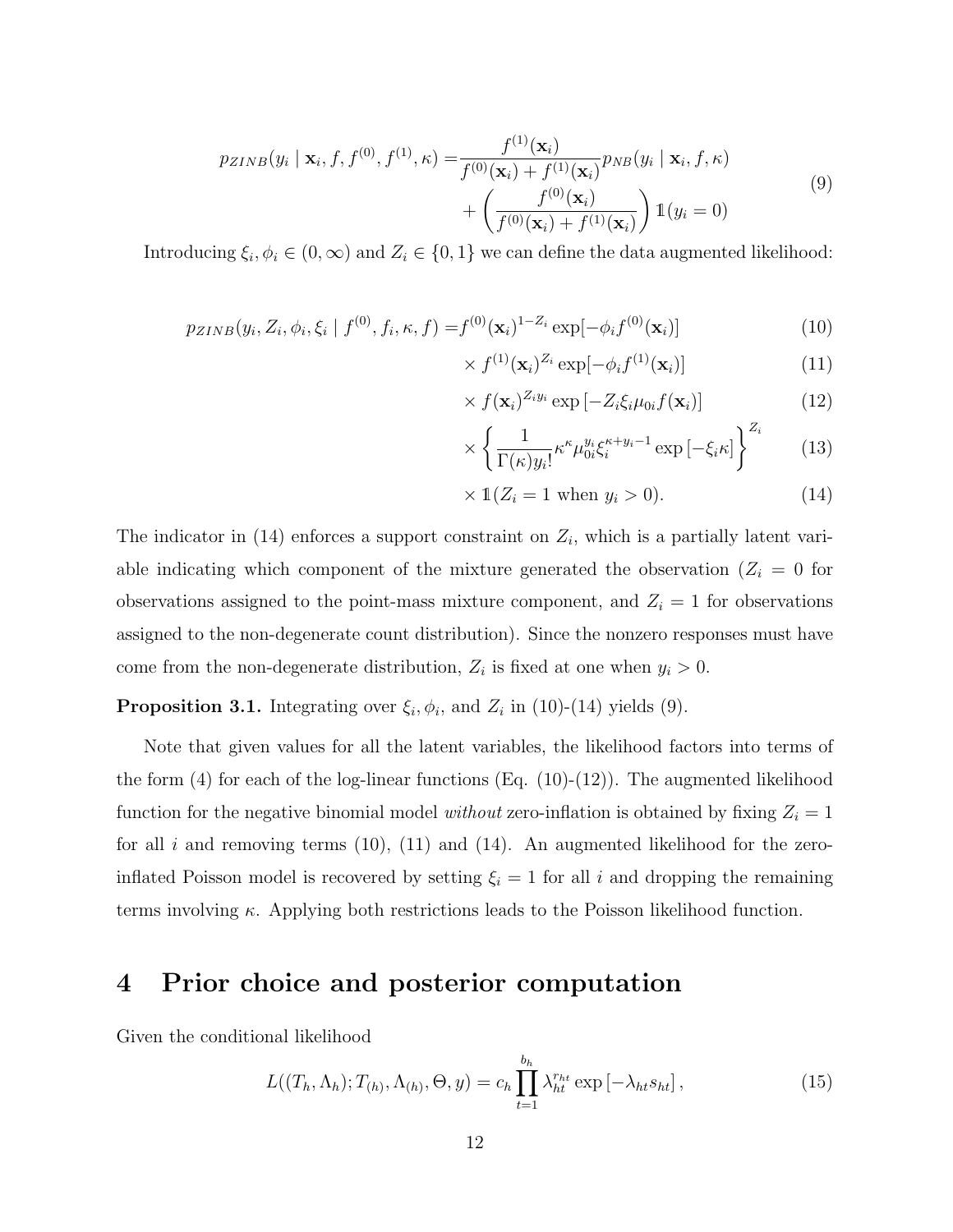$$
\begin{aligned}
p_{ZINB}(y_i \mid \mathbf{x}_i, f, f^{(0)}, f^{(1)}, \kappa) =& \frac{f^{(1)}(\mathbf{x}_i)}{f^{(0)}(\mathbf{x}_i) + f^{(1)}(\mathbf{x}_i)} p_{NB}(y_i \mid \mathbf{x}_i, f, \kappa) \\
&+ \left( \frac{f^{(0)}(\mathbf{x}_i)}{f^{(0)}(\mathbf{x}_i) + f^{(1)}(\mathbf{x}_i)} \right) \mathbb{1}(y_i = 0)
\end{aligned} \tag{9}
$$

Introducing $\xi_i, \phi_i \in (0, \infty)$ and $Z_i \in \{0, 1\}$ we can define the data augmented likelihood:

$$
\begin{aligned}
p_{ZINB}(y_i, Z_i, \phi_i, \xi_i \mid f^{(0)}, f_i, \kappa, f) =& f^{(0)}(\mathbf{x}_i)^{1-Z_i} \exp[-\phi_i f^{(0)}(\mathbf{x}_i)] && (10)\\
&\times f^{(1)}(\mathbf{x}_i)^{Z_i} \exp[-\phi_i f^{(1)}(\mathbf{x}_i)] && (11)\\
&\times f(\mathbf{x}_i)^{Z_i y_i} \exp\left[-Z_i \xi_i \mu_{0i} f(\mathbf{x}_i)\right] && (12)\\
&\times \left\{ \frac{1}{\Gamma(\kappa) y_i!} \kappa^{\kappa} \mu_{0i}^{y_i} \xi_i^{\kappa + y_i - 1} \exp\left[-\xi_i \kappa\right] \right\}^{Z_i} && (13)\\
&\times \mathbb{1}(Z_i = 1 \text{ when } y_i > 0). && (14)
\end{aligned}
$$

The indicator in (14) enforces a support constraint on $Z_i$, which is a partially latent variable indicating which component of the mixture generated the observation ($Z_i = 0$ for observations assigned to the point-mass mixture component, and $Z_i = 1$ for observations assigned to the non-degenerate count distribution). Since the nonzero responses must have come from the non-degenerate distribution, $Z_i$ is fixed at one when $y_i > 0$.

**Proposition 3.1.** Integrating over $\xi_i$, $\phi_i$, and $Z_i$ in (10)-(14) yields (9).

Note that given values for all the latent variables, the likelihood factors into terms of the form (4) for each of the log-linear functions (Eq. (10)-(12)). The augmented likelihood function for the negative binomial model *without* zero-inflation is obtained by fixing $Z_i = 1$ for all $i$ and removing terms (10), (11) and (14). An augmented likelihood for the zero-inflated Poisson model is recovered by setting $\xi_i = 1$ for all $i$ and dropping the remaining terms involving $\kappa$. Applying both restrictions leads to the Poisson likelihood function.

# 4 Prior choice and posterior computation

Given the conditional likelihood

$$
L((T_h, \Lambda_h); T_{(h)}, \Lambda_{(h)}, \Theta, y) = c_h \prod_{t=1}^{b_h} \lambda_{ht}^{r_{ht}} \exp\left[-\lambda_{ht} s_{ht}\right], \tag{15}
$$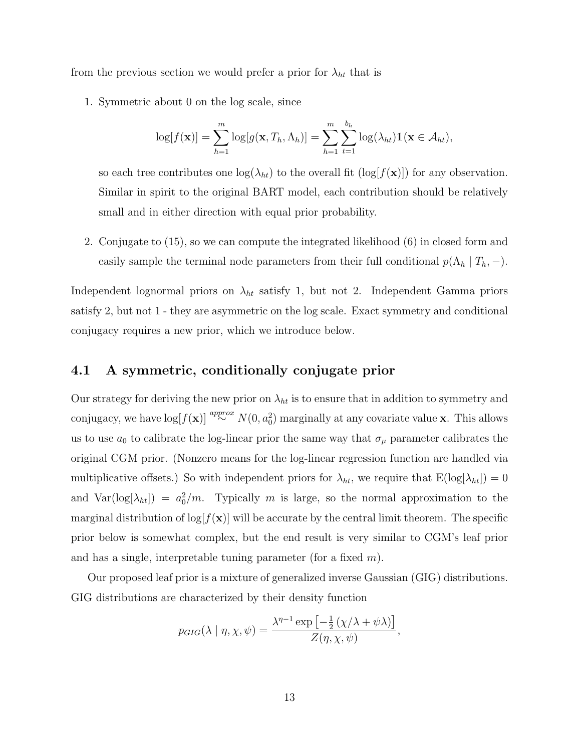from the previous section we would prefer a prior for $\lambda_{ht}$ that is

1. Symmetric about 0 on the log scale, since

   $$\log[f(\mathbf{x})] = \sum_{h=1}^{m} \log[g(\mathbf{x}, T_h, \Lambda_h)] = \sum_{h=1}^{m}\sum_{t=1}^{b_h} \log(\lambda_{ht})\mathbb{1}(\mathbf{x} \in \mathcal{A}_{ht}),$$

   so each tree contributes one $\log(\lambda_{ht})$ to the overall fit ($\log[f(\mathbf{x})]$) for any observation. Similar in spirit to the original BART model, each contribution should be relatively small and in either direction with equal prior probability.

2. Conjugate to (15), so we can compute the integrated likelihood (6) in closed form and easily sample the terminal node parameters from their full conditional $p(\Lambda_h \mid T_h, -)$.

Independent lognormal priors on $\lambda_{ht}$ satisfy 1, but not 2. Independent Gamma priors satisfy 2, but not 1 - they are asymmetric on the log scale. Exact symmetry and conditional conjugacy requires a new prior, which we introduce below.

## 4.1 A symmetric, conditionally conjugate prior

Our strategy for deriving the new prior on $\lambda_{ht}$ is to ensure that in addition to symmetry and conjugacy, we have $\log[f(\mathbf{x})] \overset{approx}{\sim} N(0, a_0^2)$ marginally at any covariate value $\mathbf{x}$. This allows us to use $a_0$ to calibrate the log-linear prior the same way that $\sigma_\mu$ parameter calibrates the original CGM prior. (Nonzero means for the log-linear regression function are handled via multiplicative offsets.) So with independent priors for $\lambda_{ht}$, we require that $\mathrm{E}(\log[\lambda_{ht}]) = 0$ and $\mathrm{Var}(\log[\lambda_{ht}]) = a_0^2/m$. Typically $m$ is large, so the normal approximation to the marginal distribution of $\log[f(\mathbf{x})]$ will be accurate by the central limit theorem. The specific prior below is somewhat complex, but the end result is very similar to CGM's leaf prior and has a single, interpretable tuning parameter (for a fixed $m$).

Our proposed leaf prior is a mixture of generalized inverse Gaussian (GIG) distributions. GIG distributions are characterized by their density function

$$p_{GIG}(\lambda \mid \eta, \chi, \psi) = \frac{\lambda^{\eta-1}\exp\left[-\frac{1}{2}\left(\chi/\lambda + \psi\lambda\right)\right]}{Z(\eta, \chi, \psi)},$$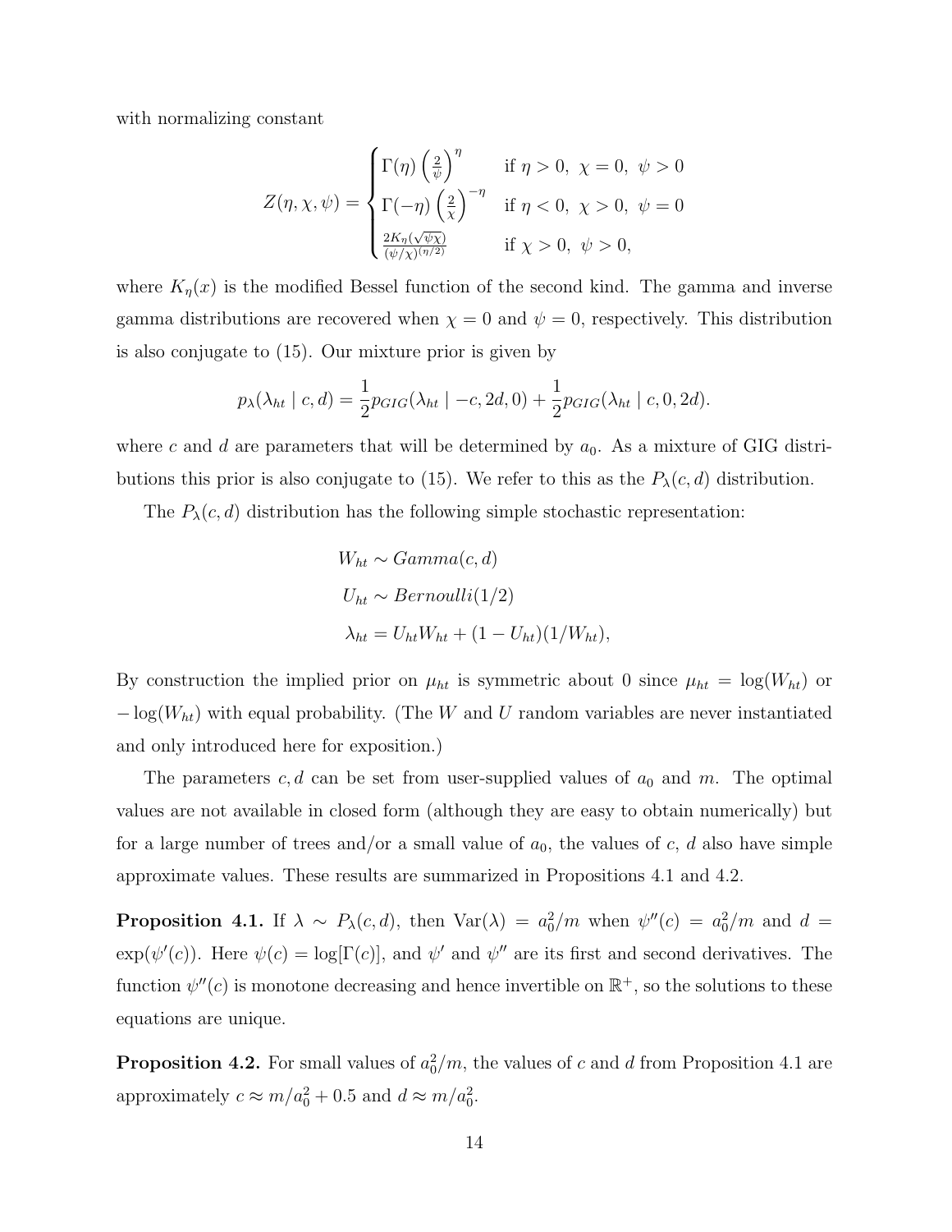with normalizing constant

$$Z(\eta,\chi,\psi) = \begin{cases} \Gamma(\eta)\left(\frac{2}{\psi}\right)^{\eta} & \text{if } \eta>0,\ \chi=0,\ \psi>0 \\ \Gamma(-\eta)\left(\frac{2}{\chi}\right)^{-\eta} & \text{if } \eta<0,\ \chi>0,\ \psi=0 \\ \frac{2K_\eta(\sqrt{\psi\chi})}{(\psi/\chi)^{(\eta/2)}} & \text{if } \chi>0,\ \psi>0, \end{cases}$$

where $K_\eta(x)$ is the modified Bessel function of the second kind. The gamma and inverse gamma distributions are recovered when $\chi = 0$ and $\psi = 0$, respectively. This distribution is also conjugate to (15). Our mixture prior is given by

$$p_\lambda(\lambda_{ht} \mid c, d) = \frac{1}{2} p_{GIG}(\lambda_{ht} \mid -c, 2d, 0) + \frac{1}{2} p_{GIG}(\lambda_{ht} \mid c, 0, 2d).$$

where $c$ and $d$ are parameters that will be determined by $a_0$. As a mixture of GIG distributions this prior is also conjugate to (15). We refer to this as the $P_\lambda(c, d)$ distribution.

The $P_\lambda(c, d)$ distribution has the following simple stochastic representation:

$$\begin{aligned} W_{ht} &\sim Gamma(c, d) \\ U_{ht} &\sim Bernoulli(1/2) \\ \lambda_{ht} &= U_{ht}W_{ht} + (1 - U_{ht})(1/W_{ht}), \end{aligned}$$

By construction the implied prior on $\mu_{ht}$ is symmetric about 0 since $\mu_{ht} = \log(W_{ht})$ or $-\log(W_{ht})$ with equal probability. (The $W$ and $U$ random variables are never instantiated and only introduced here for exposition.)

The parameters $c, d$ can be set from user-supplied values of $a_0$ and $m$. The optimal values are not available in closed form (although they are easy to obtain numerically) but for a large number of trees and/or a small value of $a_0$, the values of $c$, $d$ also have simple approximate values. These results are summarized in Propositions 4.1 and 4.2.

**Proposition 4.1.** *If $\lambda \sim P_\lambda(c, d)$, then $\mathrm{Var}(\lambda) = a_0^2/m$ when $\psi''(c) = a_0^2/m$ and $d = \exp(\psi'(c))$. Here $\psi(c) = \log[\Gamma(c)]$, and $\psi'$ and $\psi''$ are its first and second derivatives. The function $\psi''(c)$ is monotone decreasing and hence invertible on $\mathbb{R}^+$, so the solutions to these equations are unique.*

**Proposition 4.2.** *For small values of $a_0^2/m$, the values of $c$ and $d$ from Proposition 4.1 are approximately $c \approx m/a_0^2 + 0.5$ and $d \approx m/a_0^2$.*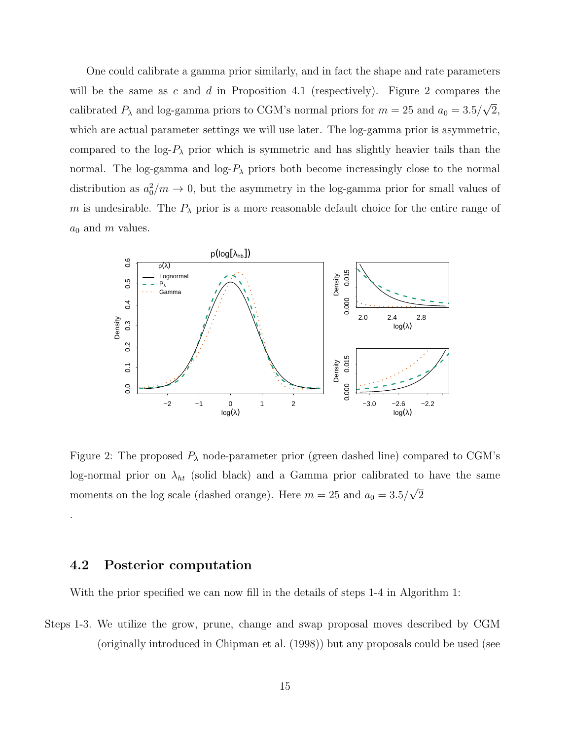One could calibrate a gamma prior similarly, and in fact the shape and rate parameters will be the same as $c$ and $d$ in Proposition 4.1 (respectively). Figure 2 compares the calibrated $P_\lambda$ and log-gamma priors to CGM's normal priors for $m = 25$ and $a_0 = 3.5/\sqrt{2}$, which are actual parameter settings we will use later. The log-gamma prior is asymmetric, compared to the log-$P_\lambda$ prior which is symmetric and has slightly heavier tails than the normal. The log-gamma and log-$P_\lambda$ priors both become increasingly close to the normal distribution as $a_0^2/m \to 0$, but the asymmetry in the log-gamma prior for small values of $m$ is undesirable. The $P_\lambda$ prior is a more reasonable default choice for the entire range of $a_0$ and $m$ values.

Figure 2: The proposed $P_\lambda$ node-parameter prior (green dashed line) compared to CGM's log-normal prior on $\lambda_{ht}$ (solid black) and a Gamma prior calibrated to have the same moments on the log scale (dashed orange). Here $m = 25$ and $a_0 = 3.5/\sqrt{2}$

.

## 4.2 Posterior computation

With the prior specified we can now fill in the details of steps 1-4 in Algorithm 1:

Steps 1-3. We utilize the grow, prune, change and swap proposal moves described by CGM (originally introduced in Chipman et al. (1998)) but any proposals could be used (see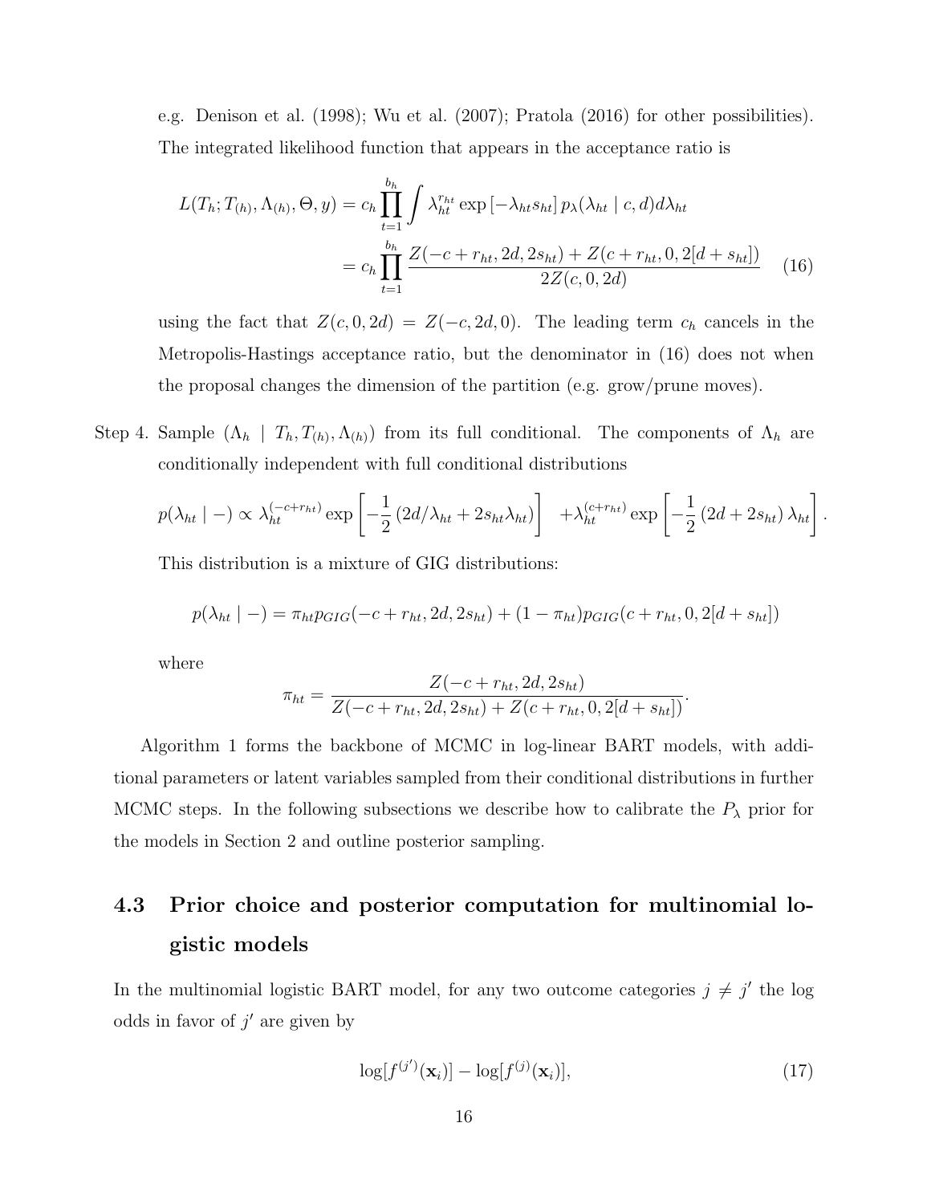e.g. Denison et al. (1998); Wu et al. (2007); Pratola (2016) for other possibilities). The integrated likelihood function that appears in the acceptance ratio is

$$
\begin{aligned}
L(T_h; T_{(h)}, \Lambda_{(h)}, \Theta, y) &= c_h \prod_{t=1}^{b_h} \int \lambda_{ht}^{r_{ht}} \exp\left[-\lambda_{ht} s_{ht}\right] p_\lambda(\lambda_{ht} \mid c, d) d\lambda_{ht} \\
&= c_h \prod_{t=1}^{b_h} \frac{Z(-c + r_{ht}, 2d, 2s_{ht}) + Z(c + r_{ht}, 0, 2[d + s_{ht}])}{2Z(c, 0, 2d)} \qquad (16)
\end{aligned}
$$

using the fact that $Z(c, 0, 2d) = Z(-c, 2d, 0)$. The leading term $c_h$ cancels in the Metropolis-Hastings acceptance ratio, but the denominator in (16) does not when the proposal changes the dimension of the partition (e.g. grow/prune moves).

Step 4. Sample $(\Lambda_h \mid T_h, T_{(h)}, \Lambda_{(h)})$ from its full conditional. The components of $\Lambda_h$ are conditionally independent with full conditional distributions

$$
p(\lambda_{ht} \mid -) \propto \lambda_{ht}^{(-c+r_{ht})} \exp\left[-\frac{1}{2}\left(2d/\lambda_{ht} + 2s_{ht}\lambda_{ht}\right)\right] \quad + \lambda_{ht}^{(c+r_{ht})} \exp\left[-\frac{1}{2}\left(2d + 2s_{ht}\right)\lambda_{ht}\right].
$$

This distribution is a mixture of GIG distributions:

$$
p(\lambda_{ht} \mid -) = \pi_{ht} p_{GIG}(-c + r_{ht}, 2d, 2s_{ht}) + (1 - \pi_{ht}) p_{GIG}(c + r_{ht}, 0, 2[d + s_{ht}])
$$

where

$$
\pi_{ht} = \frac{Z(-c + r_{ht}, 2d, 2s_{ht})}{Z(-c + r_{ht}, 2d, 2s_{ht}) + Z(c + r_{ht}, 0, 2[d + s_{ht}])}.
$$

Algorithm 1 forms the backbone of MCMC in log-linear BART models, with additional parameters or latent variables sampled from their conditional distributions in further MCMC steps. In the following subsections we describe how to calibrate the $P_\lambda$ prior for the models in Section 2 and outline posterior sampling.

## 4.3 Prior choice and posterior computation for multinomial logistic models

In the multinomial logistic BART model, for any two outcome categories $j \neq j'$ the log odds in favor of $j'$ are given by

$$
\log[f^{(j')}(\mathbf{x}_i)] - \log[f^{(j)}(\mathbf{x}_i)], \qquad (17)
$$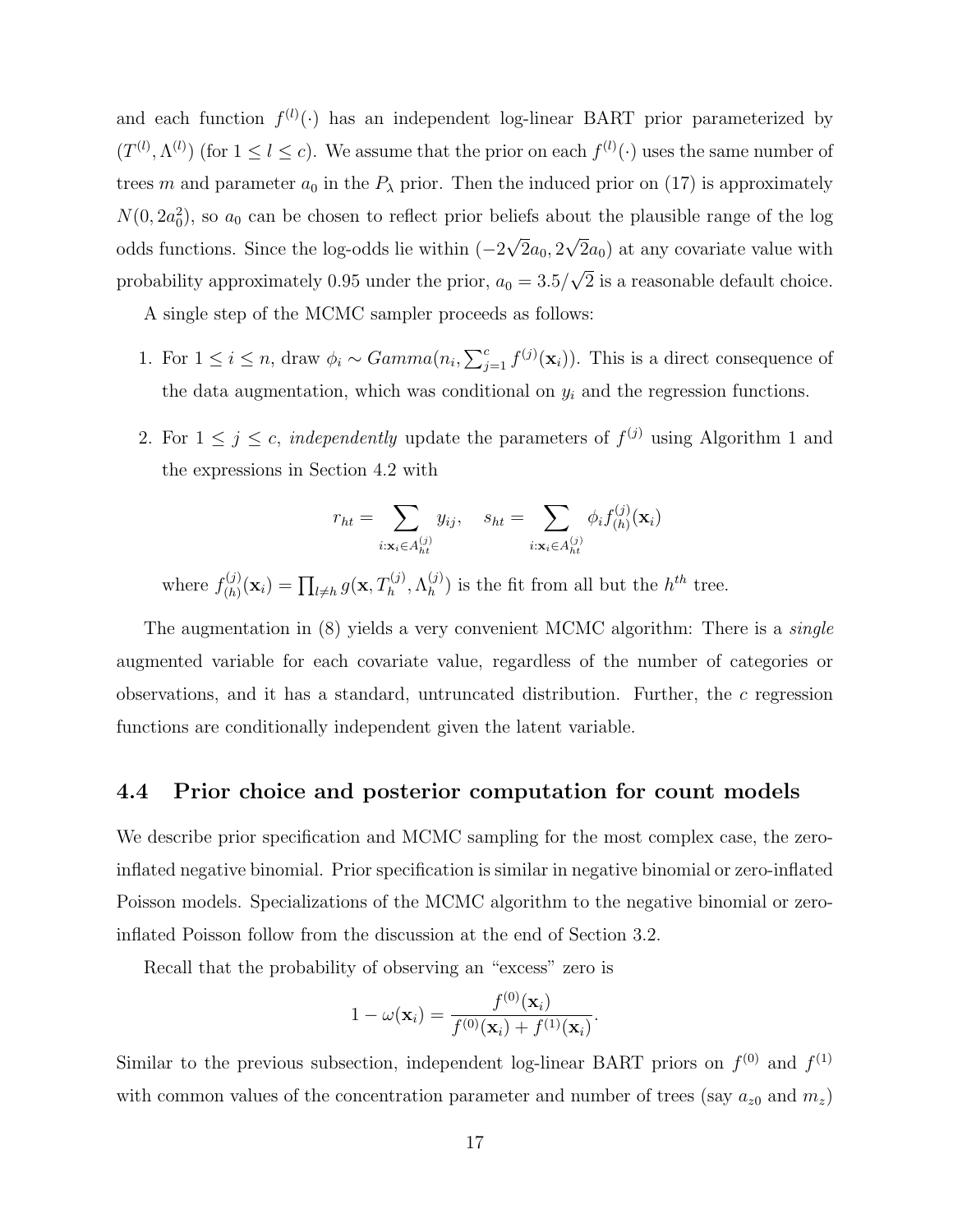and each function $f^{(l)}(\cdot)$ has an independent log-linear BART prior parameterized by $(T^{(l)}, \Lambda^{(l)})$ (for $1 \leq l \leq c$). We assume that the prior on each $f^{(l)}(\cdot)$ uses the same number of trees $m$ and parameter $a_0$ in the $P_\lambda$ prior. Then the induced prior on (17) is approximately $N(0, 2a_0^2)$, so $a_0$ can be chosen to reflect prior beliefs about the plausible range of the log odds functions. Since the log-odds lie within $(-2\sqrt{2}a_0, 2\sqrt{2}a_0)$ at any covariate value with probability approximately 0.95 under the prior, $a_0 = 3.5/\sqrt{2}$ is a reasonable default choice.

A single step of the MCMC sampler proceeds as follows:

1. For $1 \leq i \leq n$, draw $\phi_i \sim Gamma(n_i, \sum_{j=1}^{c} f^{(j)}(\mathbf{x}_i))$. This is a direct consequence of the data augmentation, which was conditional on $y_i$ and the regression functions.

2. For $1 \leq j \leq c$, *independently* update the parameters of $f^{(j)}$ using Algorithm 1 and the expressions in Section 4.2 with

$$r_{ht} = \sum_{i:\mathbf{x}_i \in A_{ht}^{(j)}} y_{ij}, \quad s_{ht} = \sum_{i:\mathbf{x}_i \in A_{ht}^{(j)}} \phi_i f_{(h)}^{(j)}(\mathbf{x}_i)$$

   where $f_{(h)}^{(j)}(\mathbf{x}_i) = \prod_{l \neq h} g(\mathbf{x}, T_h^{(j)}, \Lambda_h^{(j)})$ is the fit from all but the $h^{th}$ tree.

The augmentation in (8) yields a very convenient MCMC algorithm: There is a *single* augmented variable for each covariate value, regardless of the number of categories or observations, and it has a standard, untruncated distribution. Further, the $c$ regression functions are conditionally independent given the latent variable.

## 4.4 Prior choice and posterior computation for count models

We describe prior specification and MCMC sampling for the most complex case, the zero-inflated negative binomial. Prior specification is similar in negative binomial or zero-inflated Poisson models. Specializations of the MCMC algorithm to the negative binomial or zero-inflated Poisson follow from the discussion at the end of Section 3.2.

Recall that the probability of observing an "excess" zero is

$$1 - \omega(\mathbf{x}_i) = \frac{f^{(0)}(\mathbf{x}_i)}{f^{(0)}(\mathbf{x}_i) + f^{(1)}(\mathbf{x}_i)}.$$

Similar to the previous subsection, independent log-linear BART priors on $f^{(0)}$ and $f^{(1)}$ with common values of the concentration parameter and number of trees (say $a_{z0}$ and $m_z$)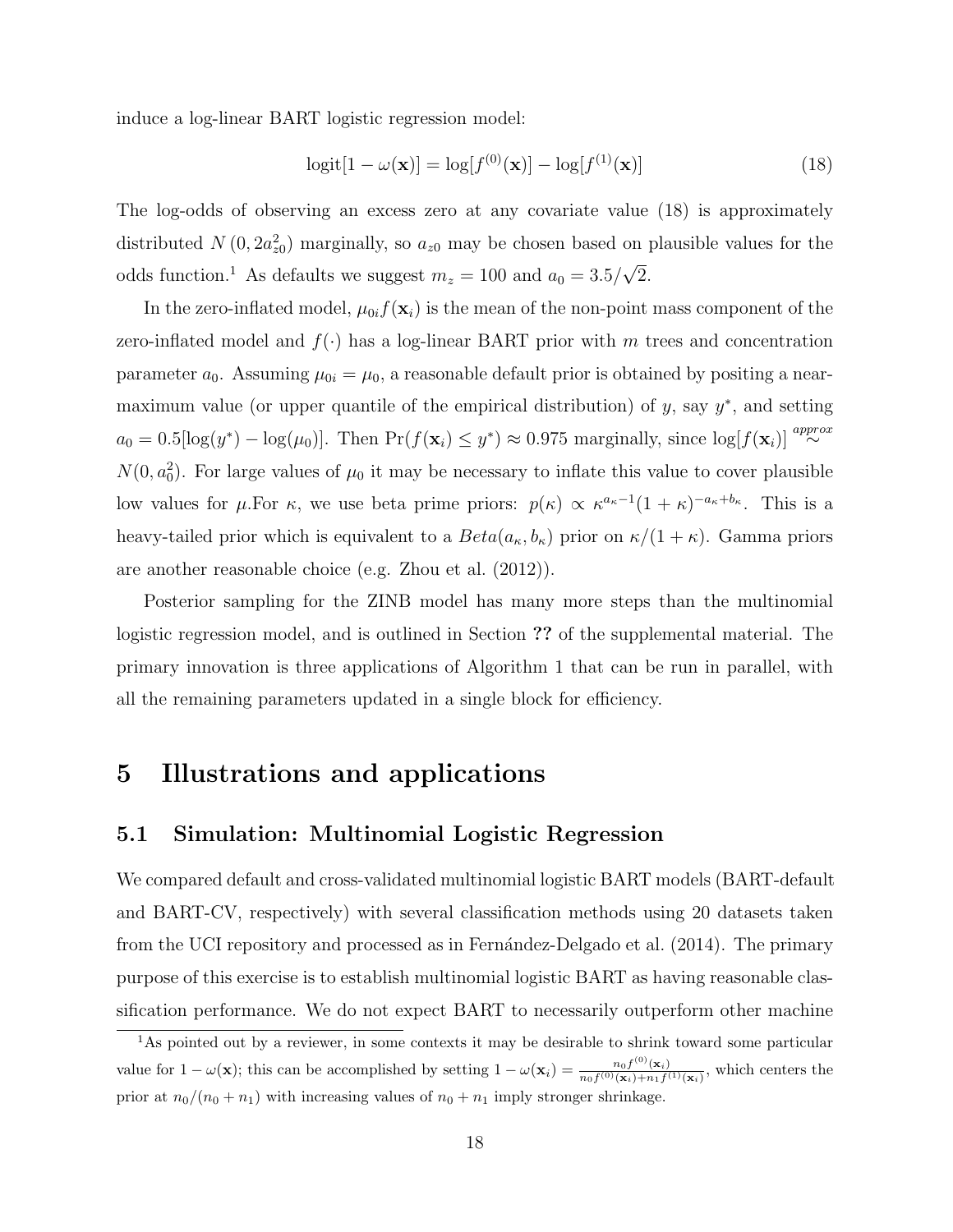induce a log-linear BART logistic regression model:

$$\text{logit}[1 - \omega(\mathbf{x})] = \log[f^{(0)}(\mathbf{x})] - \log[f^{(1)}(\mathbf{x})] \tag{18}$$

The log-odds of observing an excess zero at any covariate value (18) is approximately distributed $N\left(0, 2a_{z0}^2\right)$ marginally, so $a_{z0}$ may be chosen based on plausible values for the odds function.[1] As defaults we suggest $m_z = 100$ and $a_0 = 3.5/\sqrt{2}$.

In the zero-inflated model, $\mu_{0i} f(\mathbf{x}_i)$ is the mean of the non-point mass component of the zero-inflated model and $f(\cdot)$ has a log-linear BART prior with $m$ trees and concentration parameter $a_0$. Assuming $\mu_{0i} = \mu_0$, a reasonable default prior is obtained by positing a near-maximum value (or upper quantile of the empirical distribution) of $y$, say $y^*$, and setting $a_0 = 0.5[\log(y^*) - \log(\mu_0)]$. Then $\Pr(f(\mathbf{x}_i) \leq y^*) \approx 0.975$ marginally, since $\log[f(\mathbf{x}_i)] \overset{approx}{\sim} N(0, a_0^2)$. For large values of $\mu_0$ it may be necessary to inflate this value to cover plausible low values for $\mu$.For $\kappa$, we use beta prime priors: $p(\kappa) \propto \kappa^{a_\kappa - 1}(1 + \kappa)^{-a_\kappa + b_\kappa}$. This is a heavy-tailed prior which is equivalent to a $Beta(a_\kappa, b_\kappa)$ prior on $\kappa/(1 + \kappa)$. Gamma priors are another reasonable choice (e.g. Zhou et al. (2012)).

Posterior sampling for the ZINB model has many more steps than the multinomial logistic regression model, and is outlined in Section **??** of the supplemental material. The primary innovation is three applications of Algorithm 1 that can be run in parallel, with all the remaining parameters updated in a single block for efficiency.

# 5 Illustrations and applications

## 5.1 Simulation: Multinomial Logistic Regression

We compared default and cross-validated multinomial logistic BART models (BART-default and BART-CV, respectively) with several classification methods using 20 datasets taken from the UCI repository and processed as in Fernández-Delgado et al. (2014). The primary purpose of this exercise is to establish multinomial logistic BART as having reasonable classification performance. We do not expect BART to necessarily outperform other machine

[1] As pointed out by a reviewer, in some contexts it may be desirable to shrink toward some particular value for $1 - \omega(\mathbf{x})$; this can be accomplished by setting $1 - \omega(\mathbf{x}_i) = \frac{n_0 f^{(0)}(\mathbf{x}_i)}{n_0 f^{(0)}(\mathbf{x}_i) + n_1 f^{(1)}(\mathbf{x}_i)}$, which centers the prior at $n_0/(n_0 + n_1)$ with increasing values of $n_0 + n_1$ imply stronger shrinkage.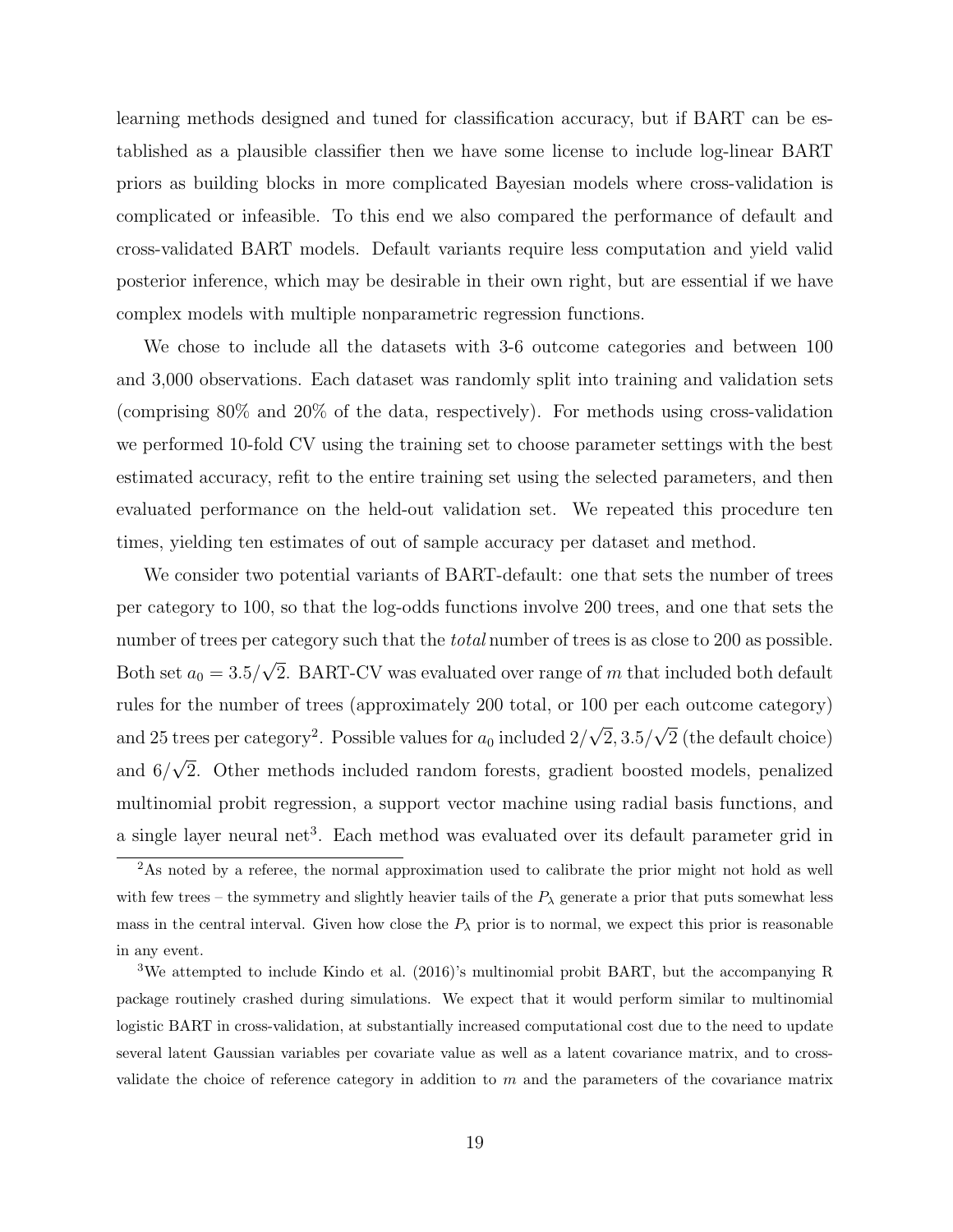learning methods designed and tuned for classification accuracy, but if BART can be established as a plausible classifier then we have some license to include log-linear BART priors as building blocks in more complicated Bayesian models where cross-validation is complicated or infeasible. To this end we also compared the performance of default and cross-validated BART models. Default variants require less computation and yield valid posterior inference, which may be desirable in their own right, but are essential if we have complex models with multiple nonparametric regression functions.

We chose to include all the datasets with 3-6 outcome categories and between 100 and 3,000 observations. Each dataset was randomly split into training and validation sets (comprising 80% and 20% of the data, respectively). For methods using cross-validation we performed 10-fold CV using the training set to choose parameter settings with the best estimated accuracy, refit to the entire training set using the selected parameters, and then evaluated performance on the held-out validation set. We repeated this procedure ten times, yielding ten estimates of out of sample accuracy per dataset and method.

We consider two potential variants of BART-default: one that sets the number of trees per category to 100, so that the log-odds functions involve 200 trees, and one that sets the number of trees per category such that the *total* number of trees is as close to 200 as possible. Both set $a_0 = 3.5/\sqrt{2}$. BART-CV was evaluated over range of $m$ that included both default rules for the number of trees (approximately 200 total, or 100 per each outcome category) and 25 trees per category[2]. Possible values for $a_0$ included $2/\sqrt{2}, 3.5/\sqrt{2}$ (the default choice) and $6/\sqrt{2}$. Other methods included random forests, gradient boosted models, penalized multinomial probit regression, a support vector machine using radial basis functions, and a single layer neural net[3]. Each method was evaluated over its default parameter grid in

[2]As noted by a referee, the normal approximation used to calibrate the prior might not hold as well with few trees – the symmetry and slightly heavier tails of the $P_\lambda$ generate a prior that puts somewhat less mass in the central interval. Given how close the $P_\lambda$ prior is to normal, we expect this prior is reasonable in any event.

[3]We attempted to include Kindo et al. (2016)'s multinomial probit BART, but the accompanying R package routinely crashed during simulations. We expect that it would perform similar to multinomial logistic BART in cross-validation, at substantially increased computational cost due to the need to update several latent Gaussian variables per covariate value as well as a latent covariance matrix, and to cross-validate the choice of reference category in addition to $m$ and the parameters of the covariance matrix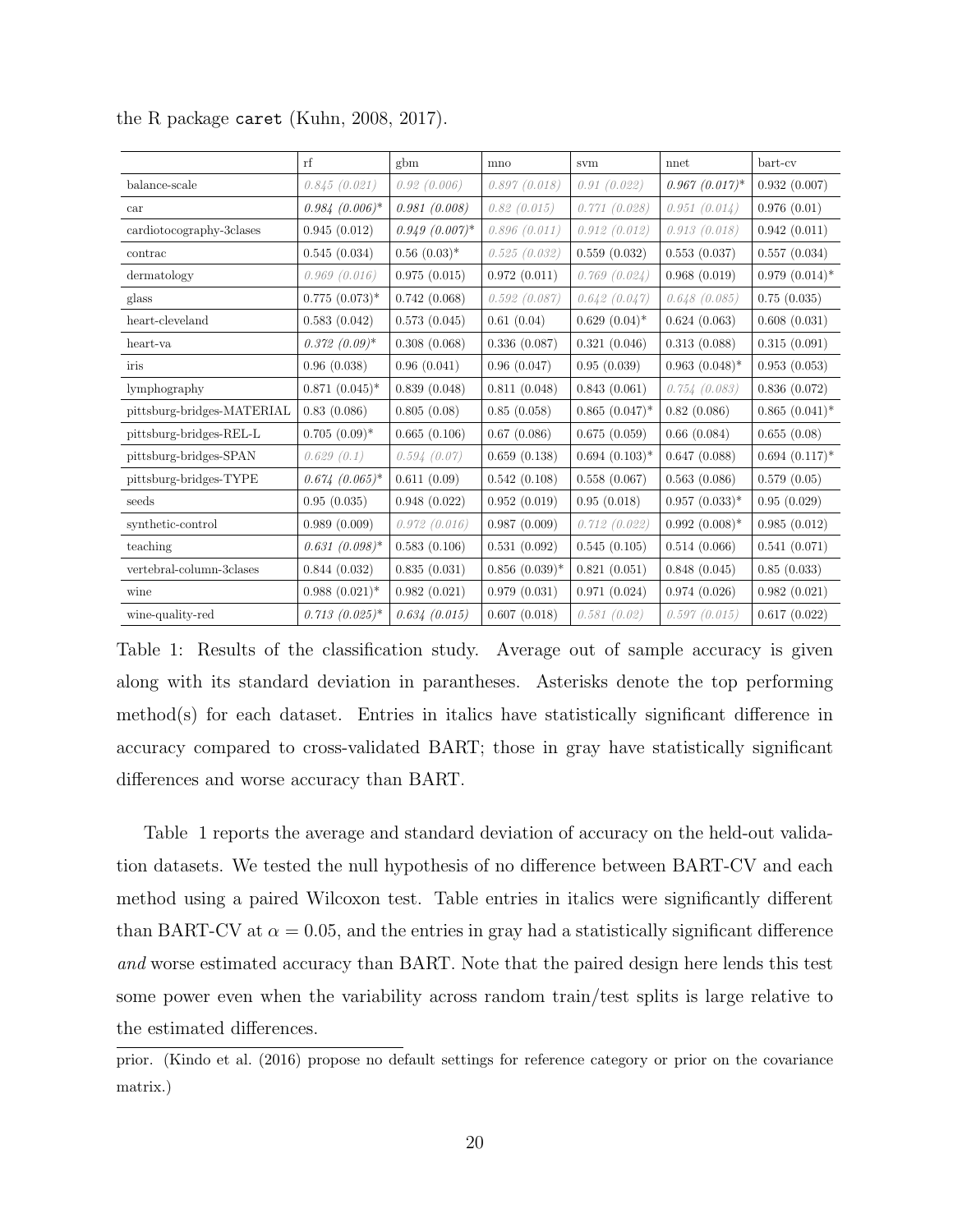the R package `caret` (Kuhn, 2008, 2017).

| | rf | gbm | mno | svm | nnet | bart-cv |
|---|---|---|---|---|---|---|
| balance-scale | *0.845 (0.021)* | *0.92 (0.006)* | *0.897 (0.018)* | *0.91 (0.022)* | *0.967 (0.017)*\* | 0.932 (0.007) |
| car | *0.984 (0.006)*\* | *0.981 (0.008)* | *0.82 (0.015)* | *0.771 (0.028)* | *0.951 (0.014)* | 0.976 (0.01) |
| cardiotocography-3clases | 0.945 (0.012) | *0.949 (0.007)*\* | *0.896 (0.011)* | *0.912 (0.012)* | *0.913 (0.018)* | 0.942 (0.011) |
| contrac | 0.545 (0.034) | 0.56 (0.03)\* | *0.525 (0.032)* | 0.559 (0.032) | 0.553 (0.037) | 0.557 (0.034) |
| dermatology | *0.969 (0.016)* | 0.975 (0.015) | 0.972 (0.011) | *0.769 (0.024)* | 0.968 (0.019) | 0.979 (0.014)\* |
| glass | 0.775 (0.073)\* | 0.742 (0.068) | *0.592 (0.087)* | *0.642 (0.047)* | *0.648 (0.085)* | 0.75 (0.035) |
| heart-cleveland | 0.583 (0.042) | 0.573 (0.045) | 0.61 (0.04) | 0.629 (0.04)\* | 0.624 (0.063) | 0.608 (0.031) |
| heart-va | *0.372 (0.09)*\* | 0.308 (0.068) | 0.336 (0.087) | 0.321 (0.046) | 0.313 (0.088) | 0.315 (0.091) |
| iris | 0.96 (0.038) | 0.96 (0.041) | 0.96 (0.047) | 0.95 (0.039) | 0.963 (0.048)\* | 0.953 (0.053) |
| lymphography | 0.871 (0.045)\* | 0.839 (0.048) | 0.811 (0.048) | 0.843 (0.061) | *0.754 (0.083)* | 0.836 (0.072) |
| pittsburg-bridges-MATERIAL | 0.83 (0.086) | 0.805 (0.08) | 0.85 (0.058) | 0.865 (0.047)\* | 0.82 (0.086) | 0.865 (0.041)\* |
| pittsburg-bridges-REL-L | 0.705 (0.09)\* | 0.665 (0.106) | 0.67 (0.086) | 0.675 (0.059) | 0.66 (0.084) | 0.655 (0.08) |
| pittsburg-bridges-SPAN | *0.629 (0.1)* | *0.594 (0.07)* | 0.659 (0.138) | 0.694 (0.103)\* | 0.647 (0.088) | 0.694 (0.117)\* |
| pittsburg-bridges-TYPE | *0.674 (0.065)*\* | 0.611 (0.09) | 0.542 (0.108) | 0.558 (0.067) | 0.563 (0.086) | 0.579 (0.05) |
| seeds | 0.95 (0.035) | 0.948 (0.022) | 0.952 (0.019) | 0.95 (0.018) | 0.957 (0.033)\* | 0.95 (0.029) |
| synthetic-control | 0.989 (0.009) | *0.972 (0.016)* | 0.987 (0.009) | *0.712 (0.022)* | 0.992 (0.008)\* | 0.985 (0.012) |
| teaching | *0.631 (0.098)*\* | 0.583 (0.106) | 0.531 (0.092) | 0.545 (0.105) | 0.514 (0.066) | 0.541 (0.071) |
| vertebral-column-3clases | 0.844 (0.032) | 0.835 (0.031) | 0.856 (0.039)\* | 0.821 (0.051) | 0.848 (0.045) | 0.85 (0.033) |
| wine | 0.988 (0.021)\* | 0.982 (0.021) | 0.979 (0.031) | 0.971 (0.024) | 0.974 (0.026) | 0.982 (0.021) |
| wine-quality-red | *0.713 (0.025)*\* | *0.634 (0.015)* | 0.607 (0.018) | *0.581 (0.02)* | *0.597 (0.015)* | 0.617 (0.022) |

Table 1: Results of the classification study. Average out of sample accuracy is given along with its standard deviation in parantheses. Asterisks denote the top performing method(s) for each dataset. Entries in italics have statistically significant difference in accuracy compared to cross-validated BART; those in gray have statistically significant differences and worse accuracy than BART.

Table 1 reports the average and standard deviation of accuracy on the held-out validation datasets. We tested the null hypothesis of no difference between BART-CV and each method using a paired Wilcoxon test. Table entries in italics were significantly different than BART-CV at $\alpha = 0.05$, and the entries in gray had a statistically significant difference *and* worse estimated accuracy than BART. Note that the paired design here lends this test some power even when the variability across random train/test splits is large relative to the estimated differences.

prior. (Kindo et al. (2016) propose no default settings for reference category or prior on the covariance matrix.)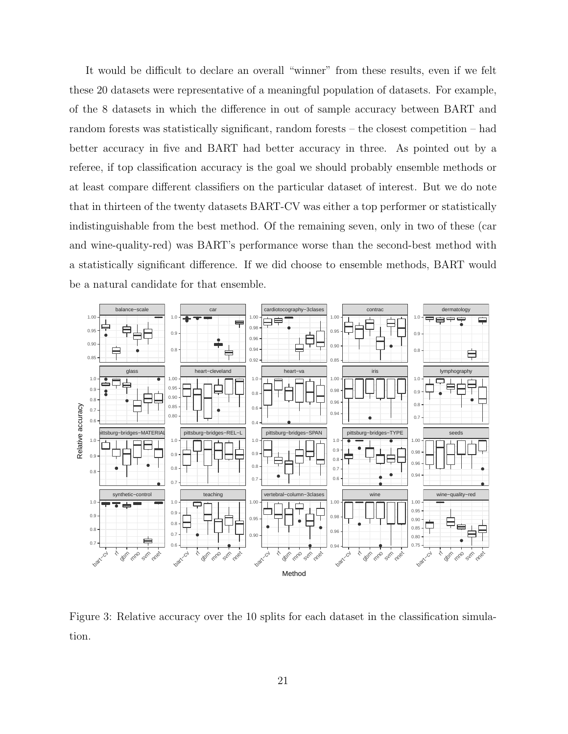It would be difficult to declare an overall "winner" from these results, even if we felt these 20 datasets were representative of a meaningful population of datasets. For example, of the 8 datasets in which the difference in out of sample accuracy between BART and random forests was statistically significant, random forests – the closest competition – had better accuracy in five and BART had better accuracy in three. As pointed out by a referee, if top classification accuracy is the goal we should probably ensemble methods or at least compare different classifiers on the particular dataset of interest. But we do note that in thirteen of the twenty datasets BART-CV was either a top performer or statistically indistinguishable from the best method. Of the remaining seven, only in two of these (car and wine-quality-red) was BART's performance worse than the second-best method with a statistically significant difference. If we did choose to ensemble methods, BART would be a natural candidate for that ensemble.

Figure 3: Relative accuracy over the 10 splits for each dataset in the classification simulation.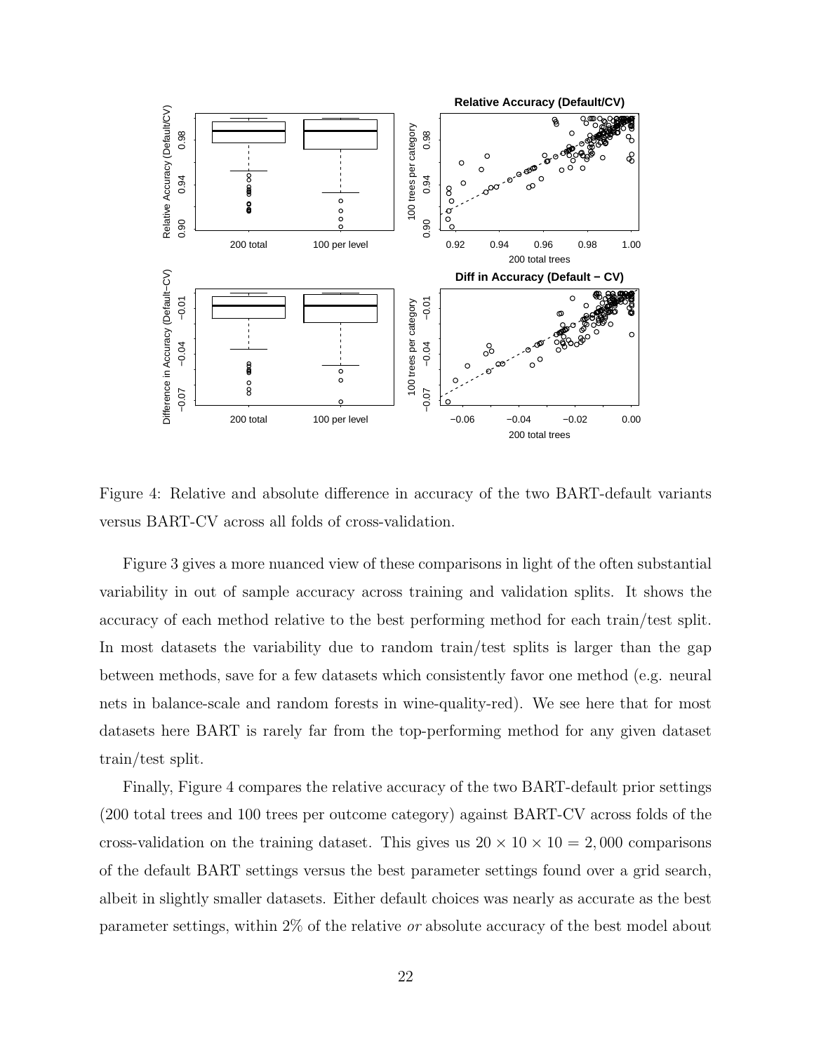Figure 4: Relative and absolute difference in accuracy of the two BART-default variants versus BART-CV across all folds of cross-validation.

Figure 3 gives a more nuanced view of these comparisons in light of the often substantial variability in out of sample accuracy across training and validation splits. It shows the accuracy of each method relative to the best performing method for each train/test split. In most datasets the variability due to random train/test splits is larger than the gap between methods, save for a few datasets which consistently favor one method (e.g. neural nets in balance-scale and random forests in wine-quality-red). We see here that for most datasets here BART is rarely far from the top-performing method for any given dataset train/test split.

Finally, Figure 4 compares the relative accuracy of the two BART-default prior settings (200 total trees and 100 trees per outcome category) against BART-CV across folds of the cross-validation on the training dataset. This gives us $20 \times 10 \times 10 = 2,000$ comparisons of the default BART settings versus the best parameter settings found over a grid search, albeit in slightly smaller datasets. Either default choices was nearly as accurate as the best parameter settings, within 2% of the relative *or* absolute accuracy of the best model about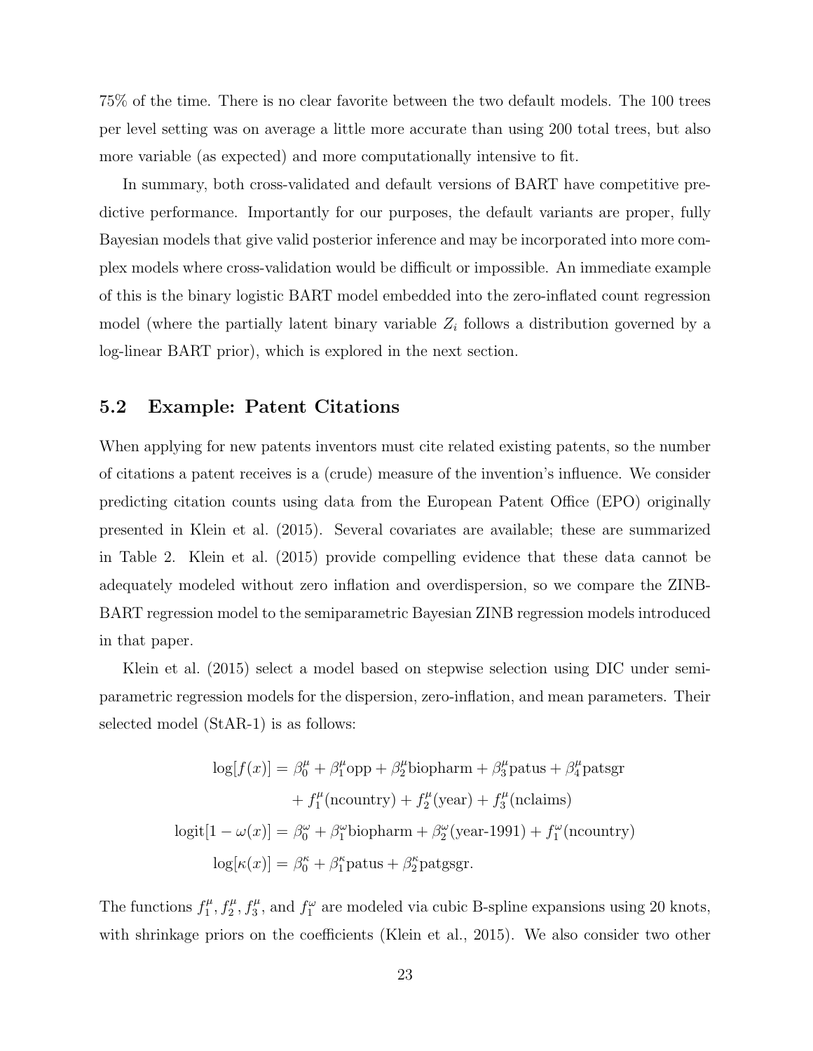75% of the time. There is no clear favorite between the two default models. The 100 trees per level setting was on average a little more accurate than using 200 total trees, but also more variable (as expected) and more computationally intensive to fit.

In summary, both cross-validated and default versions of BART have competitive predictive performance. Importantly for our purposes, the default variants are proper, fully Bayesian models that give valid posterior inference and may be incorporated into more complex models where cross-validation would be difficult or impossible. An immediate example of this is the binary logistic BART model embedded into the zero-inflated count regression model (where the partially latent binary variable $Z_i$ follows a distribution governed by a log-linear BART prior), which is explored in the next section.

## 5.2 Example: Patent Citations

When applying for new patents inventors must cite related existing patents, so the number of citations a patent receives is a (crude) measure of the invention's influence. We consider predicting citation counts using data from the European Patent Office (EPO) originally presented in Klein et al. (2015). Several covariates are available; these are summarized in Table 2. Klein et al. (2015) provide compelling evidence that these data cannot be adequately modeled without zero inflation and overdispersion, so we compare the ZINB-BART regression model to the semiparametric Bayesian ZINB regression models introduced in that paper.

Klein et al. (2015) select a model based on stepwise selection using DIC under semiparametric regression models for the dispersion, zero-inflation, and mean parameters. Their selected model (StAR-1) is as follows:

$$
\begin{aligned}
\log[f(x)] &= \beta_0^\mu + \beta_1^\mu \text{opp} + \beta_2^\mu \text{biopharm} + \beta_3^\mu \text{patus} + \beta_4^\mu \text{patsgr} \\
&\quad + f_1^\mu(\text{ncountry}) + f_2^\mu(\text{year}) + f_3^\mu(\text{nclaims}) \\
\text{logit}[1-\omega(x)] &= \beta_0^\omega + \beta_1^\omega \text{biopharm} + \beta_2^\omega (\text{year-1991}) + f_1^\omega(\text{ncountry}) \\
\log[\kappa(x)] &= \beta_0^\kappa + \beta_1^\kappa \text{patus} + \beta_2^\kappa \text{patgsgr}.
\end{aligned}
$$

The functions $f_1^\mu, f_2^\mu, f_3^\mu$, and $f_1^\omega$ are modeled via cubic B-spline expansions using 20 knots, with shrinkage priors on the coefficients (Klein et al., 2015). We also consider two other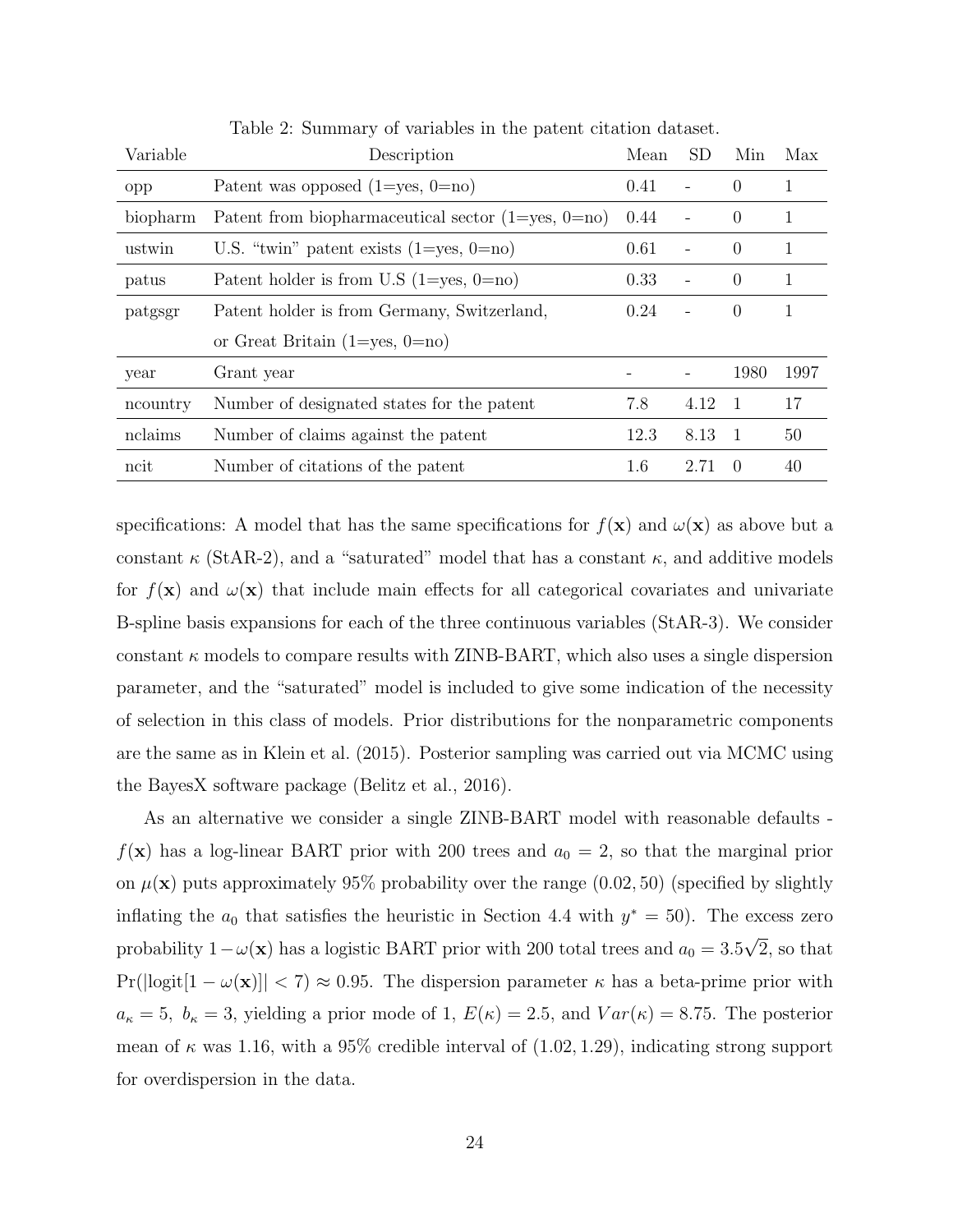Table 2: Summary of variables in the patent citation dataset.

| Variable | Description | Mean | SD | Min | Max |
|---|---|---|---|---|---|
| opp | Patent was opposed (1=yes, 0=no) | 0.41 | - | 0 | 1 |
| biopharm | Patent from biopharmaceutical sector (1=yes, 0=no) | 0.44 | - | 0 | 1 |
| ustwin | U.S. "twin" patent exists (1=yes, 0=no) | 0.61 | - | 0 | 1 |
| patus | Patent holder is from U.S (1=yes, 0=no) | 0.33 | - | 0 | 1 |
| patgsgr | Patent holder is from Germany, Switzerland, or Great Britain (1=yes, 0=no) | 0.24 | - | 0 | 1 |
| year | Grant year | - | - | 1980 | 1997 |
| ncountry | Number of designated states for the patent | 7.8 | 4.12 | 1 | 17 |
| nclaims | Number of claims against the patent | 12.3 | 8.13 | 1 | 50 |
| ncit | Number of citations of the patent | 1.6 | 2.71 | 0 | 40 |

specifications: A model that has the same specifications for $f(\mathbf{x})$ and $\omega(\mathbf{x})$ as above but a constant $\kappa$ (StAR-2), and a "saturated" model that has a constant $\kappa$, and additive models for $f(\mathbf{x})$ and $\omega(\mathbf{x})$ that include main effects for all categorical covariates and univariate B-spline basis expansions for each of the three continuous variables (StAR-3). We consider constant $\kappa$ models to compare results with ZINB-BART, which also uses a single dispersion parameter, and the "saturated" model is included to give some indication of the necessity of selection in this class of models. Prior distributions for the nonparametric components are the same as in Klein et al. (2015). Posterior sampling was carried out via MCMC using the BayesX software package (Belitz et al., 2016).

As an alternative we consider a single ZINB-BART model with reasonable defaults - $f(\mathbf{x})$ has a log-linear BART prior with 200 trees and $a_0 = 2$, so that the marginal prior on $\mu(\mathbf{x})$ puts approximately 95% probability over the range $(0.02, 50)$ (specified by slightly inflating the $a_0$ that satisfies the heuristic in Section 4.4 with $y^* = 50$). The excess zero probability $1-\omega(\mathbf{x})$ has a logistic BART prior with 200 total trees and $a_0 = 3.5\sqrt{2}$, so that $\Pr(|\text{logit}[1 - \omega(\mathbf{x})]| < 7) \approx 0.95$. The dispersion parameter $\kappa$ has a beta-prime prior with $a_\kappa = 5,\ b_\kappa = 3$, yielding a prior mode of 1, $E(\kappa) = 2.5$, and $Var(\kappa) = 8.75$. The posterior mean of $\kappa$ was 1.16, with a 95% credible interval of $(1.02, 1.29)$, indicating strong support for overdispersion in the data.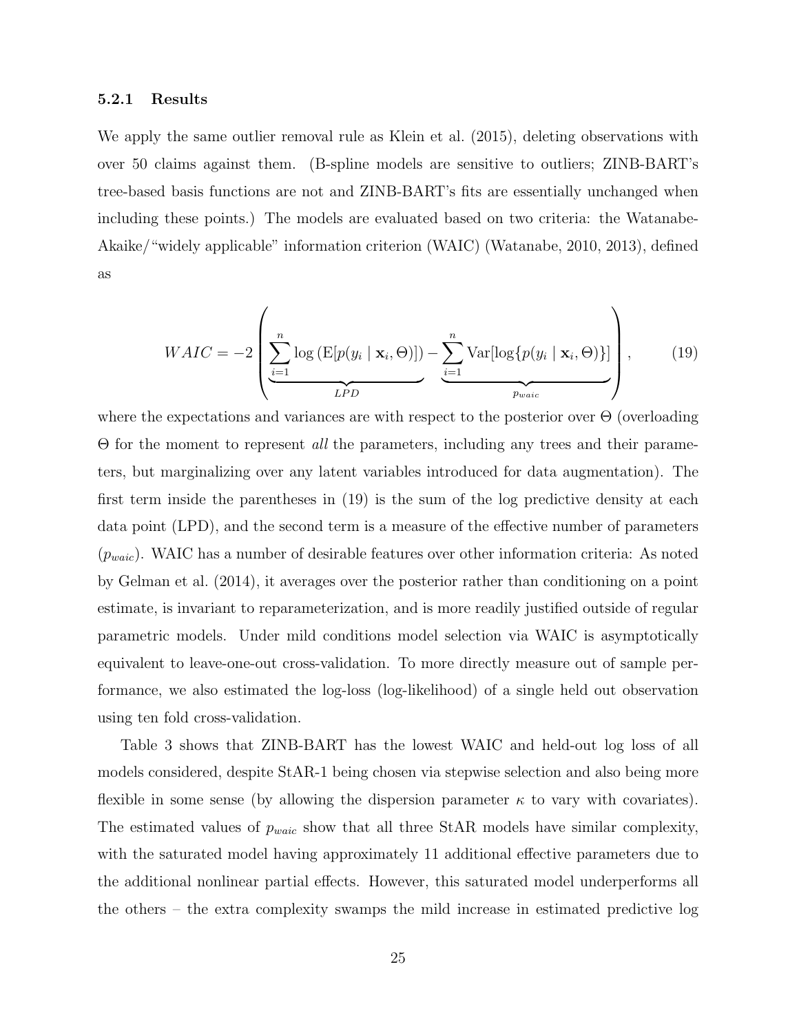#### 5.2.1 Results

We apply the same outlier removal rule as Klein et al. (2015), deleting observations with over 50 claims against them. (B-spline models are sensitive to outliers; ZINB-BART's tree-based basis functions are not and ZINB-BART's fits are essentially unchanged when including these points.) The models are evaluated based on two criteria: the Watanabe-Akaike/"widely applicable" information criterion (WAIC) (Watanabe, 2010, 2013), defined as

$$WAIC = -2 \left( \underbrace{\sum_{i=1}^{n} \log \left( \mathrm{E}[p(y_i \mid \mathbf{x}_i, \Theta)] \right)}_{LPD} - \underbrace{\sum_{i=1}^{n} \mathrm{Var}[\log\{p(y_i \mid \mathbf{x}_i, \Theta)\}]}_{p_{waic}} \right), \tag{19}$$

where the expectations and variances are with respect to the posterior over $\Theta$ (overloading $\Theta$ for the moment to represent *all* the parameters, including any trees and their parameters, but marginalizing over any latent variables introduced for data augmentation). The first term inside the parentheses in (19) is the sum of the log predictive density at each data point (LPD), and the second term is a measure of the effective number of parameters ($p_{waic}$). WAIC has a number of desirable features over other information criteria: As noted by Gelman et al. (2014), it averages over the posterior rather than conditioning on a point estimate, is invariant to reparameterization, and is more readily justified outside of regular parametric models. Under mild conditions model selection via WAIC is asymptotically equivalent to leave-one-out cross-validation. To more directly measure out of sample performance, we also estimated the log-loss (log-likelihood) of a single held out observation using ten fold cross-validation.

Table 3 shows that ZINB-BART has the lowest WAIC and held-out log loss of all models considered, despite StAR-1 being chosen via stepwise selection and also being more flexible in some sense (by allowing the dispersion parameter $\kappa$ to vary with covariates). The estimated values of $p_{waic}$ show that all three StAR models have similar complexity, with the saturated model having approximately 11 additional effective parameters due to the additional nonlinear partial effects. However, this saturated model underperforms all the others – the extra complexity swamps the mild increase in estimated predictive log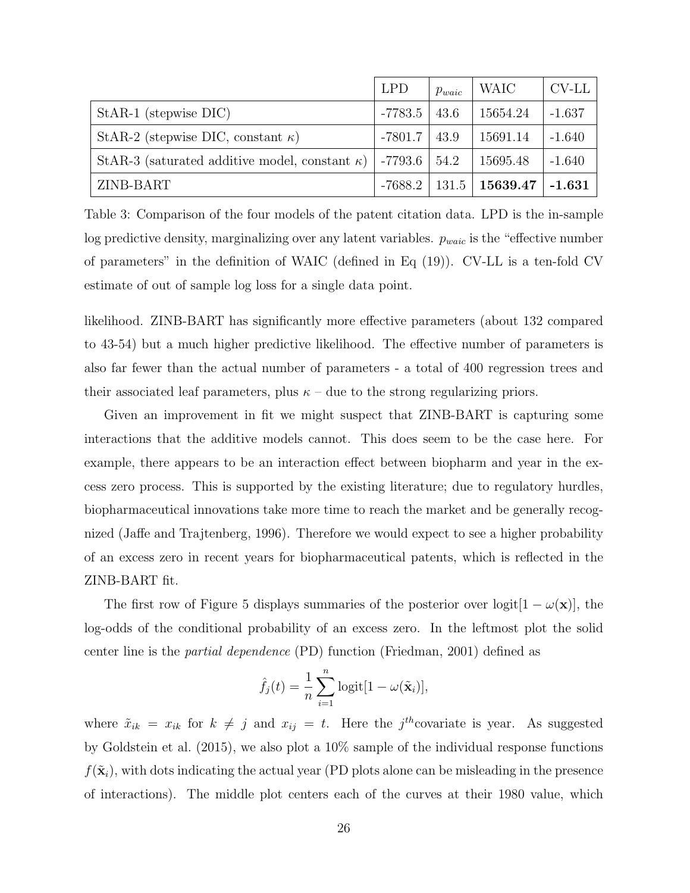| | LPD | $p_{waic}$ | WAIC | CV-LL |
|---|---|---|---|---|
| StAR-1 (stepwise DIC) | -7783.5 | 43.6 | 15654.24 | -1.637 |
| StAR-2 (stepwise DIC, constant $\kappa$) | -7801.7 | 43.9 | 15691.14 | -1.640 |
| StAR-3 (saturated additive model, constant $\kappa$) | -7793.6 | 54.2 | 15695.48 | -1.640 |
| ZINB-BART | -7688.2 | 131.5 | **15639.47** | **-1.631** |

Table 3: Comparison of the four models of the patent citation data. LPD is the in-sample log predictive density, marginalizing over any latent variables. $p_{waic}$ is the "effective number of parameters" in the definition of WAIC (defined in Eq (19)). CV-LL is a ten-fold CV estimate of out of sample log loss for a single data point.

likelihood. ZINB-BART has significantly more effective parameters (about 132 compared to 43-54) but a much higher predictive likelihood. The effective number of parameters is also far fewer than the actual number of parameters - a total of 400 regression trees and their associated leaf parameters, plus $\kappa$ – due to the strong regularizing priors.

Given an improvement in fit we might suspect that ZINB-BART is capturing some interactions that the additive models cannot. This does seem to be the case here. For example, there appears to be an interaction effect between biopharm and year in the excess zero process. This is supported by the existing literature; due to regulatory hurdles, biopharmaceutical innovations take more time to reach the market and be generally recognized (Jaffe and Trajtenberg, 1996). Therefore we would expect to see a higher probability of an excess zero in recent years for biopharmaceutical patents, which is reflected in the ZINB-BART fit.

The first row of Figure 5 displays summaries of the posterior over $\text{logit}[1 - \omega(\mathbf{x})]$, the log-odds of the conditional probability of an excess zero. In the leftmost plot the solid center line is the *partial dependence* (PD) function (Friedman, 2001) defined as

$$\hat{f}_j(t) = \frac{1}{n} \sum_{i=1}^{n} \text{logit}[1 - \omega(\tilde{\mathbf{x}}_i)],$$

where $\tilde{x}_{ik} = x_{ik}$ for $k \neq j$ and $x_{ij} = t$. Here the $j^{th}$covariate is year. As suggested by Goldstein et al. (2015), we also plot a 10% sample of the individual response functions $f(\tilde{\mathbf{x}}_i)$, with dots indicating the actual year (PD plots alone can be misleading in the presence of interactions). The middle plot centers each of the curves at their 1980 value, which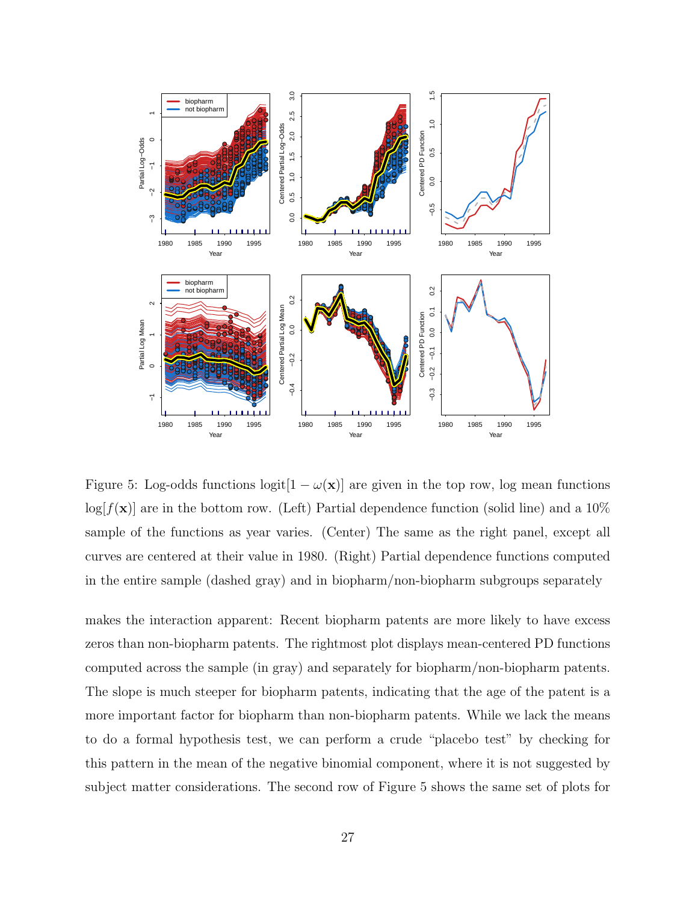Figure 5: Log-odds functions $\text{logit}[1 - \omega(\mathbf{x})]$ are given in the top row, log mean functions $\log[f(\mathbf{x})]$ are in the bottom row. (Left) Partial dependence function (solid line) and a 10% sample of the functions as year varies. (Center) The same as the right panel, except all curves are centered at their value in 1980. (Right) Partial dependence functions computed in the entire sample (dashed gray) and in biopharm/non-biopharm subgroups separately

makes the interaction apparent: Recent biopharm patents are more likely to have excess zeros than non-biopharm patents. The rightmost plot displays mean-centered PD functions computed across the sample (in gray) and separately for biopharm/non-biopharm patents. The slope is much steeper for biopharm patents, indicating that the age of the patent is a more important factor for biopharm than non-biopharm patents. While we lack the means to do a formal hypothesis test, we can perform a crude "placebo test" by checking for this pattern in the mean of the negative binomial component, where it is not suggested by subject matter considerations. The second row of Figure 5 shows the same set of plots for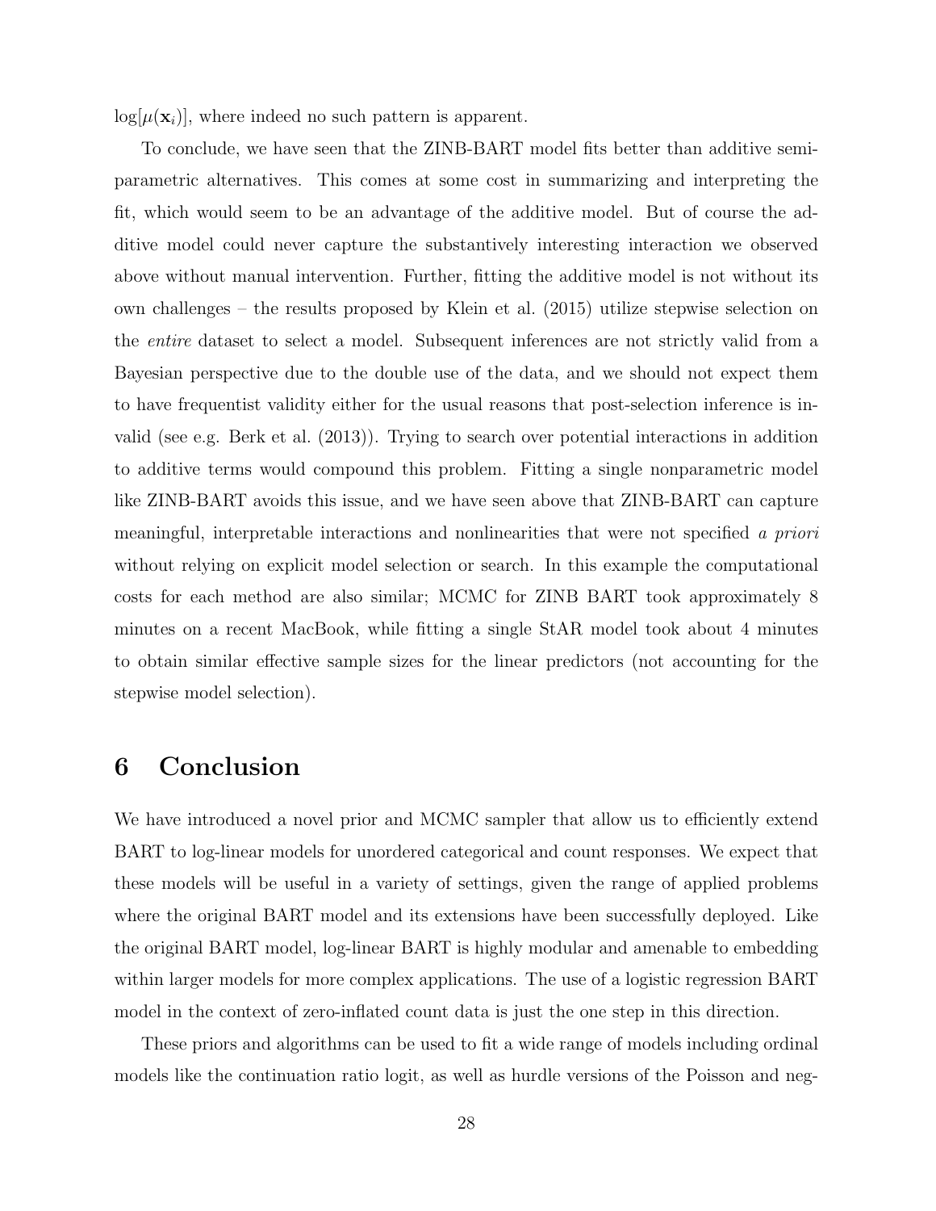$\log[\mu(\mathbf{x}_i)]$, where indeed no such pattern is apparent.

To conclude, we have seen that the ZINB-BART model fits better than additive semi-parametric alternatives. This comes at some cost in summarizing and interpreting the fit, which would seem to be an advantage of the additive model. But of course the additive model could never capture the substantively interesting interaction we observed above without manual intervention. Further, fitting the additive model is not without its own challenges – the results proposed by Klein et al. (2015) utilize stepwise selection on the *entire* dataset to select a model. Subsequent inferences are not strictly valid from a Bayesian perspective due to the double use of the data, and we should not expect them to have frequentist validity either for the usual reasons that post-selection inference is invalid (see e.g. Berk et al. (2013)). Trying to search over potential interactions in addition to additive terms would compound this problem. Fitting a single nonparametric model like ZINB-BART avoids this issue, and we have seen above that ZINB-BART can capture meaningful, interpretable interactions and nonlinearities that were not specified *a priori* without relying on explicit model selection or search. In this example the computational costs for each method are also similar; MCMC for ZINB BART took approximately 8 minutes on a recent MacBook, while fitting a single StAR model took about 4 minutes to obtain similar effective sample sizes for the linear predictors (not accounting for the stepwise model selection).

# 6 Conclusion

We have introduced a novel prior and MCMC sampler that allow us to efficiently extend BART to log-linear models for unordered categorical and count responses. We expect that these models will be useful in a variety of settings, given the range of applied problems where the original BART model and its extensions have been successfully deployed. Like the original BART model, log-linear BART is highly modular and amenable to embedding within larger models for more complex applications. The use of a logistic regression BART model in the context of zero-inflated count data is just the one step in this direction.

These priors and algorithms can be used to fit a wide range of models including ordinal models like the continuation ratio logit, as well as hurdle versions of the Poisson and neg-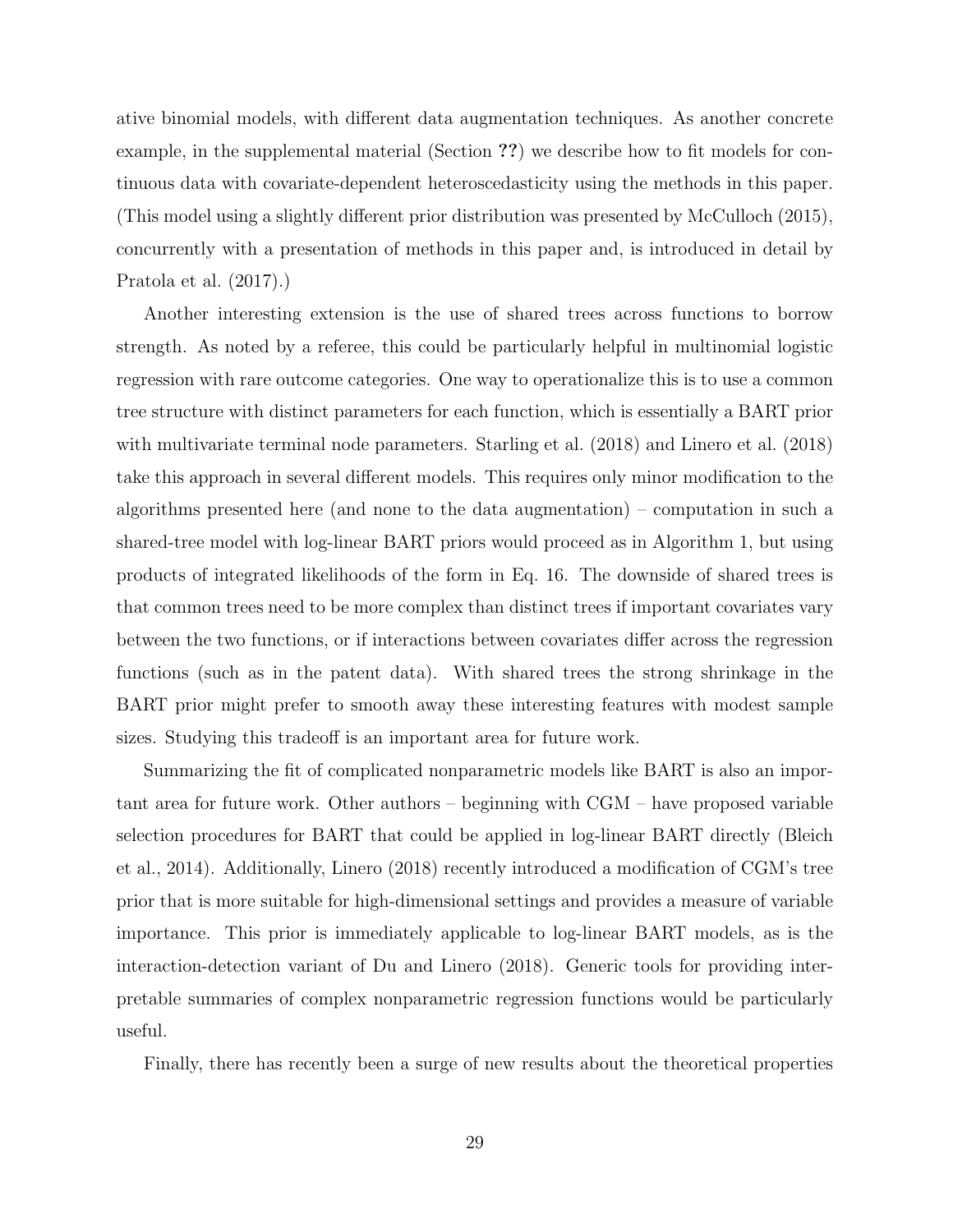ative binomial models, with different data augmentation techniques. As another concrete example, in the supplemental material (Section **??**) we describe how to fit models for continuous data with covariate-dependent heteroscedasticity using the methods in this paper. (This model using a slightly different prior distribution was presented by McCulloch (2015), concurrently with a presentation of methods in this paper and, is introduced in detail by Pratola et al. (2017).)

Another interesting extension is the use of shared trees across functions to borrow strength. As noted by a referee, this could be particularly helpful in multinomial logistic regression with rare outcome categories. One way to operationalize this is to use a common tree structure with distinct parameters for each function, which is essentially a BART prior with multivariate terminal node parameters. Starling et al. (2018) and Linero et al. (2018) take this approach in several different models. This requires only minor modification to the algorithms presented here (and none to the data augmentation) – computation in such a shared-tree model with log-linear BART priors would proceed as in Algorithm 1, but using products of integrated likelihoods of the form in Eq. 16. The downside of shared trees is that common trees need to be more complex than distinct trees if important covariates vary between the two functions, or if interactions between covariates differ across the regression functions (such as in the patent data). With shared trees the strong shrinkage in the BART prior might prefer to smooth away these interesting features with modest sample sizes. Studying this tradeoff is an important area for future work.

Summarizing the fit of complicated nonparametric models like BART is also an important area for future work. Other authors – beginning with CGM – have proposed variable selection procedures for BART that could be applied in log-linear BART directly (Bleich et al., 2014). Additionally, Linero (2018) recently introduced a modification of CGM's tree prior that is more suitable for high-dimensional settings and provides a measure of variable importance. This prior is immediately applicable to log-linear BART models, as is the interaction-detection variant of Du and Linero (2018). Generic tools for providing interpretable summaries of complex nonparametric regression functions would be particularly useful.

Finally, there has recently been a surge of new results about the theoretical properties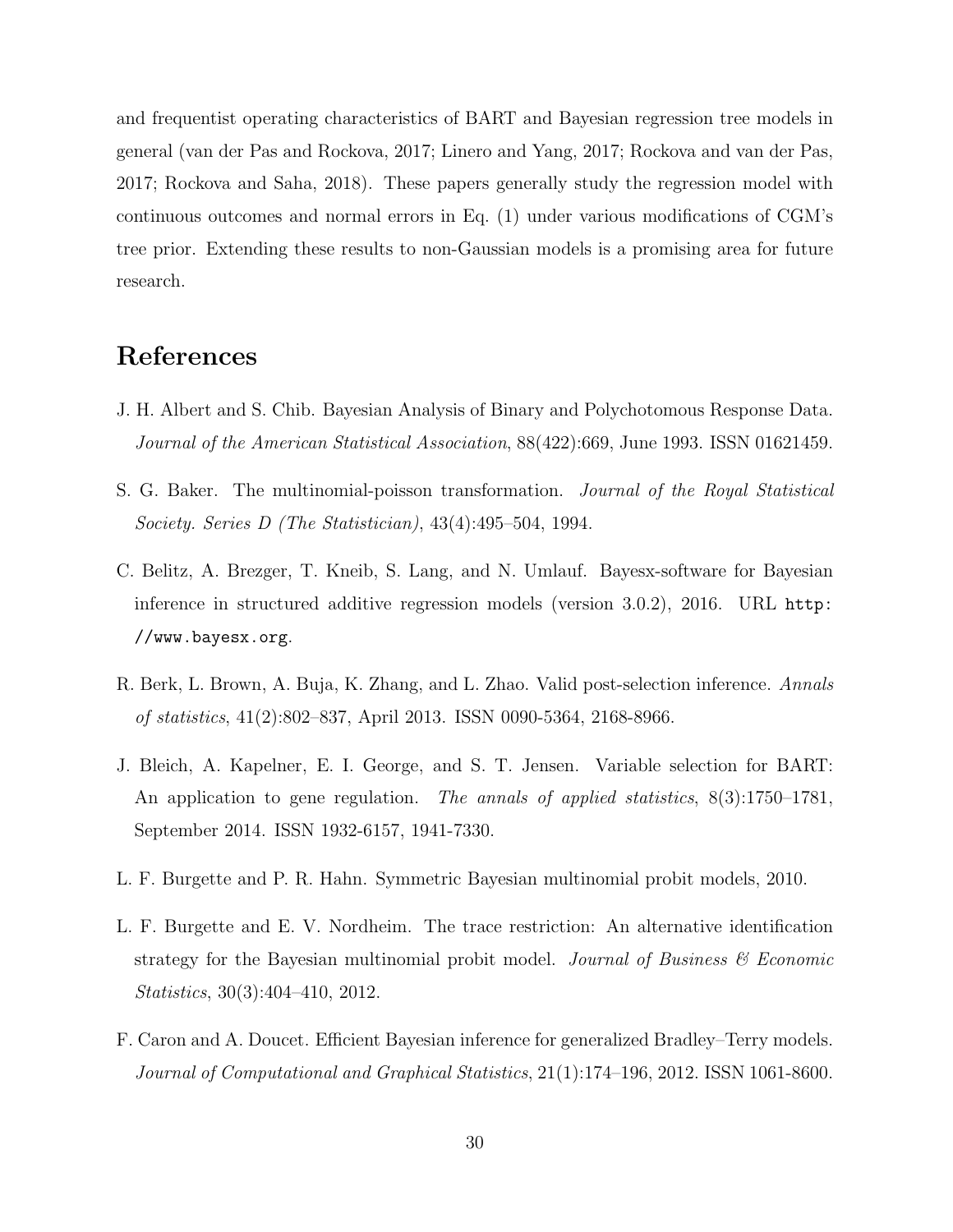and frequentist operating characteristics of BART and Bayesian regression tree models in general (van der Pas and Rockova, 2017; Linero and Yang, 2017; Rockova and van der Pas, 2017; Rockova and Saha, 2018). These papers generally study the regression model with continuous outcomes and normal errors in Eq. (1) under various modifications of CGM's tree prior. Extending these results to non-Gaussian models is a promising area for future research.

## References

J. H. Albert and S. Chib. Bayesian Analysis of Binary and Polychotomous Response Data. *Journal of the American Statistical Association*, 88(422):669, June 1993. ISSN 01621459.

S. G. Baker. The multinomial-poisson transformation. *Journal of the Royal Statistical Society. Series D (The Statistician)*, 43(4):495–504, 1994.

C. Belitz, A. Brezger, T. Kneib, S. Lang, and N. Umlauf. Bayesx-software for Bayesian inference in structured additive regression models (version 3.0.2), 2016. URL `http://www.bayesx.org`.

R. Berk, L. Brown, A. Buja, K. Zhang, and L. Zhao. Valid post-selection inference. *Annals of statistics*, 41(2):802–837, April 2013. ISSN 0090-5364, 2168-8966.

J. Bleich, A. Kapelner, E. I. George, and S. T. Jensen. Variable selection for BART: An application to gene regulation. *The annals of applied statistics*, 8(3):1750–1781, September 2014. ISSN 1932-6157, 1941-7330.

L. F. Burgette and P. R. Hahn. Symmetric Bayesian multinomial probit models, 2010.

L. F. Burgette and E. V. Nordheim. The trace restriction: An alternative identification strategy for the Bayesian multinomial probit model. *Journal of Business & Economic Statistics*, 30(3):404–410, 2012.

F. Caron and A. Doucet. Efficient Bayesian inference for generalized Bradley–Terry models. *Journal of Computational and Graphical Statistics*, 21(1):174–196, 2012. ISSN 1061-8600.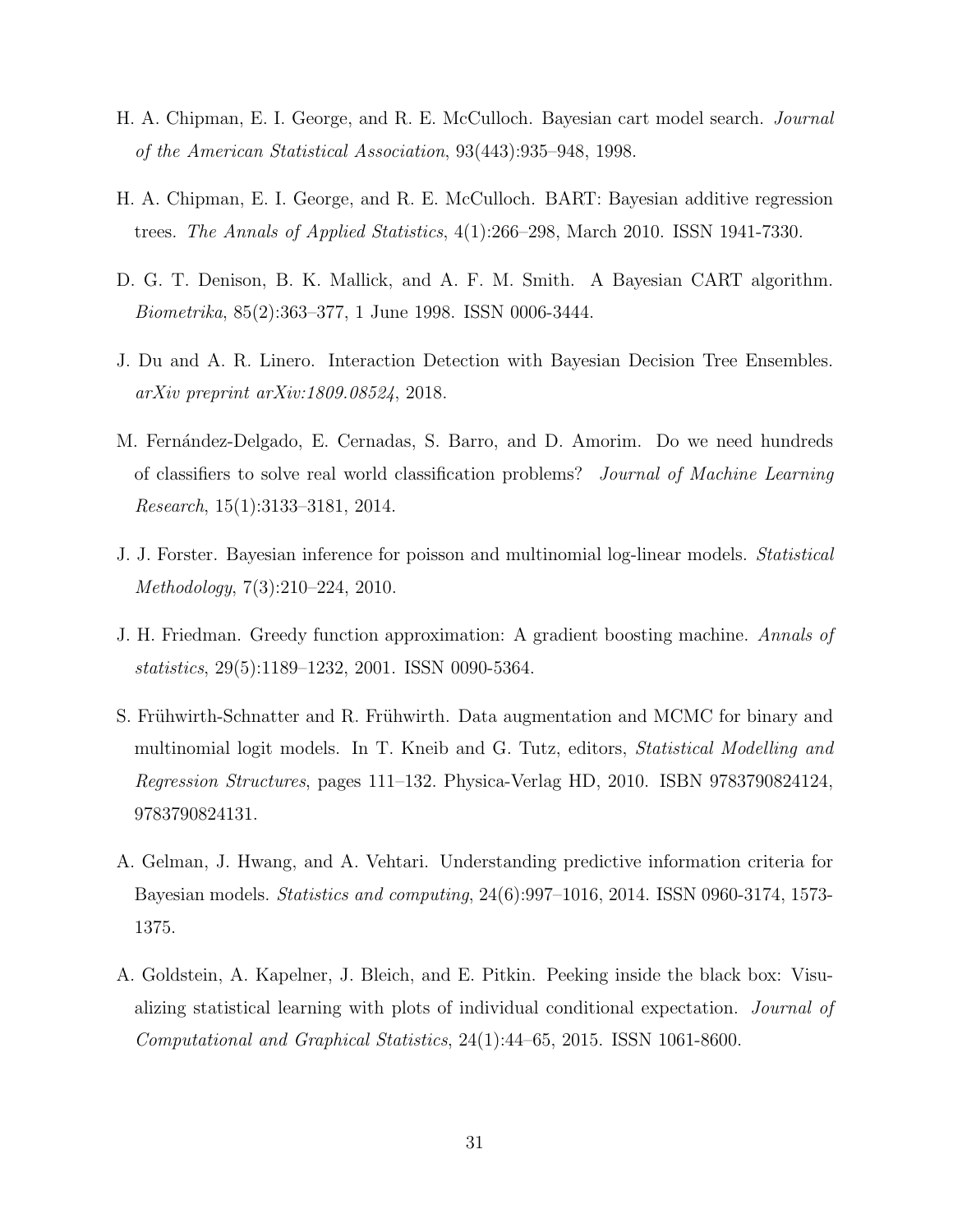H. A. Chipman, E. I. George, and R. E. McCulloch. Bayesian cart model search. *Journal of the American Statistical Association*, 93(443):935–948, 1998.

H. A. Chipman, E. I. George, and R. E. McCulloch. BART: Bayesian additive regression trees. *The Annals of Applied Statistics*, 4(1):266–298, March 2010. ISSN 1941-7330.

D. G. T. Denison, B. K. Mallick, and A. F. M. Smith. A Bayesian CART algorithm. *Biometrika*, 85(2):363–377, 1 June 1998. ISSN 0006-3444.

J. Du and A. R. Linero. Interaction Detection with Bayesian Decision Tree Ensembles. *arXiv preprint arXiv:1809.08524*, 2018.

M. Fernández-Delgado, E. Cernadas, S. Barro, and D. Amorim. Do we need hundreds of classifiers to solve real world classification problems? *Journal of Machine Learning Research*, 15(1):3133–3181, 2014.

J. J. Forster. Bayesian inference for poisson and multinomial log-linear models. *Statistical Methodology*, 7(3):210–224, 2010.

J. H. Friedman. Greedy function approximation: A gradient boosting machine. *Annals of statistics*, 29(5):1189–1232, 2001. ISSN 0090-5364.

S. Frühwirth-Schnatter and R. Frühwirth. Data augmentation and MCMC for binary and multinomial logit models. In T. Kneib and G. Tutz, editors, *Statistical Modelling and Regression Structures*, pages 111–132. Physica-Verlag HD, 2010. ISBN 9783790824124, 9783790824131.

A. Gelman, J. Hwang, and A. Vehtari. Understanding predictive information criteria for Bayesian models. *Statistics and computing*, 24(6):997–1016, 2014. ISSN 0960-3174, 1573-1375.

A. Goldstein, A. Kapelner, J. Bleich, and E. Pitkin. Peeking inside the black box: Visualizing statistical learning with plots of individual conditional expectation. *Journal of Computational and Graphical Statistics*, 24(1):44–65, 2015. ISSN 1061-8600.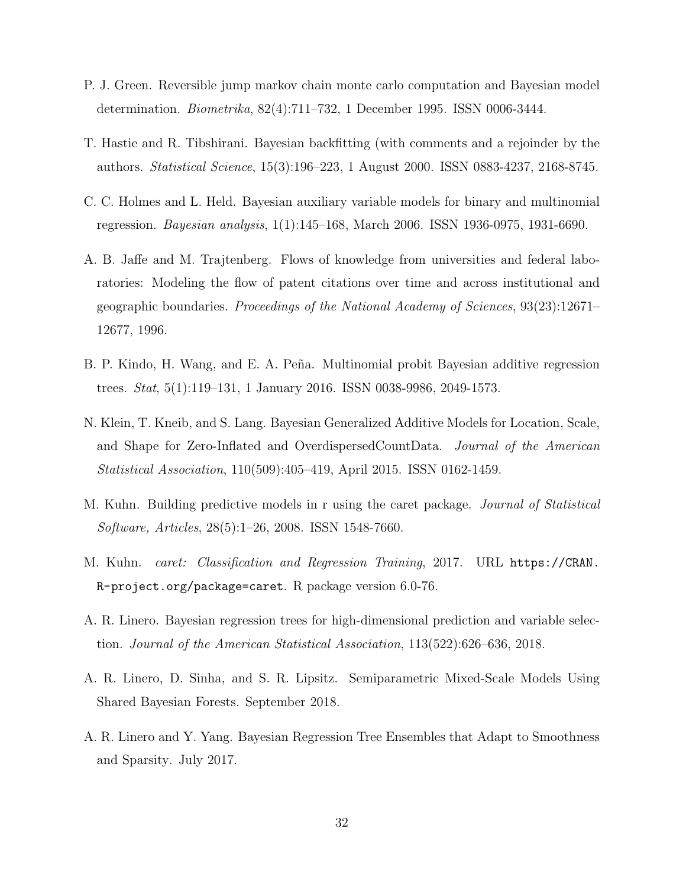P. J. Green. Reversible jump markov chain monte carlo computation and Bayesian model determination. *Biometrika*, 82(4):711–732, 1 December 1995. ISSN 0006-3444.

T. Hastie and R. Tibshirani. Bayesian backfitting (with comments and a rejoinder by the authors. *Statistical Science*, 15(3):196–223, 1 August 2000. ISSN 0883-4237, 2168-8745.

C. C. Holmes and L. Held. Bayesian auxiliary variable models for binary and multinomial regression. *Bayesian analysis*, 1(1):145–168, March 2006. ISSN 1936-0975, 1931-6690.

A. B. Jaffe and M. Trajtenberg. Flows of knowledge from universities and federal laboratories: Modeling the flow of patent citations over time and across institutional and geographic boundaries. *Proceedings of the National Academy of Sciences*, 93(23):12671–12677, 1996.

B. P. Kindo, H. Wang, and E. A. Peña. Multinomial probit Bayesian additive regression trees. *Stat*, 5(1):119–131, 1 January 2016. ISSN 0038-9986, 2049-1573.

N. Klein, T. Kneib, and S. Lang. Bayesian Generalized Additive Models for Location, Scale, and Shape for Zero-Inflated and OverdispersedCountData. *Journal of the American Statistical Association*, 110(509):405–419, April 2015. ISSN 0162-1459.

M. Kuhn. Building predictive models in r using the caret package. *Journal of Statistical Software, Articles*, 28(5):1–26, 2008. ISSN 1548-7660.

M. Kuhn. *caret: Classification and Regression Training*, 2017. URL `https://CRAN.R-project.org/package=caret`. R package version 6.0-76.

A. R. Linero. Bayesian regression trees for high-dimensional prediction and variable selection. *Journal of the American Statistical Association*, 113(522):626–636, 2018.

A. R. Linero, D. Sinha, and S. R. Lipsitz. Semiparametric Mixed-Scale Models Using Shared Bayesian Forests. September 2018.

A. R. Linero and Y. Yang. Bayesian Regression Tree Ensembles that Adapt to Smoothness and Sparsity. July 2017.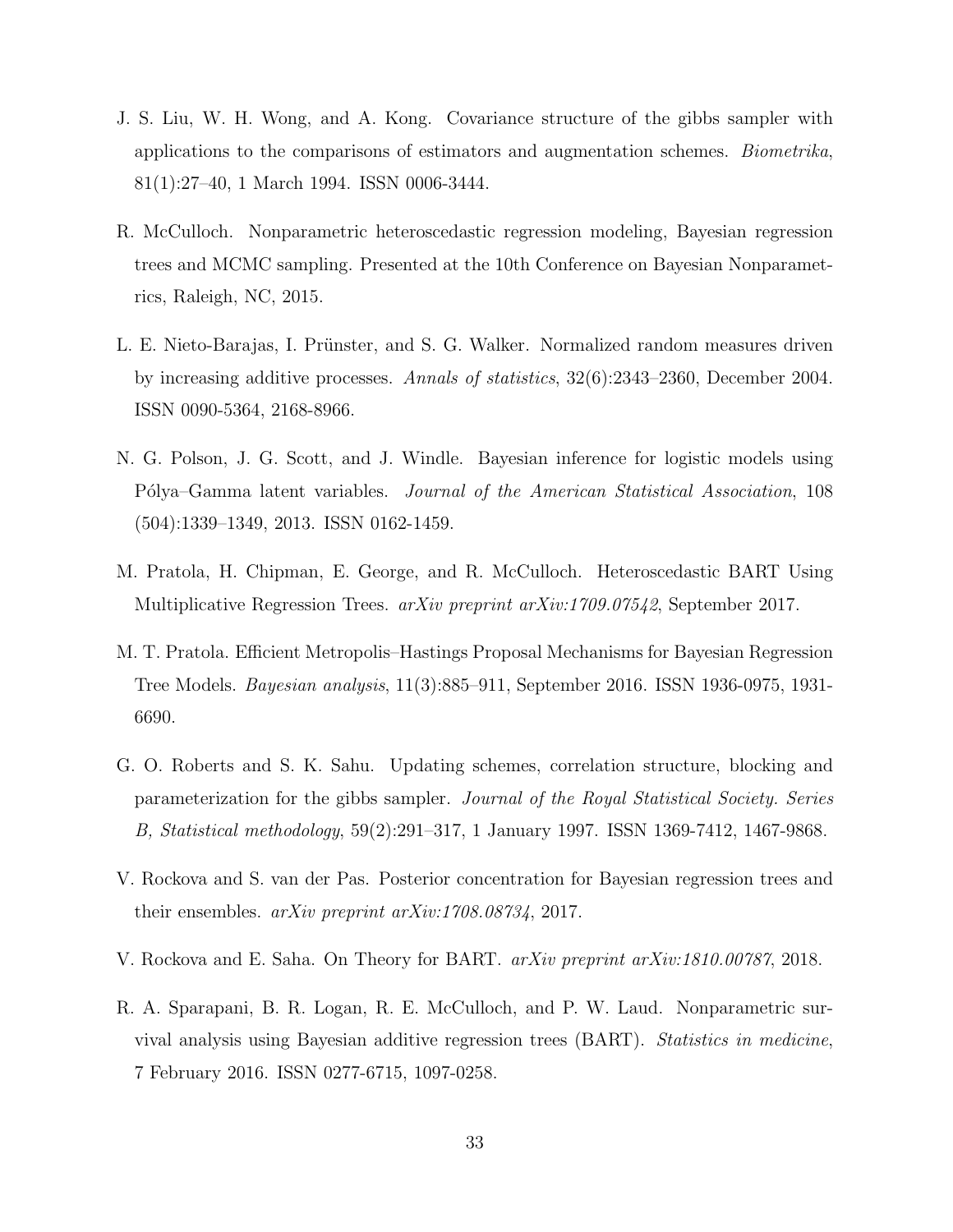J. S. Liu, W. H. Wong, and A. Kong. Covariance structure of the gibbs sampler with applications to the comparisons of estimators and augmentation schemes. *Biometrika*, 81(1):27–40, 1 March 1994. ISSN 0006-3444.

R. McCulloch. Nonparametric heteroscedastic regression modeling, Bayesian regression trees and MCMC sampling. Presented at the 10th Conference on Bayesian Nonparametrics, Raleigh, NC, 2015.

L. E. Nieto-Barajas, I. Prünster, and S. G. Walker. Normalized random measures driven by increasing additive processes. *Annals of statistics*, 32(6):2343–2360, December 2004. ISSN 0090-5364, 2168-8966.

N. G. Polson, J. G. Scott, and J. Windle. Bayesian inference for logistic models using Pólya–Gamma latent variables. *Journal of the American Statistical Association*, 108 (504):1339–1349, 2013. ISSN 0162-1459.

M. Pratola, H. Chipman, E. George, and R. McCulloch. Heteroscedastic BART Using Multiplicative Regression Trees. *arXiv preprint arXiv:1709.07542*, September 2017.

M. T. Pratola. Efficient Metropolis–Hastings Proposal Mechanisms for Bayesian Regression Tree Models. *Bayesian analysis*, 11(3):885–911, September 2016. ISSN 1936-0975, 1931-6690.

G. O. Roberts and S. K. Sahu. Updating schemes, correlation structure, blocking and parameterization for the gibbs sampler. *Journal of the Royal Statistical Society. Series B, Statistical methodology*, 59(2):291–317, 1 January 1997. ISSN 1369-7412, 1467-9868.

V. Rockova and S. van der Pas. Posterior concentration for Bayesian regression trees and their ensembles. *arXiv preprint arXiv:1708.08734*, 2017.

V. Rockova and E. Saha. On Theory for BART. *arXiv preprint arXiv:1810.00787*, 2018.

R. A. Sparapani, B. R. Logan, R. E. McCulloch, and P. W. Laud. Nonparametric survival analysis using Bayesian additive regression trees (BART). *Statistics in medicine*, 7 February 2016. ISSN 0277-6715, 1097-0258.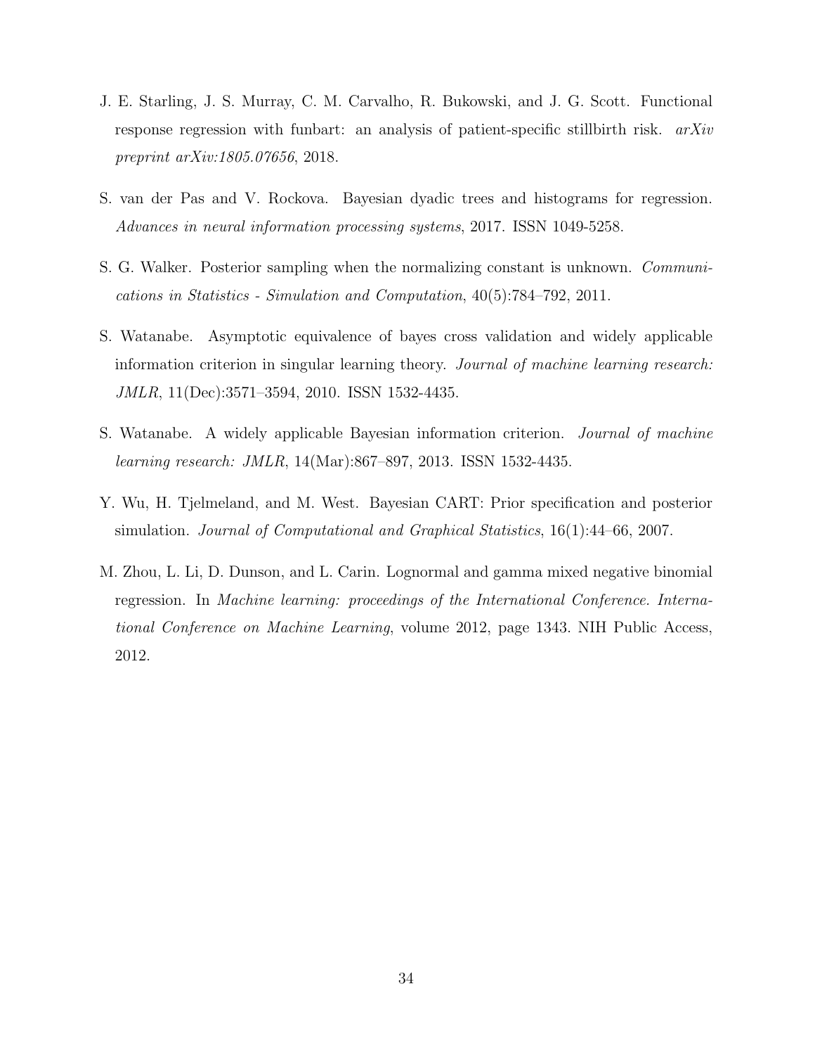J. E. Starling, J. S. Murray, C. M. Carvalho, R. Bukowski, and J. G. Scott. Functional response regression with funbart: an analysis of patient-specific stillbirth risk. *arXiv preprint arXiv:1805.07656*, 2018.

S. van der Pas and V. Rockova. Bayesian dyadic trees and histograms for regression. *Advances in neural information processing systems*, 2017. ISSN 1049-5258.

S. G. Walker. Posterior sampling when the normalizing constant is unknown. *Communications in Statistics - Simulation and Computation*, 40(5):784–792, 2011.

S. Watanabe. Asymptotic equivalence of bayes cross validation and widely applicable information criterion in singular learning theory. *Journal of machine learning research: JMLR*, 11(Dec):3571–3594, 2010. ISSN 1532-4435.

S. Watanabe. A widely applicable Bayesian information criterion. *Journal of machine learning research: JMLR*, 14(Mar):867–897, 2013. ISSN 1532-4435.

Y. Wu, H. Tjelmeland, and M. West. Bayesian CART: Prior specification and posterior simulation. *Journal of Computational and Graphical Statistics*, 16(1):44–66, 2007.

M. Zhou, L. Li, D. Dunson, and L. Carin. Lognormal and gamma mixed negative binomial regression. In *Machine learning: proceedings of the International Conference. International Conference on Machine Learning*, volume 2012, page 1343. NIH Public Access, 2012.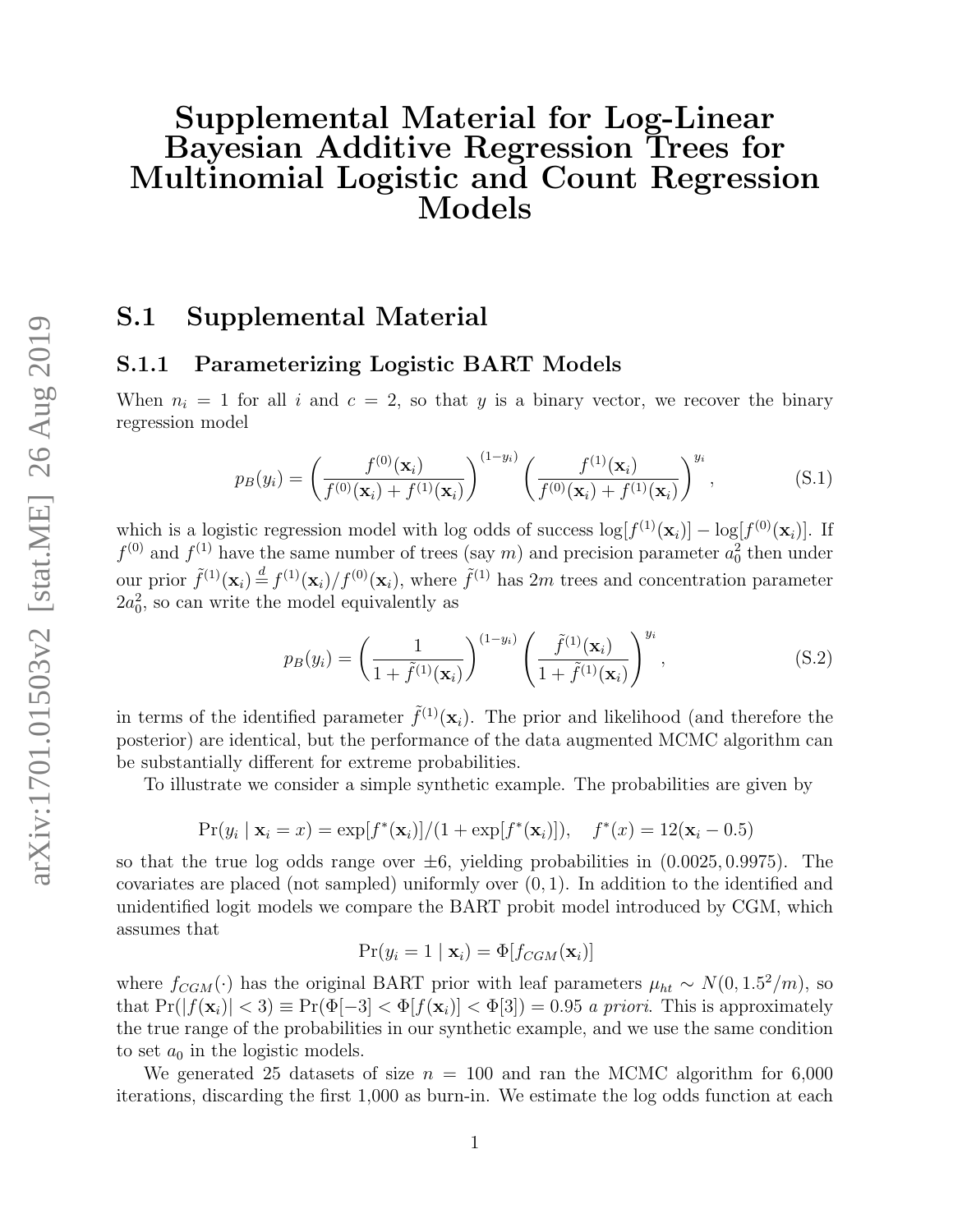# Supplemental Material for Log-Linear Bayesian Additive Regression Trees for Multinomial Logistic and Count Regression Models

## S.1 Supplemental Material

### S.1.1 Parameterizing Logistic BART Models

When $n_i = 1$ for all $i$ and $c = 2$, so that $y$ is a binary vector, we recover the binary regression model

$$p_B(y_i) = \left(\frac{f^{(0)}(\mathbf{x}_i)}{f^{(0)}(\mathbf{x}_i) + f^{(1)}(\mathbf{x}_i)}\right)^{(1-y_i)} \left(\frac{f^{(1)}(\mathbf{x}_i)}{f^{(0)}(\mathbf{x}_i) + f^{(1)}(\mathbf{x}_i)}\right)^{y_i}, \tag{S.1}$$

which is a logistic regression model with log odds of success $\log[f^{(1)}(\mathbf{x}_i)] - \log[f^{(0)}(\mathbf{x}_i)]$. If $f^{(0)}$ and $f^{(1)}$ have the same number of trees (say $m$) and precision parameter $a_0^2$ then under our prior $\tilde{f}^{(1)}(\mathbf{x}_i) \stackrel{d}{=} f^{(1)}(\mathbf{x}_i)/f^{(0)}(\mathbf{x}_i)$, where $\tilde{f}^{(1)}$ has $2m$ trees and concentration parameter $2a_0^2$, so can write the model equivalently as

$$p_B(y_i) = \left(\frac{1}{1 + \tilde{f}^{(1)}(\mathbf{x}_i)}\right)^{(1-y_i)} \left(\frac{\tilde{f}^{(1)}(\mathbf{x}_i)}{1 + \tilde{f}^{(1)}(\mathbf{x}_i)}\right)^{y_i}, \tag{S.2}$$

in terms of the identified parameter $\tilde{f}^{(1)}(\mathbf{x}_i)$. The prior and likelihood (and therefore the posterior) are identical, but the performance of the data augmented MCMC algorithm can be substantially different for extreme probabilities.

To illustrate we consider a simple synthetic example. The probabilities are given by

$$\Pr(y_i \mid \mathbf{x}_i = x) = \exp[f^*(\mathbf{x}_i)]/(1 + \exp[f^*(\mathbf{x}_i)]), \quad f^*(x) = 12(\mathbf{x}_i - 0.5)$$

so that the true log odds range over $\pm 6$, yielding probabilities in $(0.0025, 0.9975)$. The covariates are placed (not sampled) uniformly over $(0, 1)$. In addition to the identified and unidentified logit models we compare the BART probit model introduced by CGM, which assumes that

$$\Pr(y_i = 1 \mid \mathbf{x}_i) = \Phi[f_{CGM}(\mathbf{x}_i)]$$

where $f_{CGM}(\cdot)$ has the original BART prior with leaf parameters $\mu_{ht} \sim N(0, 1.5^2/m)$, so that $\Pr(|f(\mathbf{x}_i)| < 3) \equiv \Pr(\Phi[-3] < \Phi[f(\mathbf{x}_i)] < \Phi[3]) = 0.95$ *a priori*. This is approximately the true range of the probabilities in our synthetic example, and we use the same condition to set $a_0$ in the logistic models.

We generated 25 datasets of size $n = 100$ and ran the MCMC algorithm for 6,000 iterations, discarding the first 1,000 as burn-in. We estimate the log odds function at each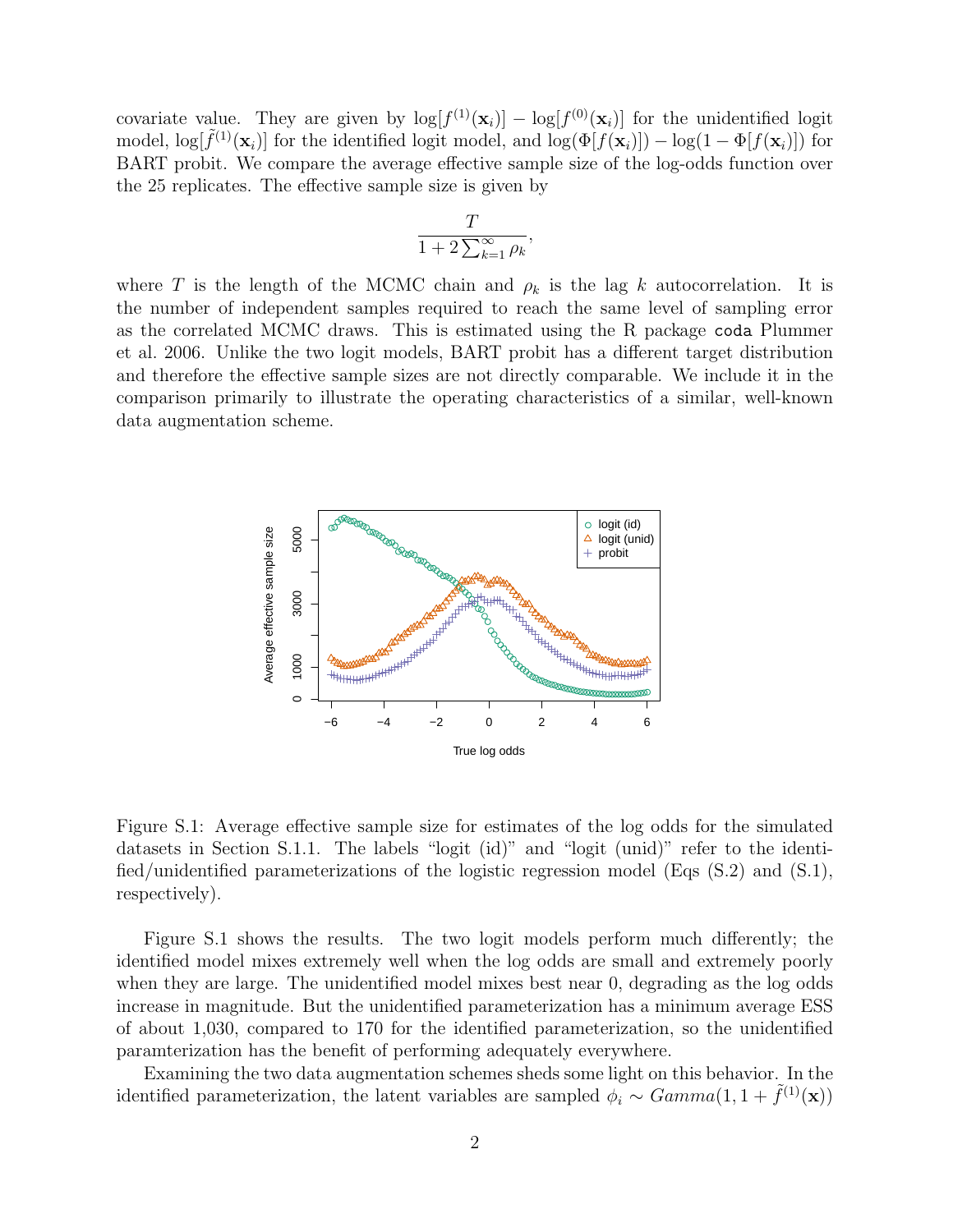covariate value. They are given by $\log[f^{(1)}(\mathbf{x}_i)] - \log[f^{(0)}(\mathbf{x}_i)]$ for the unidentified logit model, $\log[\tilde{f}^{(1)}(\mathbf{x}_i)]$ for the identified logit model, and $\log(\Phi[f(\mathbf{x}_i)]) - \log(1 - \Phi[f(\mathbf{x}_i)])$ for BART probit. We compare the average effective sample size of the log-odds function over the 25 replicates. The effective sample size is given by

$$\frac{T}{1 + 2\sum_{k=1}^{\infty} \rho_k},$$

where $T$ is the length of the MCMC chain and $\rho_k$ is the lag $k$ autocorrelation. It is the number of independent samples required to reach the same level of sampling error as the correlated MCMC draws. This is estimated using the R package `coda` Plummer et al. 2006. Unlike the two logit models, BART probit has a different target distribution and therefore the effective sample sizes are not directly comparable. We include it in the comparison primarily to illustrate the operating characteristics of a similar, well-known data augmentation scheme.

Figure S.1: Average effective sample size for estimates of the log odds for the simulated datasets in Section S.1.1. The labels "logit (id)" and "logit (unid)" refer to the identified/unidentified parameterizations of the logistic regression model (Eqs (S.2) and (S.1), respectively).

Figure S.1 shows the results. The two logit models perform much differently; the identified model mixes extremely well when the log odds are small and extremely poorly when they are large. The unidentified model mixes best near 0, degrading as the log odds increase in magnitude. But the unidentified parameterization has a minimum average ESS of about 1,030, compared to 170 for the identified parameterization, so the unidentified paramterization has the benefit of performing adequately everywhere.

Examining the two data augmentation schemes sheds some light on this behavior. In the identified parameterization, the latent variables are sampled $\phi_i \sim Gamma(1, 1 + \tilde{f}^{(1)}(\mathbf{x}))$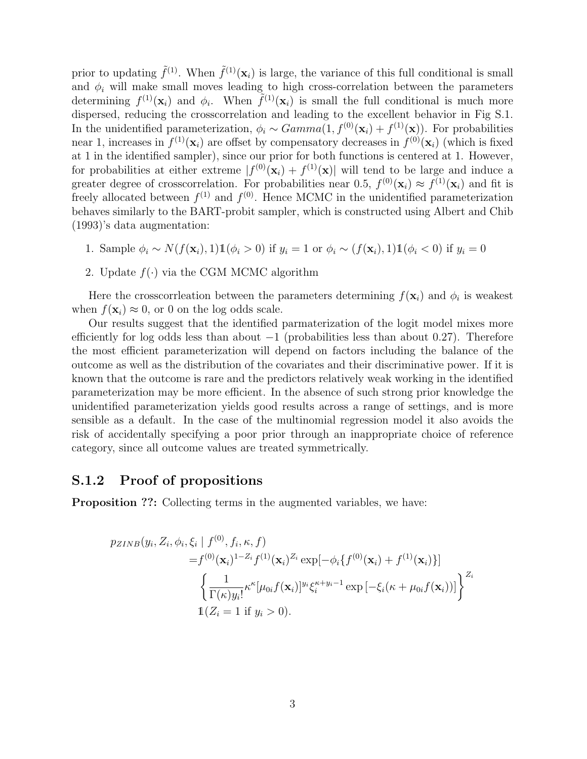prior to updating $\tilde{f}^{(1)}$. When $\tilde{f}^{(1)}(\mathbf{x}_i)$ is large, the variance of this full conditional is small and $\phi_i$ will make small moves leading to high cross-correlation between the parameters determining $f^{(1)}(\mathbf{x}_i)$ and $\phi_i$. When $\tilde{f}^{(1)}(\mathbf{x}_i)$ is small the full conditional is much more dispersed, reducing the crosscorrelation and leading to the excellent behavior in Fig S.1. In the unidentified parameterization, $\phi_i \sim Gamma(1, f^{(0)}(\mathbf{x}_i) + f^{(1)}(\mathbf{x}))$. For probabilities near 1, increases in $f^{(1)}(\mathbf{x}_i)$ are offset by compensatory decreases in $f^{(0)}(\mathbf{x}_i)$ (which is fixed at 1 in the identified sampler), since our prior for both functions is centered at 1. However, for probabilities at either extreme $|f^{(0)}(\mathbf{x}_i) + f^{(1)}(\mathbf{x})|$ will tend to be large and induce a greater degree of crosscorrelation. For probabilities near 0.5, $f^{(0)}(\mathbf{x}_i) \approx f^{(1)}(\mathbf{x}_i)$ and fit is freely allocated between $f^{(1)}$ and $f^{(0)}$. Hence MCMC in the unidentified parameterization behaves similarly to the BART-probit sampler, which is constructed using Albert and Chib (1993)'s data augmentation:

1. Sample $\phi_i \sim N(f(\mathbf{x}_i), 1)\mathbb{1}(\phi_i > 0)$ if $y_i = 1$ or $\phi_i \sim (f(\mathbf{x}_i), 1)\mathbb{1}(\phi_i < 0)$ if $y_i = 0$
2. Update $f(\cdot)$ via the CGM MCMC algorithm

Here the crosscorrleation between the parameters determining $f(\mathbf{x}_i)$ and $\phi_i$ is weakest when $f(\mathbf{x}_i) \approx 0$, or 0 on the log odds scale.

Our results suggest that the identified parmaterization of the logit model mixes more efficiently for log odds less than about $-1$ (probabilities less than about 0.27). Therefore the most efficient parameterization will depend on factors including the balance of the outcome as well as the distribution of the covariates and their discriminative power. If it is known that the outcome is rare and the predictors relatively weak working in the identified parameterization may be more efficient. In the absence of such strong prior knowledge the unidentified parameterization yields good results across a range of settings, and is more sensible as a default. In the case of the multinomial regression model it also avoids the risk of accidentally specifying a poor prior through an inappropriate choice of reference category, since all outcome values are treated symmetrically.

### S.1.2 Proof of propositions

**Proposition ??:** Collecting terms in the augmented variables, we have:

$$
\begin{aligned}
p_{ZINB}(y_i, Z_i, \phi_i, \xi_i \mid f^{(0)}, f_i, \kappa, f)
&= f^{(0)}(\mathbf{x}_i)^{1-Z_i} f^{(1)}(\mathbf{x}_i)^{Z_i} \exp[-\phi_i\{f^{(0)}(\mathbf{x}_i) + f^{(1)}(\mathbf{x}_i)\}] \\
&\left\{ \frac{1}{\Gamma(\kappa) y_i!} \kappa^{\kappa} [\mu_{0i} f(\mathbf{x}_i)]^{y_i} \xi_i^{\kappa + y_i - 1} \exp\left[-\xi_i(\kappa + \mu_{0i} f(\mathbf{x}_i))\right] \right\}^{Z_i} \\
&\mathbb{1}(Z_i = 1 \text{ if } y_i > 0).
\end{aligned}
$$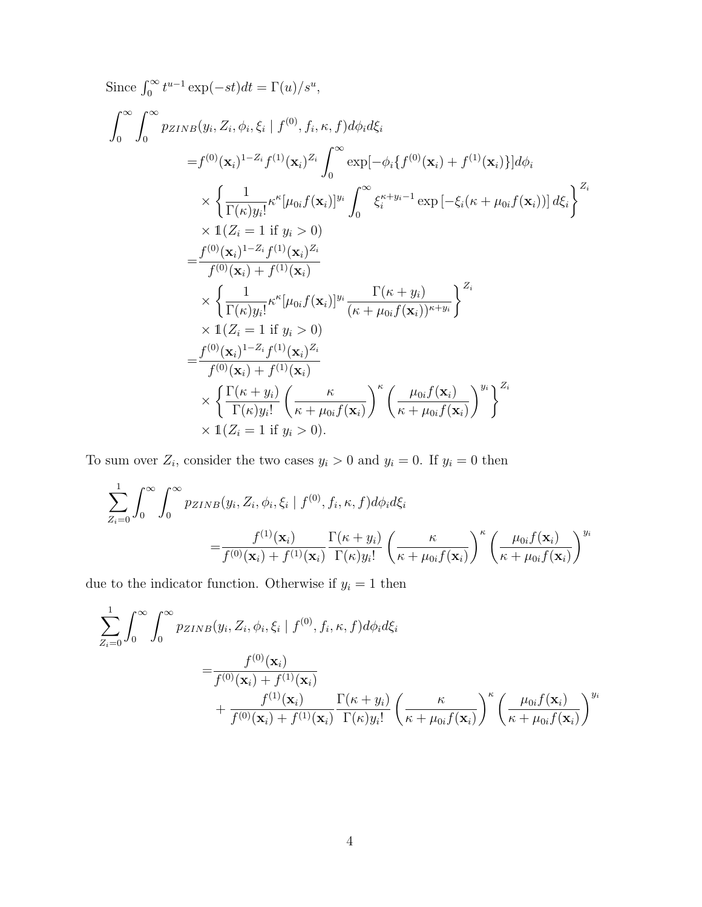Since $\int_0^\infty t^{u-1} \exp(-st) dt = \Gamma(u)/s^u$,

$$
\begin{aligned}
\int_0^\infty \int_0^\infty & p_{ZINB}(y_i, Z_i, \phi_i, \xi_i \mid f^{(0)}, f_i, \kappa, f) d\phi_i d\xi_i \\
=& f^{(0)}(\mathbf{x}_i)^{1-Z_i} f^{(1)}(\mathbf{x}_i)^{Z_i} \int_0^\infty \exp[-\phi_i\{f^{(0)}(\mathbf{x}_i) + f^{(1)}(\mathbf{x}_i)\}] d\phi_i \\
& \times \left\{ \frac{1}{\Gamma(\kappa) y_i!} \kappa^\kappa [\mu_{0i} f(\mathbf{x}_i)]^{y_i} \int_0^\infty \xi_i^{\kappa + y_i - 1} \exp\left[-\xi_i(\kappa + \mu_{0i} f(\mathbf{x}_i))\right] d\xi_i \right\}^{Z_i} \\
& \times \mathbb{1}(Z_i = 1 \text{ if } y_i > 0) \\
=& \frac{f^{(0)}(\mathbf{x}_i)^{1-Z_i} f^{(1)}(\mathbf{x}_i)^{Z_i}}{f^{(0)}(\mathbf{x}_i) + f^{(1)}(\mathbf{x}_i)} \\
& \times \left\{ \frac{1}{\Gamma(\kappa) y_i!} \kappa^\kappa [\mu_{0i} f(\mathbf{x}_i)]^{y_i} \frac{\Gamma(\kappa + y_i)}{(\kappa + \mu_{0i} f(\mathbf{x}_i))^{\kappa + y_i}} \right\}^{Z_i} \\
& \times \mathbb{1}(Z_i = 1 \text{ if } y_i > 0) \\
=& \frac{f^{(0)}(\mathbf{x}_i)^{1-Z_i} f^{(1)}(\mathbf{x}_i)^{Z_i}}{f^{(0)}(\mathbf{x}_i) + f^{(1)}(\mathbf{x}_i)} \\
& \times \left\{ \frac{\Gamma(\kappa + y_i)}{\Gamma(\kappa) y_i!} \left( \frac{\kappa}{\kappa + \mu_{0i} f(\mathbf{x}_i)} \right)^\kappa \left( \frac{\mu_{0i} f(\mathbf{x}_i)}{\kappa + \mu_{0i} f(\mathbf{x}_i)} \right)^{y_i} \right\}^{Z_i} \\
& \times \mathbb{1}(Z_i = 1 \text{ if } y_i > 0).
\end{aligned}
$$

To sum over $Z_i$, consider the two cases $y_i > 0$ and $y_i = 0$. If $y_i = 0$ then

$$
\begin{aligned}
\sum_{Z_i=0}^{1} \int_0^\infty \int_0^\infty & p_{ZINB}(y_i, Z_i, \phi_i, \xi_i \mid f^{(0)}, f_i, \kappa, f) d\phi_i d\xi_i \\
&= \frac{f^{(1)}(\mathbf{x}_i)}{f^{(0)}(\mathbf{x}_i) + f^{(1)}(\mathbf{x}_i)} \frac{\Gamma(\kappa + y_i)}{\Gamma(\kappa) y_i!} \left( \frac{\kappa}{\kappa + \mu_{0i} f(\mathbf{x}_i)} \right)^\kappa \left( \frac{\mu_{0i} f(\mathbf{x}_i)}{\kappa + \mu_{0i} f(\mathbf{x}_i)} \right)^{y_i}
\end{aligned}
$$

due to the indicator function. Otherwise if $y_i = 1$ then

$$
\begin{aligned}
\sum_{Z_i=0}^{1} \int_0^\infty \int_0^\infty & p_{ZINB}(y_i, Z_i, \phi_i, \xi_i \mid f^{(0)}, f_i, \kappa, f) d\phi_i d\xi_i \\
=& \frac{f^{(0)}(\mathbf{x}_i)}{f^{(0)}(\mathbf{x}_i) + f^{(1)}(\mathbf{x}_i)} \\
& + \frac{f^{(1)}(\mathbf{x}_i)}{f^{(0)}(\mathbf{x}_i) + f^{(1)}(\mathbf{x}_i)} \frac{\Gamma(\kappa + y_i)}{\Gamma(\kappa) y_i!} \left( \frac{\kappa}{\kappa + \mu_{0i} f(\mathbf{x}_i)} \right)^\kappa \left( \frac{\mu_{0i} f(\mathbf{x}_i)}{\kappa + \mu_{0i} f(\mathbf{x}_i)} \right)^{y_i}
\end{aligned}
$$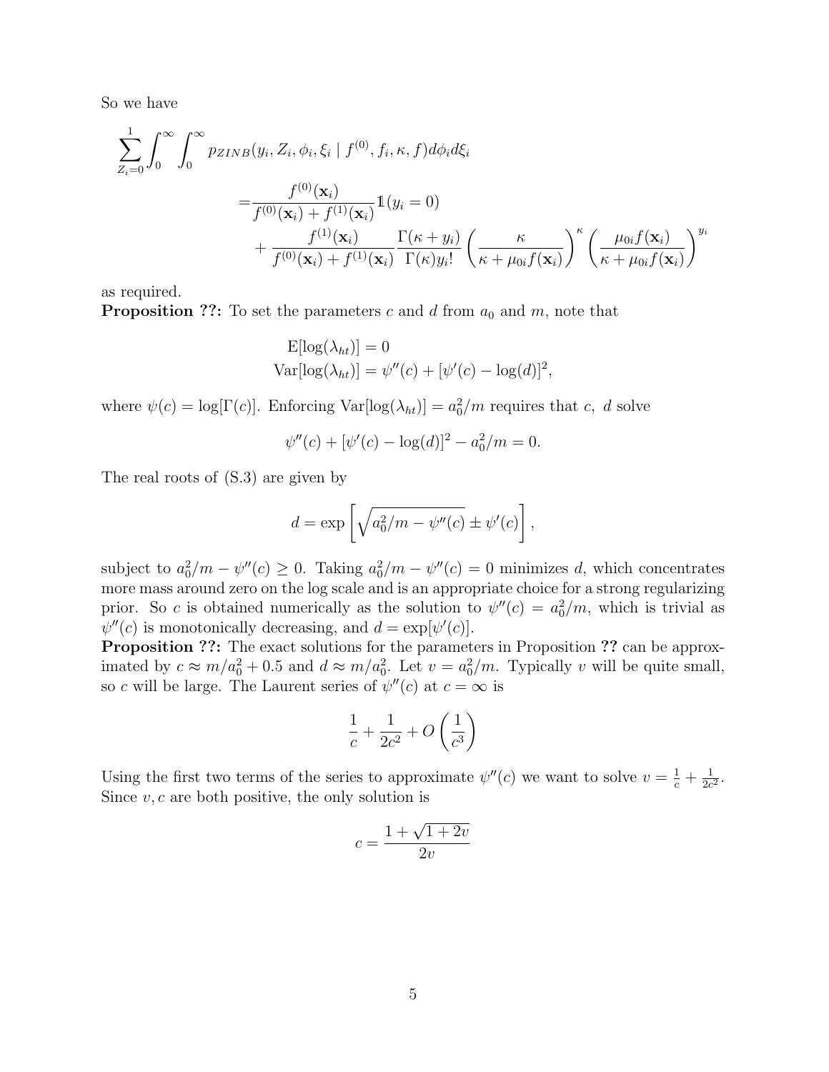So we have

$$
\begin{aligned}
\sum_{Z_i=0}^{1} \int_0^\infty \int_0^\infty & p_{ZINB}(y_i, Z_i, \phi_i, \xi_i \mid f^{(0)}, f_i, \kappa, f) d\phi_i d\xi_i \\
&= \frac{f^{(0)}(\mathbf{x}_i)}{f^{(0)}(\mathbf{x}_i) + f^{(1)}(\mathbf{x}_i)} \mathbb{1}(y_i = 0) \\
&\quad + \frac{f^{(1)}(\mathbf{x}_i)}{f^{(0)}(\mathbf{x}_i) + f^{(1)}(\mathbf{x}_i)} \frac{\Gamma(\kappa + y_i)}{\Gamma(\kappa) y_i!} \left( \frac{\kappa}{\kappa + \mu_{0i} f(\mathbf{x}_i)} \right)^\kappa \left( \frac{\mu_{0i} f(\mathbf{x}_i)}{\kappa + \mu_{0i} f(\mathbf{x}_i)} \right)^{y_i}
\end{aligned}
$$

as required.

**Proposition ??:** To set the parameters $c$ and $d$ from $a_0$ and $m$, note that

$$
\begin{aligned}
\mathrm{E}[\log(\lambda_{ht})] &= 0 \\
\mathrm{Var}[\log(\lambda_{ht})] &= \psi''(c) + [\psi'(c) - \log(d)]^2,
\end{aligned}
$$

where $\psi(c) = \log[\Gamma(c)]$. Enforcing $\mathrm{Var}[\log(\lambda_{ht})] = a_0^2/m$ requires that $c,\ d$ solve

$$
\psi''(c) + [\psi'(c) - \log(d)]^2 - a_0^2/m = 0.
$$

The real roots of (S.3) are given by

$$
d = \exp\left[ \sqrt{a_0^2/m - \psi''(c)} \pm \psi'(c) \right],
$$

subject to $a_0^2/m - \psi''(c) \geq 0$. Taking $a_0^2/m - \psi''(c) = 0$ minimizes $d$, which concentrates more mass around zero on the log scale and is an appropriate choice for a strong regularizing prior. So $c$ is obtained numerically as the solution to $\psi''(c) = a_0^2/m$, which is trivial as $\psi''(c)$ is monotonically decreasing, and $d = \exp[\psi'(c)]$.

**Proposition ??:** The exact solutions for the parameters in Proposition **??** can be approximated by $c \approx m/a_0^2 + 0.5$ and $d \approx m/a_0^2$. Let $v = a_0^2/m$. Typically $v$ will be quite small, so $c$ will be large. The Laurent series of $\psi''(c)$ at $c = \infty$ is

$$
\frac{1}{c} + \frac{1}{2c^2} + O\left(\frac{1}{c^3}\right)
$$

Using the first two terms of the series to approximate $\psi''(c)$ we want to solve $v = \frac{1}{c} + \frac{1}{2c^2}$. Since $v, c$ are both positive, the only solution is

$$
c = \frac{1 + \sqrt{1 + 2v}}{2v}
$$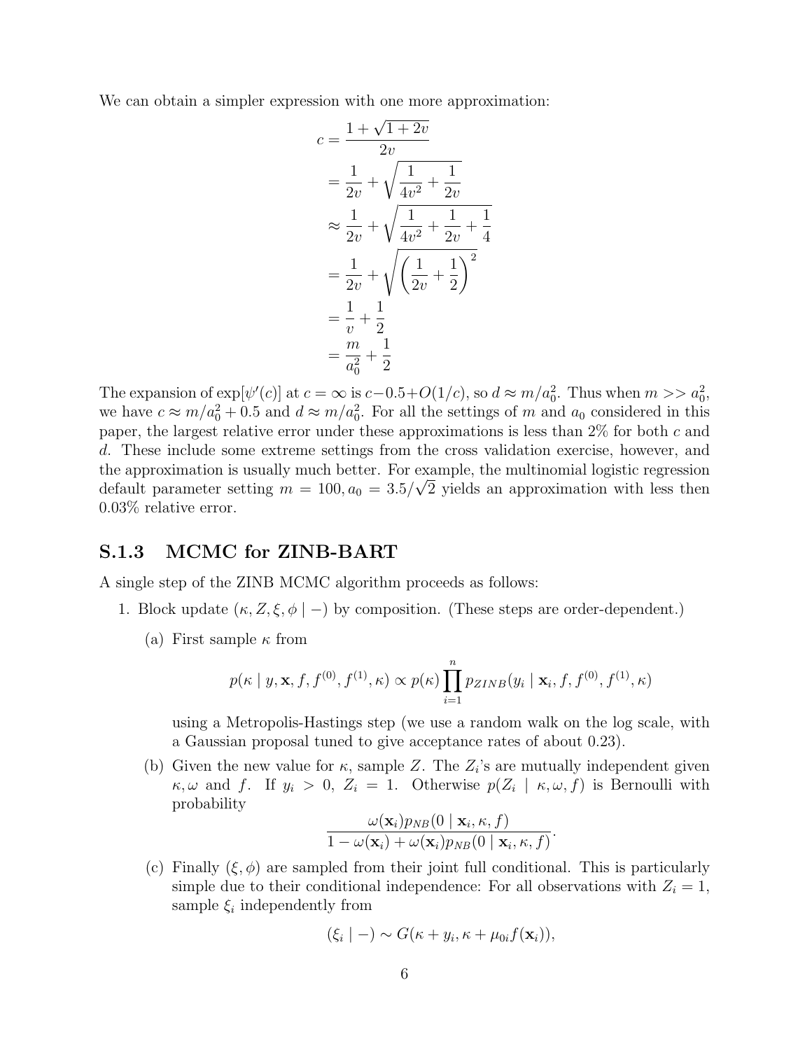We can obtain a simpler expression with one more approximation:

$$
\begin{aligned}
c &= \frac{1+\sqrt{1+2v}}{2v} \\
&= \frac{1}{2v} + \sqrt{\frac{1}{4v^2} + \frac{1}{2v}} \\
&\approx \frac{1}{2v} + \sqrt{\frac{1}{4v^2} + \frac{1}{2v} + \frac{1}{4}} \\
&= \frac{1}{2v} + \sqrt{\left(\frac{1}{2v} + \frac{1}{2}\right)^2} \\
&= \frac{1}{v} + \frac{1}{2} \\
&= \frac{m}{a_0^2} + \frac{1}{2}
\end{aligned}
$$

The expansion of $\exp[\psi'(c)]$ at $c = \infty$ is $c - 0.5 + O(1/c)$, so $d \approx m/a_0^2$. Thus when $m >> a_0^2$, we have $c \approx m/a_0^2 + 0.5$ and $d \approx m/a_0^2$. For all the settings of $m$ and $a_0$ considered in this paper, the largest relative error under these approximations is less than 2% for both $c$ and $d$. These include some extreme settings from the cross validation exercise, however, and the approximation is usually much better. For example, the multinomial logistic regression default parameter setting $m = 100, a_0 = 3.5/\sqrt{2}$ yields an approximation with less then 0.03% relative error.

### S.1.3 MCMC for ZINB-BART

A single step of the ZINB MCMC algorithm proceeds as follows:

1. Block update $(\kappa, Z, \xi, \phi \mid -)$ by composition. (These steps are order-dependent.)

   (a) First sample $\kappa$ from

   $$p(\kappa \mid y, \mathbf{x}, f, f^{(0)}, f^{(1)}, \kappa) \propto p(\kappa) \prod_{i=1}^{n} p_{ZINB}(y_i \mid \mathbf{x}_i, f, f^{(0)}, f^{(1)}, \kappa)$$

   using a Metropolis-Hastings step (we use a random walk on the log scale, with a Gaussian proposal tuned to give acceptance rates of about 0.23).

   (b) Given the new value for $\kappa$, sample $Z$. The $Z_i$'s are mutually independent given $\kappa, \omega$ and $f$. If $y_i > 0$, $Z_i = 1$. Otherwise $p(Z_i \mid \kappa, \omega, f)$ is Bernoulli with probability

   $$\frac{\omega(\mathbf{x}_i) p_{NB}(0 \mid \mathbf{x}_i, \kappa, f)}{1 - \omega(\mathbf{x}_i) + \omega(\mathbf{x}_i) p_{NB}(0 \mid \mathbf{x}_i, \kappa, f)}.$$

   (c) Finally $(\xi, \phi)$ are sampled from their joint full conditional. This is particularly simple due to their conditional independence: For all observations with $Z_i = 1$, sample $\xi_i$ independently from

   $$(\xi_i \mid -) \sim G(\kappa + y_i, \kappa + \mu_{0i} f(\mathbf{x}_i)),$$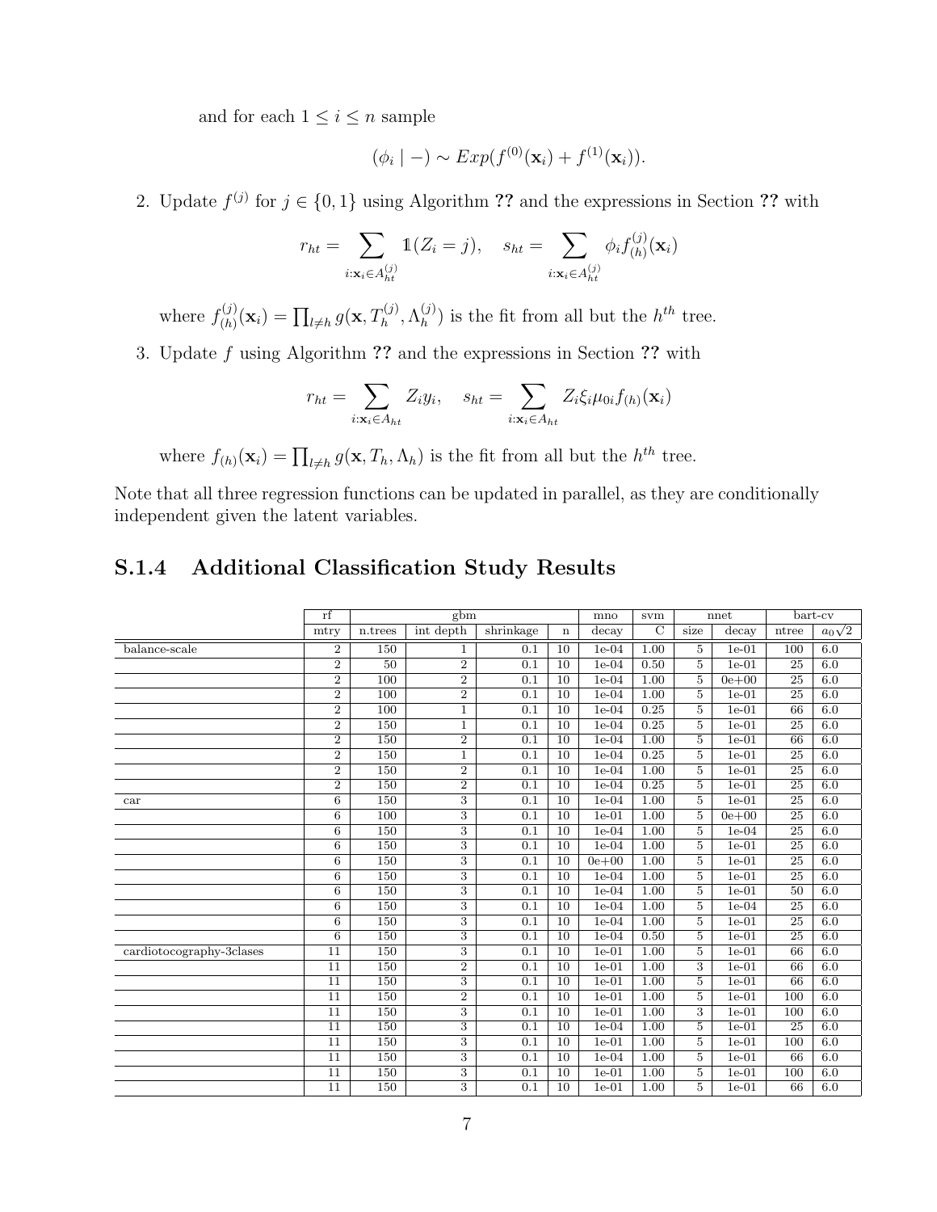and for each $1 \le i \le n$ sample

$$(\phi_i \mid -) \sim Exp(f^{(0)}(\mathbf{x}_i) + f^{(1)}(\mathbf{x}_i)).$$

2. Update $f^{(j)}$ for $j \in \{0, 1\}$ using Algorithm ?? and the expressions in Section ?? with

$$r_{ht} = \sum_{i:\mathbf{x}_i \in A_{ht}^{(j)}} \mathbb{1}(Z_i = j), \quad s_{ht} = \sum_{i:\mathbf{x}_i \in A_{ht}^{(j)}} \phi_i f_{(h)}^{(j)}(\mathbf{x}_i)$$

where $f_{(h)}^{(j)}(\mathbf{x}_i) = \prod_{l \neq h} g(\mathbf{x}, T_h^{(j)}, \Lambda_h^{(j)})$ is the fit from all but the $h^{th}$ tree.

3. Update $f$ using Algorithm ?? and the expressions in Section ?? with

$$r_{ht} = \sum_{i:\mathbf{x}_i \in A_{ht}} Z_i y_i, \quad s_{ht} = \sum_{i:\mathbf{x}_i \in A_{ht}} Z_i \xi_i \mu_{0i} f_{(h)}(\mathbf{x}_i)$$

where $f_{(h)}(\mathbf{x}_i) = \prod_{l \neq h} g(\mathbf{x}, T_h, \Lambda_h)$ is the fit from all but the $h^{th}$ tree.

Note that all three regression functions can be updated in parallel, as they are conditionally independent given the latent variables.

### S.1.4 Additional Classification Study Results

| | rf | gbm | | | | mno | svm | nnet | | bart-cv | |
|---|---|---|---|---|---|---|---|---|---|---|---|
| | mtry | n.trees | int depth | shrinkage | n | decay | C | size | decay | ntree | $a_0\sqrt{2}$ |
| balance-scale | 2 | 150 | 1 | 0.1 | 10 | 1e-04 | 1.00 | 5 | 1e-01 | 100 | 6.0 |
| | 2 | 50 | 2 | 0.1 | 10 | 1e-04 | 0.50 | 5 | 1e-01 | 25 | 6.0 |
| | 2 | 100 | 2 | 0.1 | 10 | 1e-04 | 1.00 | 5 | 0e+00 | 25 | 6.0 |
| | 2 | 100 | 2 | 0.1 | 10 | 1e-04 | 1.00 | 5 | 1e-01 | 25 | 6.0 |
| | 2 | 100 | 1 | 0.1 | 10 | 1e-04 | 0.25 | 5 | 1e-01 | 66 | 6.0 |
| | 2 | 150 | 1 | 0.1 | 10 | 1e-04 | 0.25 | 5 | 1e-01 | 25 | 6.0 |
| | 2 | 150 | 2 | 0.1 | 10 | 1e-04 | 1.00 | 5 | 1e-01 | 66 | 6.0 |
| | 2 | 150 | 1 | 0.1 | 10 | 1e-04 | 0.25 | 5 | 1e-01 | 25 | 6.0 |
| | 2 | 150 | 2 | 0.1 | 10 | 1e-04 | 1.00 | 5 | 1e-01 | 25 | 6.0 |
| | 2 | 150 | 2 | 0.1 | 10 | 1e-04 | 0.25 | 5 | 1e-01 | 25 | 6.0 |
| car | 6 | 150 | 3 | 0.1 | 10 | 1e-04 | 1.00 | 5 | 1e-01 | 25 | 6.0 |
| | 6 | 100 | 3 | 0.1 | 10 | 1e-01 | 1.00 | 5 | 0e+00 | 25 | 6.0 |
| | 6 | 150 | 3 | 0.1 | 10 | 1e-04 | 1.00 | 5 | 1e-04 | 25 | 6.0 |
| | 6 | 150 | 3 | 0.1 | 10 | 1e-04 | 1.00 | 5 | 1e-01 | 25 | 6.0 |
| | 6 | 150 | 3 | 0.1 | 10 | 0e+00 | 1.00 | 5 | 1e-01 | 25 | 6.0 |
| | 6 | 150 | 3 | 0.1 | 10 | 1e-04 | 1.00 | 5 | 1e-01 | 25 | 6.0 |
| | 6 | 150 | 3 | 0.1 | 10 | 1e-04 | 1.00 | 5 | 1e-01 | 50 | 6.0 |
| | 6 | 150 | 3 | 0.1 | 10 | 1e-04 | 1.00 | 5 | 1e-04 | 25 | 6.0 |
| | 6 | 150 | 3 | 0.1 | 10 | 1e-04 | 1.00 | 5 | 1e-01 | 25 | 6.0 |
| | 6 | 150 | 3 | 0.1 | 10 | 1e-04 | 0.50 | 5 | 1e-01 | 25 | 6.0 |
| cardiotocography-3clases | 11 | 150 | 3 | 0.1 | 10 | 1e-01 | 1.00 | 5 | 1e-01 | 66 | 6.0 |
| | 11 | 150 | 2 | 0.1 | 10 | 1e-01 | 1.00 | 3 | 1e-01 | 66 | 6.0 |
| | 11 | 150 | 3 | 0.1 | 10 | 1e-01 | 1.00 | 5 | 1e-01 | 66 | 6.0 |
| | 11 | 150 | 2 | 0.1 | 10 | 1e-01 | 1.00 | 5 | 1e-01 | 100 | 6.0 |
| | 11 | 150 | 3 | 0.1 | 10 | 1e-01 | 1.00 | 3 | 1e-01 | 100 | 6.0 |
| | 11 | 150 | 3 | 0.1 | 10 | 1e-04 | 1.00 | 5 | 1e-01 | 25 | 6.0 |
| | 11 | 150 | 3 | 0.1 | 10 | 1e-01 | 1.00 | 5 | 1e-01 | 100 | 6.0 |
| | 11 | 150 | 3 | 0.1 | 10 | 1e-04 | 1.00 | 5 | 1e-01 | 66 | 6.0 |
| | 11 | 150 | 3 | 0.1 | 10 | 1e-01 | 1.00 | 5 | 1e-01 | 100 | 6.0 |
| | 11 | 150 | 3 | 0.1 | 10 | 1e-01 | 1.00 | 5 | 1e-01 | 66 | 6.0 |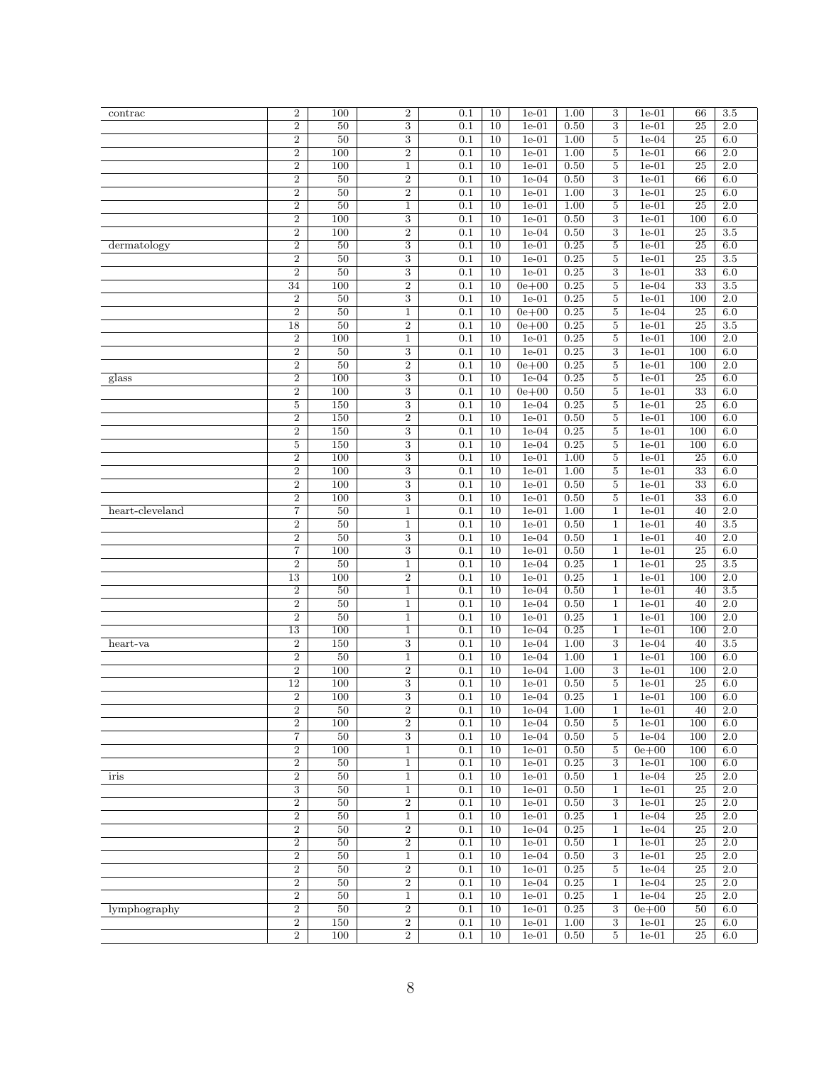| | | | | | | | | | | | |
|---|---|---|---|---|---|---|---|---|---|---|---|
| contrac | 2 | 100 | 2 | 0.1 | 10 | 1e-01 | 1.00 | 3 | 1e-01 | 66 | 3.5 |
| | 2 | 50 | 3 | 0.1 | 10 | 1e-01 | 0.50 | 3 | 1e-01 | 25 | 2.0 |
| | 2 | 50 | 3 | 0.1 | 10 | 1e-01 | 1.00 | 5 | 1e-04 | 25 | 6.0 |
| | 2 | 100 | 2 | 0.1 | 10 | 1e-01 | 1.00 | 5 | 1e-01 | 66 | 2.0 |
| | 2 | 100 | 1 | 0.1 | 10 | 1e-01 | 0.50 | 5 | 1e-01 | 25 | 2.0 |
| | 2 | 50 | 2 | 0.1 | 10 | 1e-04 | 0.50 | 3 | 1e-01 | 66 | 6.0 |
| | 2 | 50 | 2 | 0.1 | 10 | 1e-01 | 1.00 | 3 | 1e-01 | 25 | 6.0 |
| | 2 | 50 | 1 | 0.1 | 10 | 1e-01 | 1.00 | 5 | 1e-01 | 25 | 2.0 |
| | 2 | 100 | 3 | 0.1 | 10 | 1e-01 | 0.50 | 3 | 1e-01 | 100 | 6.0 |
| | 2 | 100 | 2 | 0.1 | 10 | 1e-04 | 0.50 | 3 | 1e-01 | 25 | 3.5 |
| dermatology | 2 | 50 | 3 | 0.1 | 10 | 1e-01 | 0.25 | 5 | 1e-01 | 25 | 6.0 |
| | 2 | 50 | 3 | 0.1 | 10 | 1e-01 | 0.25 | 5 | 1e-01 | 25 | 3.5 |
| | 2 | 50 | 3 | 0.1 | 10 | 1e-01 | 0.25 | 3 | 1e-01 | 33 | 6.0 |
| | 34 | 100 | 2 | 0.1 | 10 | 0e+00 | 0.25 | 5 | 1e-04 | 33 | 3.5 |
| | 2 | 50 | 3 | 0.1 | 10 | 1e-01 | 0.25 | 5 | 1e-01 | 100 | 2.0 |
| | 2 | 50 | 1 | 0.1 | 10 | 0e+00 | 0.25 | 5 | 1e-04 | 25 | 6.0 |
| | 18 | 50 | 2 | 0.1 | 10 | 0e+00 | 0.25 | 5 | 1e-01 | 25 | 3.5 |
| | 2 | 100 | 1 | 0.1 | 10 | 1e-01 | 0.25 | 5 | 1e-01 | 100 | 2.0 |
| | 2 | 50 | 3 | 0.1 | 10 | 1e-01 | 0.25 | 3 | 1e-01 | 100 | 6.0 |
| | 2 | 50 | 2 | 0.1 | 10 | 0e+00 | 0.25 | 5 | 1e-01 | 100 | 2.0 |
| glass | 2 | 100 | 3 | 0.1 | 10 | 1e-04 | 0.25 | 5 | 1e-01 | 25 | 6.0 |
| | 2 | 100 | 3 | 0.1 | 10 | 0e+00 | 0.50 | 5 | 1e-01 | 33 | 6.0 |
| | 5 | 150 | 3 | 0.1 | 10 | 1e-04 | 0.25 | 5 | 1e-01 | 25 | 6.0 |
| | 2 | 150 | 2 | 0.1 | 10 | 1e-01 | 0.50 | 5 | 1e-01 | 100 | 6.0 |
| | 2 | 150 | 3 | 0.1 | 10 | 1e-04 | 0.25 | 5 | 1e-01 | 100 | 6.0 |
| | 5 | 150 | 3 | 0.1 | 10 | 1e-04 | 0.25 | 5 | 1e-01 | 100 | 6.0 |
| | 2 | 100 | 3 | 0.1 | 10 | 1e-01 | 1.00 | 5 | 1e-01 | 25 | 6.0 |
| | 2 | 100 | 3 | 0.1 | 10 | 1e-01 | 1.00 | 5 | 1e-01 | 33 | 6.0 |
| | 2 | 100 | 3 | 0.1 | 10 | 1e-01 | 0.50 | 5 | 1e-01 | 33 | 6.0 |
| | 2 | 100 | 3 | 0.1 | 10 | 1e-01 | 0.50 | 5 | 1e-01 | 33 | 6.0 |
| heart-cleveland | 7 | 50 | 1 | 0.1 | 10 | 1e-01 | 1.00 | 1 | 1e-01 | 40 | 2.0 |
| | 2 | 50 | 1 | 0.1 | 10 | 1e-01 | 0.50 | 1 | 1e-01 | 40 | 3.5 |
| | 2 | 50 | 3 | 0.1 | 10 | 1e-04 | 0.50 | 1 | 1e-01 | 40 | 2.0 |
| | 7 | 100 | 3 | 0.1 | 10 | 1e-01 | 0.50 | 1 | 1e-01 | 25 | 6.0 |
| | 2 | 50 | 1 | 0.1 | 10 | 1e-04 | 0.25 | 1 | 1e-01 | 25 | 3.5 |
| | 13 | 100 | 2 | 0.1 | 10 | 1e-01 | 0.25 | 1 | 1e-01 | 100 | 2.0 |
| | 2 | 50 | 1 | 0.1 | 10 | 1e-04 | 0.50 | 1 | 1e-01 | 40 | 3.5 |
| | 2 | 50 | 1 | 0.1 | 10 | 1e-04 | 0.50 | 1 | 1e-01 | 40 | 2.0 |
| | 2 | 50 | 1 | 0.1 | 10 | 1e-01 | 0.25 | 1 | 1e-01 | 100 | 2.0 |
| | 13 | 100 | 1 | 0.1 | 10 | 1e-04 | 0.25 | 1 | 1e-01 | 100 | 2.0 |
| heart-va | 2 | 150 | 3 | 0.1 | 10 | 1e-04 | 1.00 | 3 | 1e-04 | 40 | 3.5 |
| | 2 | 50 | 1 | 0.1 | 10 | 1e-04 | 1.00 | 1 | 1e-01 | 100 | 6.0 |
| | 2 | 100 | 2 | 0.1 | 10 | 1e-04 | 1.00 | 3 | 1e-01 | 100 | 2.0 |
| | 12 | 100 | 3 | 0.1 | 10 | 1e-01 | 0.50 | 5 | 1e-01 | 25 | 6.0 |
| | 2 | 100 | 3 | 0.1 | 10 | 1e-04 | 0.25 | 1 | 1e-01 | 100 | 6.0 |
| | 2 | 50 | 2 | 0.1 | 10 | 1e-04 | 1.00 | 1 | 1e-01 | 40 | 2.0 |
| | 2 | 100 | 2 | 0.1 | 10 | 1e-04 | 0.50 | 5 | 1e-01 | 100 | 6.0 |
| | 7 | 50 | 3 | 0.1 | 10 | 1e-04 | 0.50 | 5 | 1e-04 | 100 | 2.0 |
| | 2 | 100 | 1 | 0.1 | 10 | 1e-01 | 0.50 | 5 | 0e+00 | 100 | 6.0 |
| | 2 | 50 | 1 | 0.1 | 10 | 1e-01 | 0.25 | 3 | 1e-01 | 100 | 6.0 |
| iris | 2 | 50 | 1 | 0.1 | 10 | 1e-01 | 0.50 | 1 | 1e-04 | 25 | 2.0 |
| | 3 | 50 | 1 | 0.1 | 10 | 1e-01 | 0.50 | 1 | 1e-01 | 25 | 2.0 |
| | 2 | 50 | 2 | 0.1 | 10 | 1e-01 | 0.50 | 3 | 1e-01 | 25 | 2.0 |
| | 2 | 50 | 1 | 0.1 | 10 | 1e-01 | 0.25 | 1 | 1e-04 | 25 | 2.0 |
| | 2 | 50 | 2 | 0.1 | 10 | 1e-04 | 0.25 | 1 | 1e-04 | 25 | 2.0 |
| | 2 | 50 | 2 | 0.1 | 10 | 1e-01 | 0.50 | 1 | 1e-01 | 25 | 2.0 |
| | 2 | 50 | 1 | 0.1 | 10 | 1e-04 | 0.50 | 3 | 1e-01 | 25 | 2.0 |
| | 2 | 50 | 2 | 0.1 | 10 | 1e-01 | 0.25 | 5 | 1e-04 | 25 | 2.0 |
| | 2 | 50 | 2 | 0.1 | 10 | 1e-04 | 0.25 | 1 | 1e-04 | 25 | 2.0 |
| | 2 | 50 | 1 | 0.1 | 10 | 1e-01 | 0.25 | 1 | 1e-04 | 25 | 2.0 |
| lymphography | 2 | 50 | 2 | 0.1 | 10 | 1e-01 | 0.25 | 3 | 0e+00 | 50 | 6.0 |
| | 2 | 150 | 2 | 0.1 | 10 | 1e-01 | 1.00 | 3 | 1e-01 | 25 | 6.0 |
| | 2 | 100 | 2 | 0.1 | 10 | 1e-01 | 0.50 | 5 | 1e-01 | 25 | 6.0 |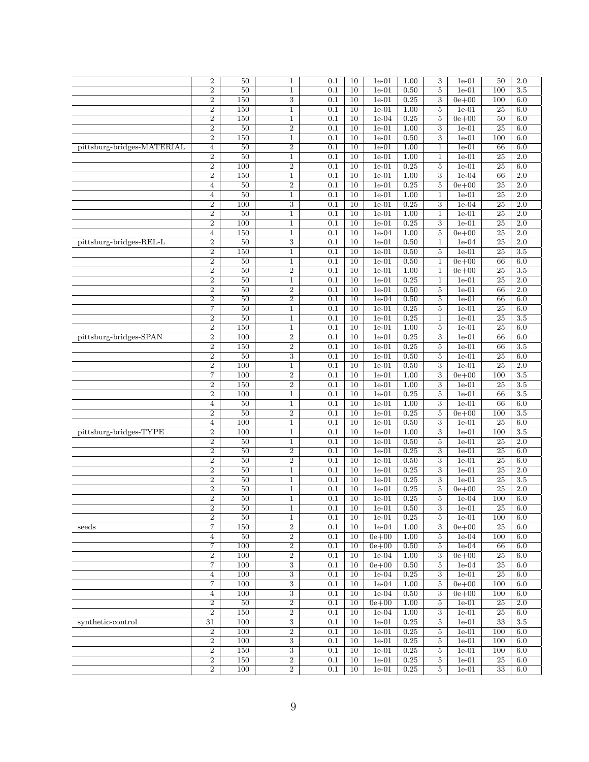| | | | | | | | | | | | |
|---|---|---|---|---|---|---|---|---|---|---|---|
| | 2 | 50 | 1 | 0.1 | 10 | 1e-01 | 1.00 | 3 | 1e-01 | 50 | 2.0 |
| | 2 | 50 | 1 | 0.1 | 10 | 1e-01 | 0.50 | 5 | 1e-01 | 100 | 3.5 |
| | 2 | 150 | 3 | 0.1 | 10 | 1e-01 | 0.25 | 3 | 0e+00 | 100 | 6.0 |
| | 2 | 150 | 1 | 0.1 | 10 | 1e-01 | 1.00 | 5 | 1e-01 | 25 | 6.0 |
| | 2 | 150 | 1 | 0.1 | 10 | 1e-04 | 0.25 | 5 | 0e+00 | 50 | 6.0 |
| | 2 | 50 | 2 | 0.1 | 10 | 1e-01 | 1.00 | 3 | 1e-01 | 25 | 6.0 |
| | 2 | 150 | 1 | 0.1 | 10 | 1e-01 | 0.50 | 3 | 1e-01 | 100 | 6.0 |
| pittsburg-bridges-MATERIAL | 4 | 50 | 2 | 0.1 | 10 | 1e-01 | 1.00 | 1 | 1e-01 | 66 | 6.0 |
| | 2 | 50 | 1 | 0.1 | 10 | 1e-01 | 1.00 | 1 | 1e-01 | 25 | 2.0 |
| | 2 | 100 | 2 | 0.1 | 10 | 1e-01 | 0.25 | 5 | 1e-01 | 25 | 6.0 |
| | 2 | 150 | 1 | 0.1 | 10 | 1e-01 | 1.00 | 3 | 1e-04 | 66 | 2.0 |
| | 4 | 50 | 2 | 0.1 | 10 | 1e-01 | 0.25 | 5 | 0e+00 | 25 | 2.0 |
| | 4 | 50 | 1 | 0.1 | 10 | 1e-01 | 1.00 | 1 | 1e-01 | 25 | 2.0 |
| | 2 | 100 | 3 | 0.1 | 10 | 1e-01 | 0.25 | 3 | 1e-04 | 25 | 2.0 |
| | 2 | 50 | 1 | 0.1 | 10 | 1e-01 | 1.00 | 1 | 1e-01 | 25 | 2.0 |
| | 2 | 100 | 1 | 0.1 | 10 | 1e-01 | 0.25 | 3 | 1e-01 | 25 | 2.0 |
| | 4 | 150 | 1 | 0.1 | 10 | 1e-04 | 1.00 | 5 | 0e+00 | 25 | 2.0 |
| pittsburg-bridges-REL-L | 2 | 50 | 3 | 0.1 | 10 | 1e-01 | 0.50 | 1 | 1e-04 | 25 | 2.0 |
| | 2 | 150 | 1 | 0.1 | 10 | 1e-01 | 0.50 | 5 | 1e-01 | 25 | 3.5 |
| | 2 | 50 | 1 | 0.1 | 10 | 1e-01 | 0.50 | 1 | 0e+00 | 66 | 6.0 |
| | 2 | 50 | 2 | 0.1 | 10 | 1e-01 | 1.00 | 1 | 0e+00 | 25 | 3.5 |
| | 2 | 50 | 1 | 0.1 | 10 | 1e-01 | 0.25 | 1 | 1e-01 | 25 | 2.0 |
| | 2 | 50 | 2 | 0.1 | 10 | 1e-01 | 0.50 | 5 | 1e-01 | 66 | 2.0 |
| | 2 | 50 | 2 | 0.1 | 10 | 1e-04 | 0.50 | 5 | 1e-01 | 66 | 6.0 |
| | 7 | 50 | 1 | 0.1 | 10 | 1e-01 | 0.25 | 5 | 1e-01 | 25 | 6.0 |
| | 2 | 50 | 1 | 0.1 | 10 | 1e-01 | 0.25 | 1 | 1e-01 | 25 | 3.5 |
| | 2 | 150 | 1 | 0.1 | 10 | 1e-01 | 1.00 | 5 | 1e-01 | 25 | 6.0 |
| pittsburg-bridges-SPAN | 2 | 100 | 2 | 0.1 | 10 | 1e-01 | 0.25 | 3 | 1e-01 | 66 | 6.0 |
| | 2 | 150 | 2 | 0.1 | 10 | 1e-01 | 0.25 | 5 | 1e-01 | 66 | 3.5 |
| | 2 | 50 | 3 | 0.1 | 10 | 1e-01 | 0.50 | 5 | 1e-01 | 25 | 6.0 |
| | 2 | 100 | 1 | 0.1 | 10 | 1e-01 | 0.50 | 3 | 1e-01 | 25 | 2.0 |
| | 7 | 100 | 2 | 0.1 | 10 | 1e-01 | 1.00 | 3 | 0e+00 | 100 | 3.5 |
| | 2 | 150 | 2 | 0.1 | 10 | 1e-01 | 1.00 | 3 | 1e-01 | 25 | 3.5 |
| | 2 | 100 | 1 | 0.1 | 10 | 1e-01 | 0.25 | 5 | 1e-01 | 66 | 3.5 |
| | 4 | 50 | 1 | 0.1 | 10 | 1e-01 | 1.00 | 3 | 1e-01 | 66 | 6.0 |
| | 2 | 50 | 2 | 0.1 | 10 | 1e-01 | 0.25 | 5 | 0e+00 | 100 | 3.5 |
| | 4 | 100 | 1 | 0.1 | 10 | 1e-01 | 0.50 | 3 | 1e-01 | 25 | 6.0 |
| pittsburg-bridges-TYPE | 2 | 100 | 1 | 0.1 | 10 | 1e-01 | 1.00 | 3 | 1e-01 | 100 | 3.5 |
| | 2 | 50 | 1 | 0.1 | 10 | 1e-01 | 0.50 | 5 | 1e-01 | 25 | 2.0 |
| | 2 | 50 | 2 | 0.1 | 10 | 1e-01 | 0.25 | 3 | 1e-01 | 25 | 6.0 |
| | 2 | 50 | 2 | 0.1 | 10 | 1e-01 | 0.50 | 3 | 1e-01 | 25 | 6.0 |
| | 2 | 50 | 1 | 0.1 | 10 | 1e-01 | 0.25 | 3 | 1e-01 | 25 | 2.0 |
| | 2 | 50 | 1 | 0.1 | 10 | 1e-01 | 0.25 | 3 | 1e-01 | 25 | 3.5 |
| | 2 | 50 | 1 | 0.1 | 10 | 1e-01 | 0.25 | 5 | 0e+00 | 25 | 2.0 |
| | 2 | 50 | 1 | 0.1 | 10 | 1e-01 | 0.25 | 5 | 1e-04 | 100 | 6.0 |
| | 2 | 50 | 1 | 0.1 | 10 | 1e-01 | 0.50 | 3 | 1e-01 | 25 | 6.0 |
| | 2 | 50 | 1 | 0.1 | 10 | 1e-01 | 0.25 | 5 | 1e-01 | 100 | 6.0 |
| seeds | 7 | 150 | 2 | 0.1 | 10 | 1e-04 | 1.00 | 3 | 0e+00 | 25 | 6.0 |
| | 4 | 50 | 2 | 0.1 | 10 | 0e+00 | 1.00 | 5 | 1e-04 | 100 | 6.0 |
| | 7 | 100 | 2 | 0.1 | 10 | 0e+00 | 0.50 | 5 | 1e-04 | 66 | 6.0 |
| | 2 | 100 | 2 | 0.1 | 10 | 1e-04 | 1.00 | 3 | 0e+00 | 25 | 6.0 |
| | 7 | 100 | 3 | 0.1 | 10 | 0e+00 | 0.50 | 5 | 1e-04 | 25 | 6.0 |
| | 4 | 100 | 3 | 0.1 | 10 | 1e-04 | 0.25 | 3 | 1e-01 | 25 | 6.0 |
| | 7 | 100 | 3 | 0.1 | 10 | 1e-04 | 1.00 | 5 | 0e+00 | 100 | 6.0 |
| | 4 | 100 | 3 | 0.1 | 10 | 1e-04 | 0.50 | 3 | 0e+00 | 100 | 6.0 |
| | 2 | 50 | 2 | 0.1 | 10 | 0e+00 | 1.00 | 5 | 1e-01 | 25 | 2.0 |
| | 2 | 150 | 2 | 0.1 | 10 | 1e-04 | 1.00 | 3 | 1e-01 | 25 | 6.0 |
| synthetic-control | 31 | 100 | 3 | 0.1 | 10 | 1e-01 | 0.25 | 5 | 1e-01 | 33 | 3.5 |
| | 2 | 100 | 2 | 0.1 | 10 | 1e-01 | 0.25 | 5 | 1e-01 | 100 | 6.0 |
| | 2 | 100 | 3 | 0.1 | 10 | 1e-01 | 0.25 | 5 | 1e-01 | 100 | 6.0 |
| | 2 | 150 | 3 | 0.1 | 10 | 1e-01 | 0.25 | 5 | 1e-01 | 100 | 6.0 |
| | 2 | 150 | 2 | 0.1 | 10 | 1e-01 | 0.25 | 5 | 1e-01 | 25 | 6.0 |
| | 2 | 100 | 2 | 0.1 | 10 | 1e-01 | 0.25 | 5 | 1e-01 | 33 | 6.0 |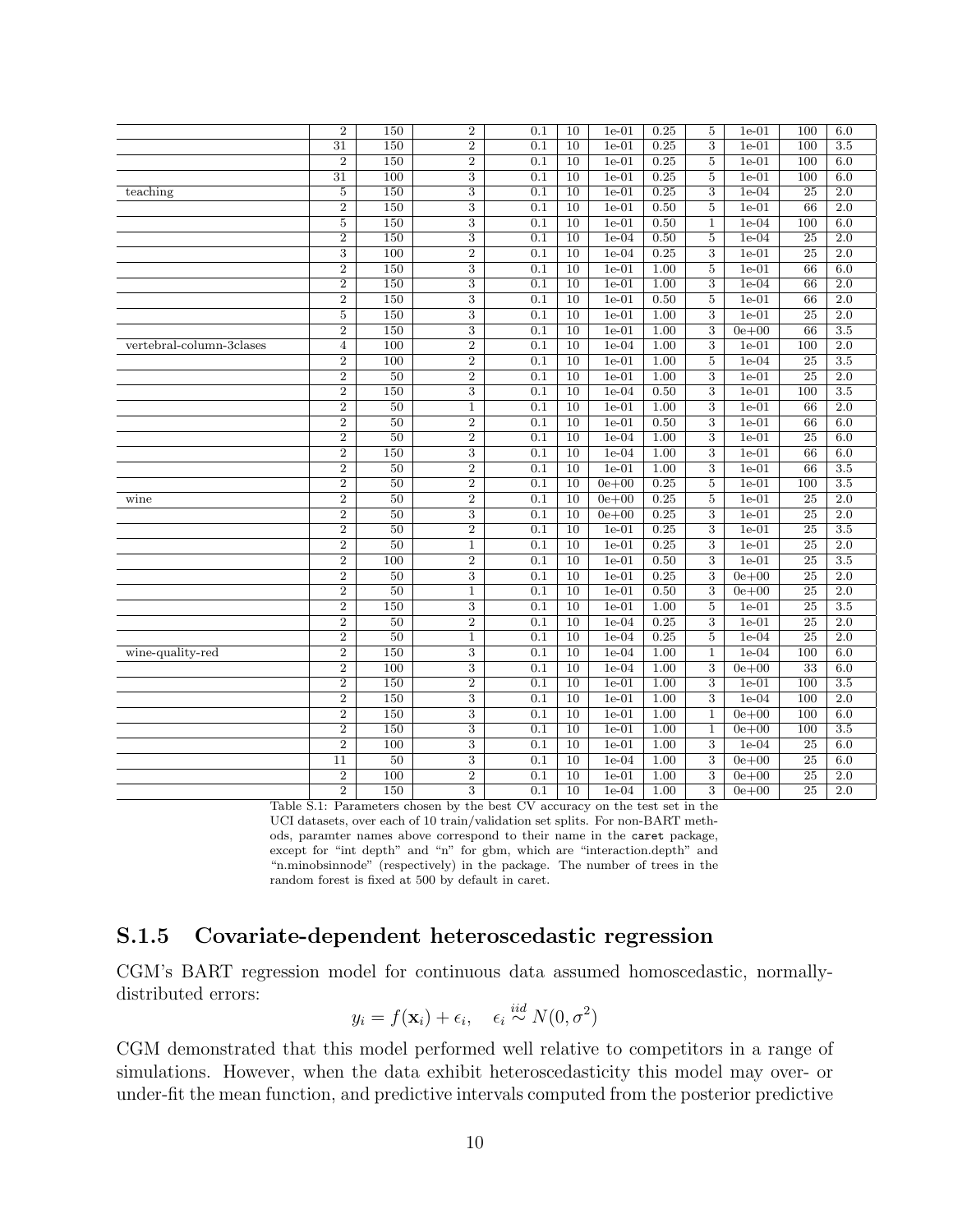| | | | | | | | | | | | |
|---|---|---|---|---|---|---|---|---|---|---|---|
| | 2 | 150 | 2 | 0.1 | 10 | 1e-01 | 0.25 | 5 | 1e-01 | 100 | 6.0 |
| | 31 | 150 | 2 | 0.1 | 10 | 1e-01 | 0.25 | 3 | 1e-01 | 100 | 3.5 |
| | 2 | 150 | 2 | 0.1 | 10 | 1e-01 | 0.25 | 5 | 1e-01 | 100 | 6.0 |
| | 31 | 100 | 3 | 0.1 | 10 | 1e-01 | 0.25 | 5 | 1e-01 | 100 | 6.0 |
| teaching | 5 | 150 | 3 | 0.1 | 10 | 1e-01 | 0.25 | 3 | 1e-04 | 25 | 2.0 |
| | 2 | 150 | 3 | 0.1 | 10 | 1e-01 | 0.50 | 5 | 1e-01 | 66 | 2.0 |
| | 5 | 150 | 3 | 0.1 | 10 | 1e-01 | 0.50 | 1 | 1e-04 | 100 | 6.0 |
| | 2 | 150 | 3 | 0.1 | 10 | 1e-04 | 0.50 | 5 | 1e-04 | 25 | 2.0 |
| | 3 | 100 | 2 | 0.1 | 10 | 1e-04 | 0.25 | 3 | 1e-01 | 25 | 2.0 |
| | 2 | 150 | 3 | 0.1 | 10 | 1e-01 | 1.00 | 5 | 1e-01 | 66 | 6.0 |
| | 2 | 150 | 3 | 0.1 | 10 | 1e-01 | 1.00 | 3 | 1e-04 | 66 | 2.0 |
| | 2 | 150 | 3 | 0.1 | 10 | 1e-01 | 0.50 | 5 | 1e-01 | 66 | 2.0 |
| | 5 | 150 | 3 | 0.1 | 10 | 1e-01 | 1.00 | 3 | 1e-01 | 25 | 2.0 |
| | 2 | 150 | 3 | 0.1 | 10 | 1e-01 | 1.00 | 3 | 0e+00 | 66 | 3.5 |
| vertebral-column-3clases | 4 | 100 | 2 | 0.1 | 10 | 1e-04 | 1.00 | 3 | 1e-01 | 100 | 2.0 |
| | 2 | 100 | 2 | 0.1 | 10 | 1e-01 | 1.00 | 5 | 1e-04 | 25 | 3.5 |
| | 2 | 50 | 2 | 0.1 | 10 | 1e-01 | 1.00 | 3 | 1e-01 | 25 | 2.0 |
| | 2 | 150 | 3 | 0.1 | 10 | 1e-04 | 0.50 | 3 | 1e-01 | 100 | 3.5 |
| | 2 | 50 | 1 | 0.1 | 10 | 1e-01 | 1.00 | 3 | 1e-01 | 66 | 2.0 |
| | 2 | 50 | 2 | 0.1 | 10 | 1e-01 | 0.50 | 3 | 1e-01 | 66 | 6.0 |
| | 2 | 50 | 2 | 0.1 | 10 | 1e-04 | 1.00 | 3 | 1e-01 | 25 | 6.0 |
| | 2 | 150 | 3 | 0.1 | 10 | 1e-04 | 1.00 | 3 | 1e-01 | 66 | 6.0 |
| | 2 | 50 | 2 | 0.1 | 10 | 1e-01 | 1.00 | 3 | 1e-01 | 66 | 3.5 |
| | 2 | 50 | 2 | 0.1 | 10 | 0e+00 | 0.25 | 5 | 1e-01 | 100 | 3.5 |
| wine | 2 | 50 | 2 | 0.1 | 10 | 0e+00 | 0.25 | 5 | 1e-01 | 25 | 2.0 |
| | 2 | 50 | 3 | 0.1 | 10 | 0e+00 | 0.25 | 3 | 1e-01 | 25 | 2.0 |
| | 2 | 50 | 2 | 0.1 | 10 | 1e-01 | 0.25 | 3 | 1e-01 | 25 | 3.5 |
| | 2 | 50 | 1 | 0.1 | 10 | 1e-01 | 0.25 | 3 | 1e-01 | 25 | 2.0 |
| | 2 | 100 | 2 | 0.1 | 10 | 1e-01 | 0.50 | 3 | 1e-01 | 25 | 3.5 |
| | 2 | 50 | 3 | 0.1 | 10 | 1e-01 | 0.25 | 3 | 0e+00 | 25 | 2.0 |
| | 2 | 50 | 1 | 0.1 | 10 | 1e-01 | 0.50 | 3 | 0e+00 | 25 | 2.0 |
| | 2 | 150 | 3 | 0.1 | 10 | 1e-01 | 1.00 | 5 | 1e-01 | 25 | 3.5 |
| | 2 | 50 | 2 | 0.1 | 10 | 1e-04 | 0.25 | 3 | 1e-01 | 25 | 2.0 |
| | 2 | 50 | 1 | 0.1 | 10 | 1e-04 | 0.25 | 5 | 1e-04 | 25 | 2.0 |
| wine-quality-red | 2 | 150 | 3 | 0.1 | 10 | 1e-04 | 1.00 | 1 | 1e-04 | 100 | 6.0 |
| | 2 | 100 | 3 | 0.1 | 10 | 1e-04 | 1.00 | 3 | 0e+00 | 33 | 6.0 |
| | 2 | 150 | 2 | 0.1 | 10 | 1e-01 | 1.00 | 3 | 1e-01 | 100 | 3.5 |
| | 2 | 150 | 3 | 0.1 | 10 | 1e-01 | 1.00 | 3 | 1e-04 | 100 | 2.0 |
| | 2 | 150 | 3 | 0.1 | 10 | 1e-01 | 1.00 | 1 | 0e+00 | 100 | 6.0 |
| | 2 | 150 | 3 | 0.1 | 10 | 1e-01 | 1.00 | 1 | 0e+00 | 100 | 3.5 |
| | 2 | 100 | 3 | 0.1 | 10 | 1e-01 | 1.00 | 3 | 1e-04 | 25 | 6.0 |
| | 11 | 50 | 3 | 0.1 | 10 | 1e-04 | 1.00 | 3 | 0e+00 | 25 | 6.0 |
| | 2 | 100 | 2 | 0.1 | 10 | 1e-01 | 1.00 | 3 | 0e+00 | 25 | 2.0 |
| | 2 | 150 | 3 | 0.1 | 10 | 1e-04 | 1.00 | 3 | 0e+00 | 25 | 2.0 |

Table S.1: Parameters chosen by the best CV accuracy on the test set in the UCI datasets, over each of 10 train/validation set splits. For non-BART methods, paramter names above correspond to their name in the `caret` package, except for "int depth" and "n" for gbm, which are "interaction.depth" and "n.minobsinnode" (respectively) in the package. The number of trees in the random forest is fixed at 500 by default in caret.

### S.1.5 Covariate-dependent heteroscedastic regression

CGM's BART regression model for continuous data assumed homoscedastic, normally-distributed errors:

$$y_i = f(\mathbf{x}_i) + \epsilon_i, \quad \epsilon_i \overset{iid}{\sim} N(0, \sigma^2)$$

CGM demonstrated that this model performed well relative to competitors in a range of simulations. However, when the data exhibit heteroscedasticity this model may over- or under-fit the mean function, and predictive intervals computed from the posterior predictive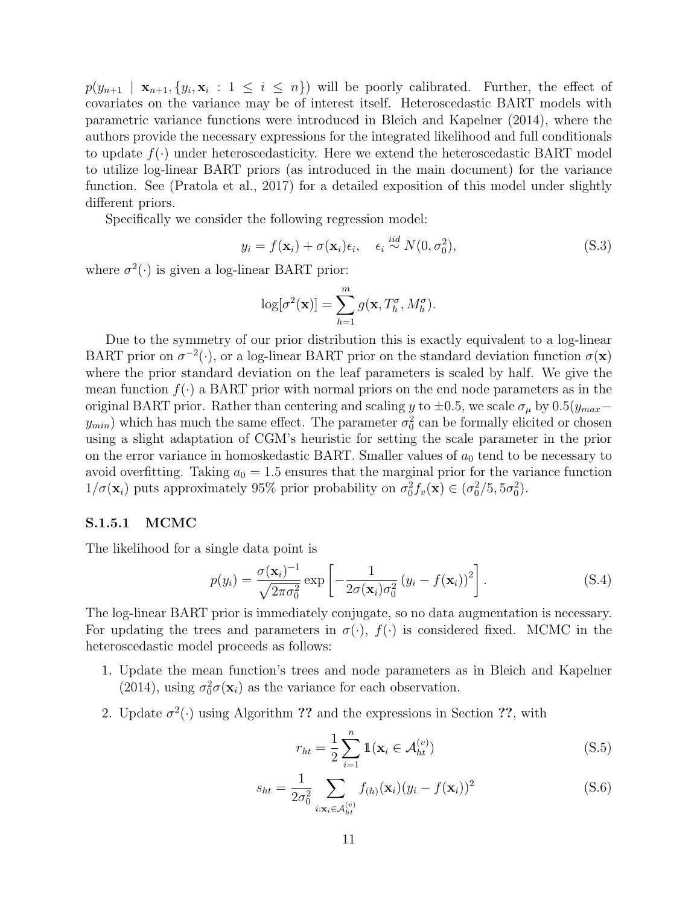$p(y_{n+1} \mid \mathbf{x}_{n+1}, \{y_i, \mathbf{x}_i : 1 \le i \le n\})$ will be poorly calibrated. Further, the effect of covariates on the variance may be of interest itself. Heteroscedastic BART models with parametric variance functions were introduced in Bleich and Kapelner (2014), where the authors provide the necessary expressions for the integrated likelihood and full conditionals to update $f(\cdot)$ under heteroscedasticity. Here we extend the heteroscedastic BART model to utilize log-linear BART priors (as introduced in the main document) for the variance function. See (Pratola et al., 2017) for a detailed exposition of this model under slightly different priors.

Specifically we consider the following regression model:

$$y_i = f(\mathbf{x}_i) + \sigma(\mathbf{x}_i)\epsilon_i, \quad \epsilon_i \overset{iid}{\sim} N(0, \sigma_0^2), \tag{S.3}$$

where $\sigma^2(\cdot)$ is given a log-linear BART prior:

$$\log[\sigma^2(\mathbf{x})] = \sum_{h=1}^{m} g(\mathbf{x}, T_h^\sigma, M_h^\sigma).$$

Due to the symmetry of our prior distribution this is exactly equivalent to a log-linear BART prior on $\sigma^{-2}(\cdot)$, or a log-linear BART prior on the standard deviation function $\sigma(\mathbf{x})$ where the prior standard deviation on the leaf parameters is scaled by half. We give the mean function $f(\cdot)$ a BART prior with normal priors on the end node parameters as in the original BART prior. Rather than centering and scaling $y$ to $\pm 0.5$, we scale $\sigma_\mu$ by $0.5(y_{max} - y_{min})$ which has much the same effect. The parameter $\sigma_0^2$ can be formally elicited or chosen using a slight adaptation of CGM's heuristic for setting the scale parameter in the prior on the error variance in homoskedastic BART. Smaller values of $a_0$ tend to be necessary to avoid overfitting. Taking $a_0 = 1.5$ ensures that the marginal prior for the variance function $1/\sigma(\mathbf{x}_i)$ puts approximately 95% prior probability on $\sigma_0^2 f_v(\mathbf{x}) \in (\sigma_0^2/5, 5\sigma_0^2)$.

#### S.1.5.1 MCMC

The likelihood for a single data point is

$$p(y_i) = \frac{\sigma(\mathbf{x}_i)^{-1}}{\sqrt{2\pi\sigma_0^2}} \exp\left[-\frac{1}{2\sigma(\mathbf{x}_i)\sigma_0^2}\left(y_i - f(\mathbf{x}_i)\right)^2\right]. \tag{S.4}$$

The log-linear BART prior is immediately conjugate, so no data augmentation is necessary. For updating the trees and parameters in $\sigma(\cdot)$, $f(\cdot)$ is considered fixed. MCMC in the heteroscedastic model proceeds as follows:

1. Update the mean function's trees and node parameters as in Bleich and Kapelner (2014), using $\sigma_0^2\sigma(\mathbf{x}_i)$ as the variance for each observation.
2. Update $\sigma^2(\cdot)$ using Algorithm ?? and the expressions in Section ??, with

$$r_{ht} = \frac{1}{2}\sum_{i=1}^{n} \mathbb{1}(\mathbf{x}_i \in \mathcal{A}_{ht}^{(v)}) \tag{S.5}$$

$$s_{ht} = \frac{1}{2\sigma_0^2} \sum_{i:\mathbf{x}_i \in \mathcal{A}_{ht}^{(v)}} f_{(h)}(\mathbf{x}_i)(y_i - f(\mathbf{x}_i))^2 \tag{S.6}$$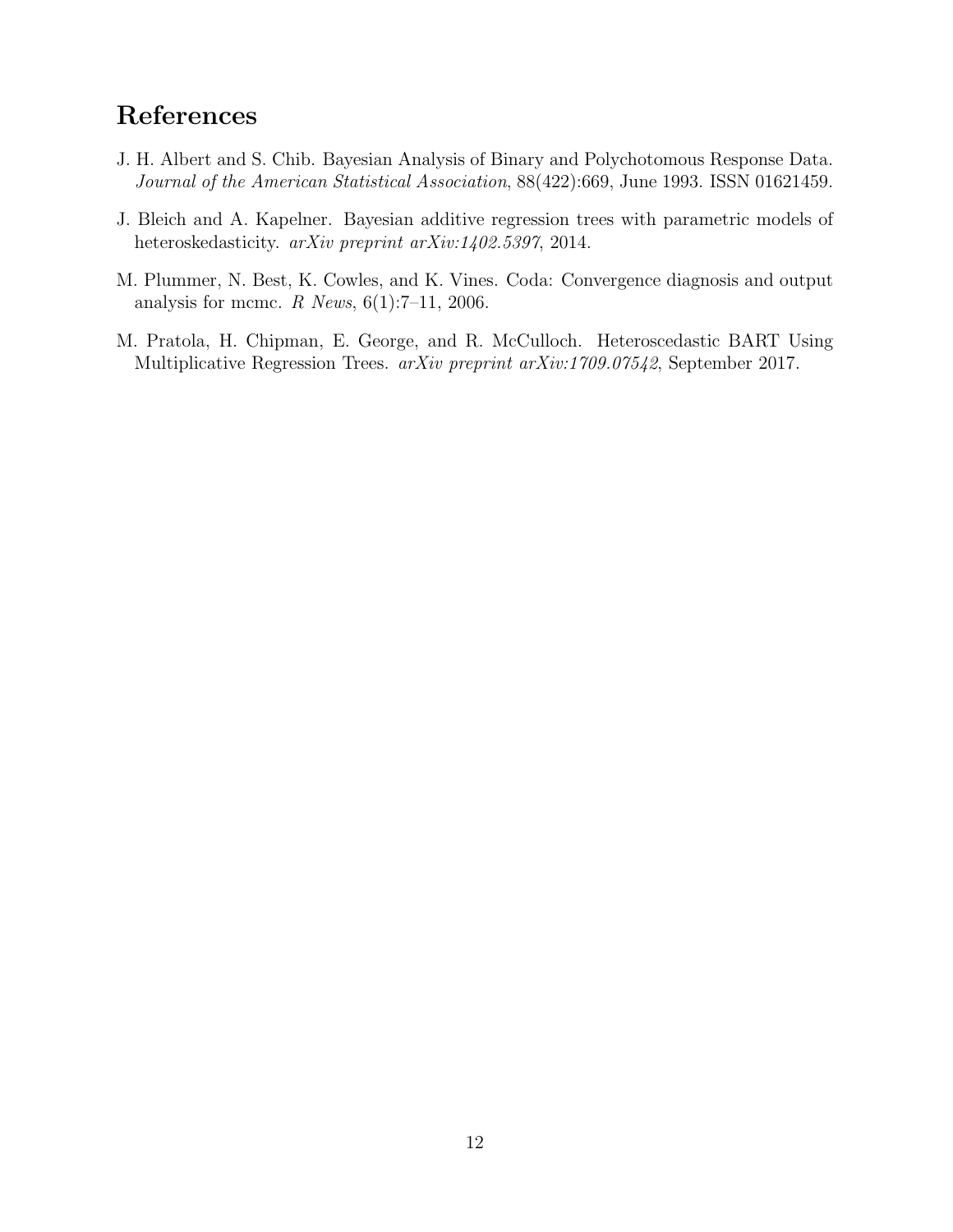# References

J. H. Albert and S. Chib. Bayesian Analysis of Binary and Polychotomous Response Data. *Journal of the American Statistical Association*, 88(422):669, June 1993. ISSN 01621459.

J. Bleich and A. Kapelner. Bayesian additive regression trees with parametric models of heteroskedasticity. *arXiv preprint arXiv:1402.5397*, 2014.

M. Plummer, N. Best, K. Cowles, and K. Vines. Coda: Convergence diagnosis and output analysis for mcmc. *R News*, 6(1):7–11, 2006.

M. Pratola, H. Chipman, E. George, and R. McCulloch. Heteroscedastic BART Using Multiplicative Regression Trees. *arXiv preprint arXiv:1709.07542*, September 2017.